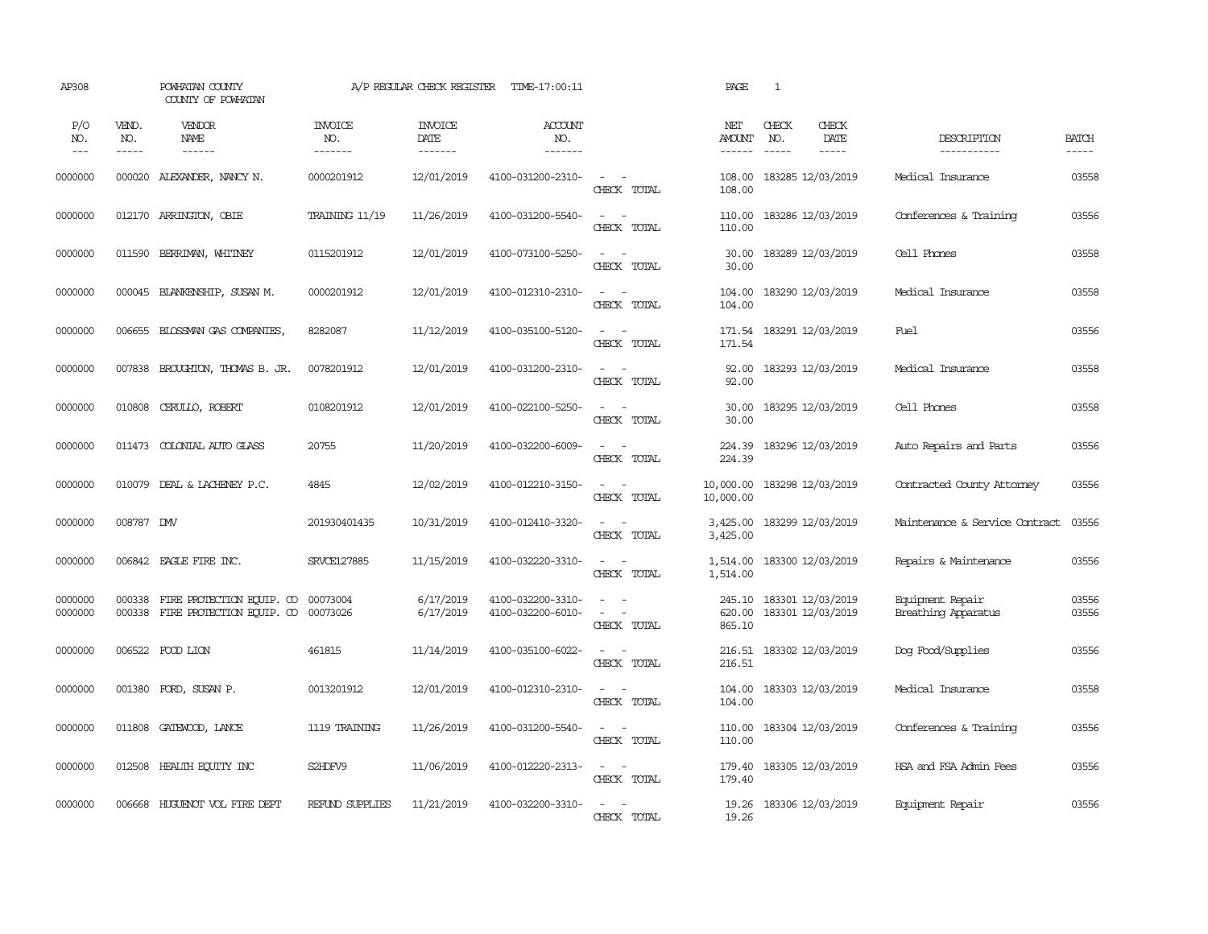AP308 POWHATAN COUNTY A/P REGULAR CHECK REGISTER TIME-17:00:11 PAGE 1
COUNTY OF POWHATAN

| P/O NO. | VEND. NO. | VENDOR NAME | INVOICE NO. | INVOICE DATE | ACCOUNT NO. | | NET AMOUNT | CHECK NO. | CHECK DATE | DESCRIPTION | BATCH |
|---|---|---|---|---|---|---|---|---|---|---|---|
| 0000000 | 000020 | ALEXANDER, NANCY N. | 0000201912 | 12/01/2019 | 4100-031200-2310- | - - | 108.00 | 183285 | 12/03/2019 | Medical Insurance | 03558 |
| | | | | | | CHECK TOTAL | 108.00 | | | | |
| 0000000 | 012170 | ARRINGTON, OBIE | TRAINING 11/19 | 11/26/2019 | 4100-031200-5540- | - - | 110.00 | 183286 | 12/03/2019 | Conferences & Training | 03556 |
| | | | | | | CHECK TOTAL | 110.00 | | | | |
| 0000000 | 011590 | BERRIMAN, WHITNEY | 0115201912 | 12/01/2019 | 4100-073100-5250- | - - | 30.00 | 183289 | 12/03/2019 | Cell Phones | 03558 |
| | | | | | | CHECK TOTAL | 30.00 | | | | |
| 0000000 | 000045 | BLANKENSHIP, SUSAN M. | 0000201912 | 12/01/2019 | 4100-012310-2310- | - - | 104.00 | 183290 | 12/03/2019 | Medical Insurance | 03558 |
| | | | | | | CHECK TOTAL | 104.00 | | | | |
| 0000000 | 006655 | BLOSSMAN GAS COMPANIES, | 8282087 | 11/12/2019 | 4100-035100-5120- | - - | 171.54 | 183291 | 12/03/2019 | Fuel | 03556 |
| | | | | | | CHECK TOTAL | 171.54 | | | | |
| 0000000 | 007838 | BROUGHTON, THOMAS B. JR. | 0078201912 | 12/01/2019 | 4100-031200-2310- | - - | 92.00 | 183293 | 12/03/2019 | Medical Insurance | 03558 |
| | | | | | | CHECK TOTAL | 92.00 | | | | |
| 0000000 | 010808 | CERULLO, ROBERT | 0108201912 | 12/01/2019 | 4100-022100-5250- | - - | 30.00 | 183295 | 12/03/2019 | Cell Phones | 03558 |
| | | | | | | CHECK TOTAL | 30.00 | | | | |
| 0000000 | 011473 | COLONIAL AUTO GLASS | 20755 | 11/20/2019 | 4100-032200-6009- | - - | 224.39 | 183296 | 12/03/2019 | Auto Repairs and Parts | 03556 |
| | | | | | | CHECK TOTAL | 224.39 | | | | |
| 0000000 | 010079 | DEAL & LACHENEY P.C. | 4845 | 12/02/2019 | 4100-012210-3150- | - - | 10,000.00 | 183298 | 12/03/2019 | Contracted County Attorney | 03556 |
| | | | | | | CHECK TOTAL | 10,000.00 | | | | |
| 0000000 | 008787 | DMV | 201930401435 | 10/31/2019 | 4100-012410-3320- | - - | 3,425.00 | 183299 | 12/03/2019 | Maintenance & Service Contract | 03556 |
| | | | | | | CHECK TOTAL | 3,425.00 | | | | |
| 0000000 | 006842 | EAGLE FIRE INC. | SRVCE127885 | 11/15/2019 | 4100-032220-3310- | - - | 1,514.00 | 183300 | 12/03/2019 | Repairs & Maintenance | 03556 |
| | | | | | | CHECK TOTAL | 1,514.00 | | | | |
| 0000000 | 000338 | FIRE PROTECTION EQUIP. CO | 00073004 | 6/17/2019 | 4100-032200-3310- | - - | 245.10 | 183301 | 12/03/2019 | Equipment Repair | 03556 |
| 0000000 | 000338 | FIRE PROTECTION EQUIP. CO | 00073026 | 6/17/2019 | 4100-032200-6010- | - - | 620.00 | 183301 | 12/03/2019 | Breathing Apparatus | 03556 |
| | | | | | | CHECK TOTAL | 865.10 | | | | |
| 0000000 | 006522 | FOOD LION | 461815 | 11/14/2019 | 4100-035100-6022- | - - | 216.51 | 183302 | 12/03/2019 | Dog Food/Supplies | 03556 |
| | | | | | | CHECK TOTAL | 216.51 | | | | |
| 0000000 | 001380 | FORD, SUSAN P. | 0013201912 | 12/01/2019 | 4100-012310-2310- | - - | 104.00 | 183303 | 12/03/2019 | Medical Insurance | 03558 |
| | | | | | | CHECK TOTAL | 104.00 | | | | |
| 0000000 | 011808 | GATEWOOD, LANCE | 1119 TRAINING | 11/26/2019 | 4100-031200-5540- | - - | 110.00 | 183304 | 12/03/2019 | Conferences & Training | 03556 |
| | | | | | | CHECK TOTAL | 110.00 | | | | |
| 0000000 | 012508 | HEALTH EQUITY INC | S2HDFV9 | 11/06/2019 | 4100-012220-2313- | - - | 179.40 | 183305 | 12/03/2019 | HSA and FSA Admin Fees | 03556 |
| | | | | | | CHECK TOTAL | 179.40 | | | | |
| 0000000 | 006668 | HUGUENOT VOL FIRE DEPT | REFUND SUPPLIES | 11/21/2019 | 4100-032200-3310- | - - | 19.26 | 183306 | 12/03/2019 | Equipment Repair | 03556 |
| | | | | | | CHECK TOTAL | 19.26 | | | | |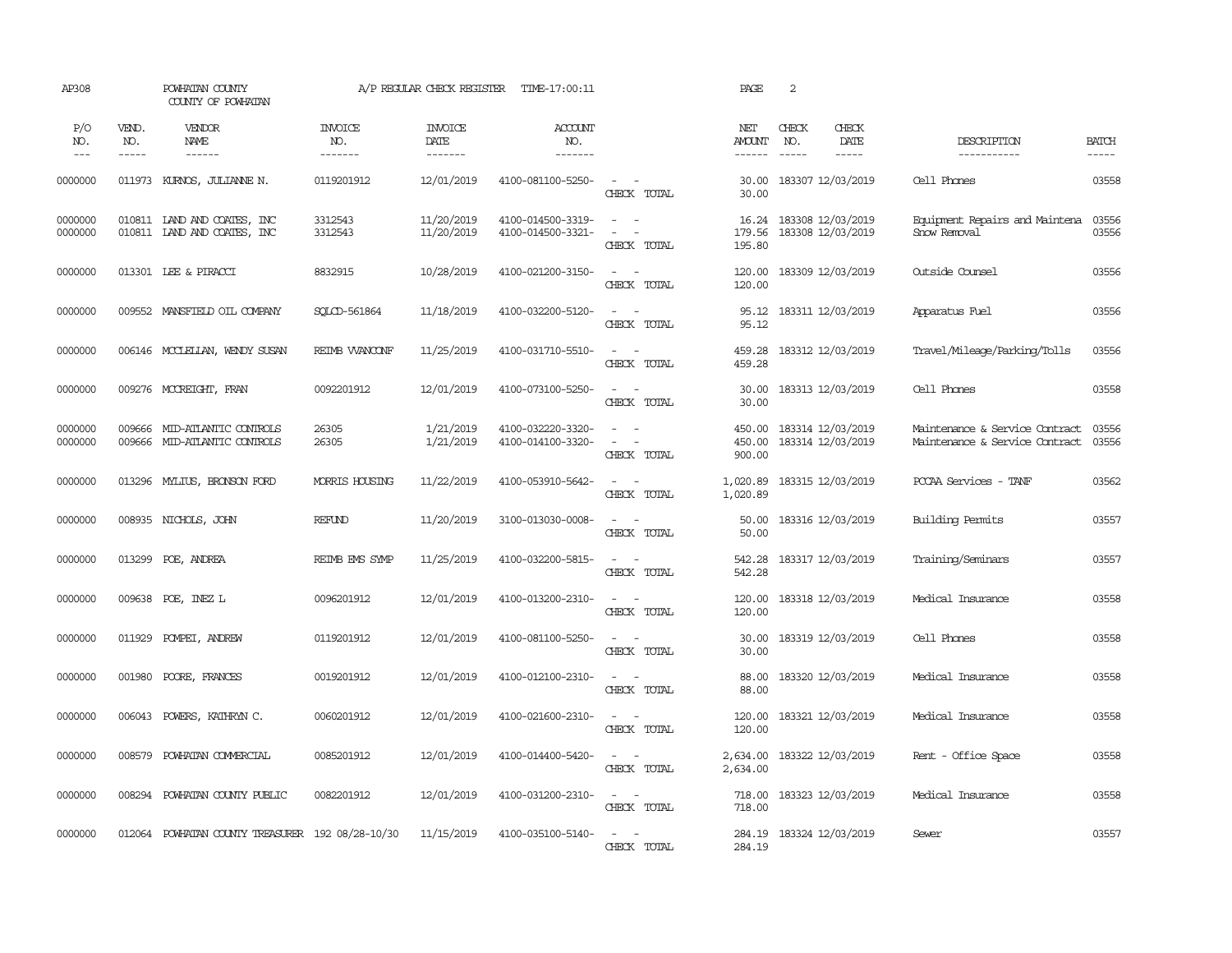AP308 POWHATAN COUNTY A/P REGULAR CHECK REGISTER TIME-17:00:11 PAGE 2

COUNTY OF POWHATAN

| P/O NO. | VEND. NO. | VENDOR NAME | INVOICE NO. | INVOICE DATE | ACCOUNT NO. | | NET AMOUNT | CHECK NO. | CHECK DATE | DESCRIPTION | BATCH |
|---|---|---|---|---|---|---|---|---|---|---|---|
| 0000000 | 011973 | KURNOS, JULIANNE N. | 0119201912 | 12/01/2019 | 4100-081100-5250- | - - | 30.00 | 183307 | 12/03/2019 | Cell Phones | 03558 |
| | | | | | | CHECK TOTAL | 30.00 | | | | |
| 0000000 | 010811 | LAND AND COATES, INC | 3312543 | 11/20/2019 | 4100-014500-3319- | - - | 16.24 | 183308 | 12/03/2019 | Equipment Repairs and Maintena | 03556 |
| 0000000 | 010811 | LAND AND COATES, INC | 3312543 | 11/20/2019 | 4100-014500-3321- | - - | 179.56 | 183308 | 12/03/2019 | Snow Removal | 03556 |
| | | | | | | CHECK TOTAL | 195.80 | | | | |
| 0000000 | 013301 | LEE & PIRACCI | 8832915 | 10/28/2019 | 4100-021200-3150- | - - | 120.00 | 183309 | 12/03/2019 | Outside Counsel | 03556 |
| | | | | | | CHECK TOTAL | 120.00 | | | | |
| 0000000 | 009552 | MANSFIELD OIL COMPANY | SQLCD-561864 | 11/18/2019 | 4100-032200-5120- | - - | 95.12 | 183311 | 12/03/2019 | Apparatus Fuel | 03556 |
| | | | | | | CHECK TOTAL | 95.12 | | | | |
| 0000000 | 006146 | MCCLELLAN, WENDY SUSAN | REIMB VVANCONF | 11/25/2019 | 4100-031710-5510- | - - | 459.28 | 183312 | 12/03/2019 | Travel/Mileage/Parking/Tolls | 03556 |
| | | | | | | CHECK TOTAL | 459.28 | | | | |
| 0000000 | 009276 | MCCREIGHT, FRAN | 0092201912 | 12/01/2019 | 4100-073100-5250- | - - | 30.00 | 183313 | 12/03/2019 | Cell Phones | 03558 |
| | | | | | | CHECK TOTAL | 30.00 | | | | |
| 0000000 | 009666 | MID-ATLANTIC CONTROLS | 26305 | 1/21/2019 | 4100-032220-3320- | - - | 450.00 | 183314 | 12/03/2019 | Maintenance & Service Contract | 03556 |
| 0000000 | 009666 | MID-ATLANTIC CONTROLS | 26305 | 1/21/2019 | 4100-014100-3320- | - - | 450.00 | 183314 | 12/03/2019 | Maintenance & Service Contract | 03556 |
| | | | | | | CHECK TOTAL | 900.00 | | | | |
| 0000000 | 013296 | MYLIUS, BRONSON FORD | MORRIS HOUSING | 11/22/2019 | 4100-053910-5642- | - - | 1,020.89 | 183315 | 12/03/2019 | PCCAA Services - TANF | 03562 |
| | | | | | | CHECK TOTAL | 1,020.89 | | | | |
| 0000000 | 008935 | NICHOLS, JOHN | REFUND | 11/20/2019 | 3100-013030-0008- | - - | 50.00 | 183316 | 12/03/2019 | Building Permits | 03557 |
| | | | | | | CHECK TOTAL | 50.00 | | | | |
| 0000000 | 013299 | POE, ANDREA | REIMB EMS SYMP | 11/25/2019 | 4100-032200-5815- | - - | 542.28 | 183317 | 12/03/2019 | Training/Seminars | 03557 |
| | | | | | | CHECK TOTAL | 542.28 | | | | |
| 0000000 | 009638 | POE, INEZ L | 0096201912 | 12/01/2019 | 4100-013200-2310- | - - | 120.00 | 183318 | 12/03/2019 | Medical Insurance | 03558 |
| | | | | | | CHECK TOTAL | 120.00 | | | | |
| 0000000 | 011929 | POMPEI, ANDREW | 0119201912 | 12/01/2019 | 4100-081100-5250- | - - | 30.00 | 183319 | 12/03/2019 | Cell Phones | 03558 |
| | | | | | | CHECK TOTAL | 30.00 | | | | |
| 0000000 | 001980 | POORE, FRANCES | 0019201912 | 12/01/2019 | 4100-012100-2310- | - - | 88.00 | 183320 | 12/03/2019 | Medical Insurance | 03558 |
| | | | | | | CHECK TOTAL | 88.00 | | | | |
| 0000000 | 006043 | POWERS, KATHRYN C. | 0060201912 | 12/01/2019 | 4100-021600-2310- | - - | 120.00 | 183321 | 12/03/2019 | Medical Insurance | 03558 |
| | | | | | | CHECK TOTAL | 120.00 | | | | |
| 0000000 | 008579 | POWHATAN COMMERCIAL | 0085201912 | 12/01/2019 | 4100-014400-5420- | - - | 2,634.00 | 183322 | 12/03/2019 | Rent - Office Space | 03558 |
| | | | | | | CHECK TOTAL | 2,634.00 | | | | |
| 0000000 | 008294 | POWHATAN COUNTY PUBLIC | 0082201912 | 12/01/2019 | 4100-031200-2310- | - - | 718.00 | 183323 | 12/03/2019 | Medical Insurance | 03558 |
| | | | | | | CHECK TOTAL | 718.00 | | | | |
| 0000000 | 012064 | POWHATAN COUNTY TREASURER | 192 08/28-10/30 | 11/15/2019 | 4100-035100-5140- | - - | 284.19 | 183324 | 12/03/2019 | Sewer | 03557 |
| | | | | | | CHECK TOTAL | 284.19 | | | | |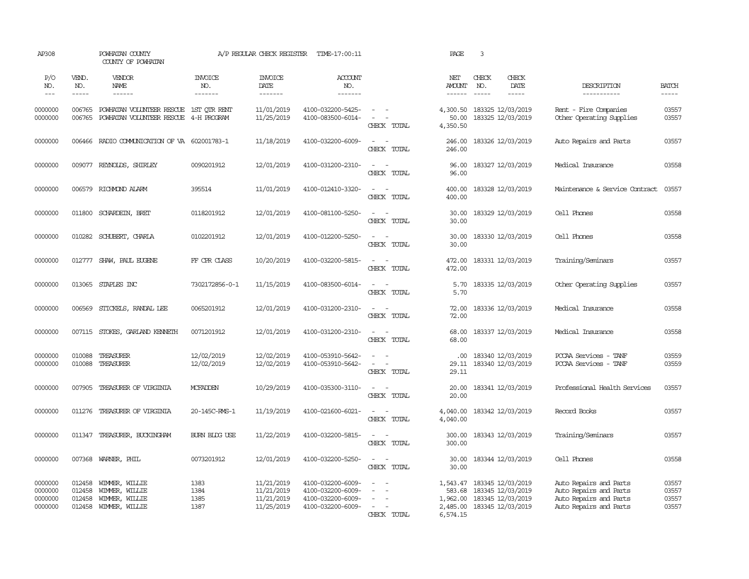AP308 POWHATAN COUNTY A/P REGULAR CHECK REGISTER TIME-17:00:11 PAGE 3

COUNTY OF POWHATAN

| P/O NO. | VEND. NO. | VENDOR NAME | INVOICE NO. | INVOICE DATE | ACCOUNT NO. | | NET AMOUNT | CHECK NO. | CHECK DATE | DESCRIPTION | BATCH |
|---|---|---|---|---|---|---|---|---|---|---|---|
| 0000000 | 006765 | POWHATAN VOLUNTEER RESCUE | 1ST QTR RENT | 11/01/2019 | 4100-032200-5425- | - - | 4,300.50 | 183325 | 12/03/2019 | Rent - Fire Companies | 03557 |
| 0000000 | 006765 | POWHATAN VOLUNTEER RESCUE | 4-H PROGRAM | 11/25/2019 | 4100-083500-6014- | - - | 50.00 | 183325 | 12/03/2019 | Other Operating Supplies | 03557 |
| | | | | | | CHECK TOTAL | 4,350.50 | | | | |
| 0000000 | 006466 | RADIO COMMUNICATION OF VA | 602001783-1 | 11/18/2019 | 4100-032200-6009- | - - | 246.00 | 183326 | 12/03/2019 | Auto Repairs and Parts | 03557 |
| | | | | | | CHECK TOTAL | 246.00 | | | | |
| 0000000 | 009077 | REYNOLDS, SHIRLEY | 0090201912 | 12/01/2019 | 4100-031200-2310- | - - | 96.00 | 183327 | 12/03/2019 | Medical Insurance | 03558 |
| | | | | | | CHECK TOTAL | 96.00 | | | | |
| 0000000 | 006579 | RICHMOND ALARM | 395514 | 11/01/2019 | 4100-012410-3320- | - - | 400.00 | 183328 | 12/03/2019 | Maintenance & Service Contract | 03557 |
| | | | | | | CHECK TOTAL | 400.00 | | | | |
| 0000000 | 011800 | SCHARDEIN, BRET | 0118201912 | 12/01/2019 | 4100-081100-5250- | - - | 30.00 | 183329 | 12/03/2019 | Cell Phones | 03558 |
| | | | | | | CHECK TOTAL | 30.00 | | | | |
| 0000000 | 010282 | SCHUBERT, CHARLA | 0102201912 | 12/01/2019 | 4100-012200-5250- | - - | 30.00 | 183330 | 12/03/2019 | Cell Phones | 03558 |
| | | | | | | CHECK TOTAL | 30.00 | | | | |
| 0000000 | 012777 | SHAW, PAUL EUGENE | FF CPR CLASS | 10/20/2019 | 4100-032200-5815- | - - | 472.00 | 183331 | 12/03/2019 | Training/Seminars | 03557 |
| | | | | | | CHECK TOTAL | 472.00 | | | | |
| 0000000 | 013065 | STAPLES INC | 7302172856-0-1 | 11/15/2019 | 4100-083500-6014- | - - | 5.70 | 183335 | 12/03/2019 | Other Operating Supplies | 03557 |
| | | | | | | CHECK TOTAL | 5.70 | | | | |
| 0000000 | 006569 | STICKELS, RANDAL LEE | 0065201912 | 12/01/2019 | 4100-031200-2310- | - - | 72.00 | 183336 | 12/03/2019 | Medical Insurance | 03558 |
| | | | | | | CHECK TOTAL | 72.00 | | | | |
| 0000000 | 007115 | STOKES, GARLAND KENNETH | 0071201912 | 12/01/2019 | 4100-031200-2310- | - - | 68.00 | 183337 | 12/03/2019 | Medical Insurance | 03558 |
| | | | | | | CHECK TOTAL | 68.00 | | | | |
| 0000000 | 010088 | TREASURER | 12/02/2019 | 12/02/2019 | 4100-053910-5642- | - - | .00 | 183340 | 12/03/2019 | PCCAA Services - TANF | 03559 |
| 0000000 | 010088 | TREASURER | 12/02/2019 | 12/02/2019 | 4100-053910-5642- | - - | 29.11 | 183340 | 12/03/2019 | PCCAA Services - TANF | 03559 |
| | | | | | | CHECK TOTAL | 29.11 | | | | |
| 0000000 | 007905 | TREASURER OF VIRGINIA | MCFADDEN | 10/29/2019 | 4100-035300-3110- | - - | 20.00 | 183341 | 12/03/2019 | Professional Health Services | 03557 |
| | | | | | | CHECK TOTAL | 20.00 | | | | |
| 0000000 | 011276 | TREASURER OF VIRGINIA | 20-145C-RMS-1 | 11/19/2019 | 4100-021600-6021- | - - | 4,040.00 | 183342 | 12/03/2019 | Record Books | 03557 |
| | | | | | | CHECK TOTAL | 4,040.00 | | | | |
| 0000000 | 011347 | TREASURER, BUCKINGHAM | BURN BLDG USE | 11/22/2019 | 4100-032200-5815- | - - | 300.00 | 183343 | 12/03/2019 | Training/Seminars | 03557 |
| | | | | | | CHECK TOTAL | 300.00 | | | | |
| 0000000 | 007368 | WARNER, PHIL | 0073201912 | 12/01/2019 | 4100-032200-5250- | - - | 30.00 | 183344 | 12/03/2019 | Cell Phones | 03558 |
| | | | | | | CHECK TOTAL | 30.00 | | | | |
| 0000000 | 012458 | WIMMER, WILLIE | 1383 | 11/21/2019 | 4100-032200-6009- | - - | 1,543.47 | 183345 | 12/03/2019 | Auto Repairs and Parts | 03557 |
| 0000000 | 012458 | WIMMER, WILLIE | 1384 | 11/21/2019 | 4100-032200-6009- | - - | 583.68 | 183345 | 12/03/2019 | Auto Repairs and Parts | 03557 |
| 0000000 | 012458 | WIMMER, WILLIE | 1385 | 11/21/2019 | 4100-032200-6009- | - - | 1,962.00 | 183345 | 12/03/2019 | Auto Repairs and Parts | 03557 |
| 0000000 | 012458 | WIMMER, WILLIE | 1387 | 11/25/2019 | 4100-032200-6009- | - - | 2,485.00 | 183345 | 12/03/2019 | Auto Repairs and Parts | 03557 |
| | | | | | | CHECK TOTAL | 6,574.15 | | | | |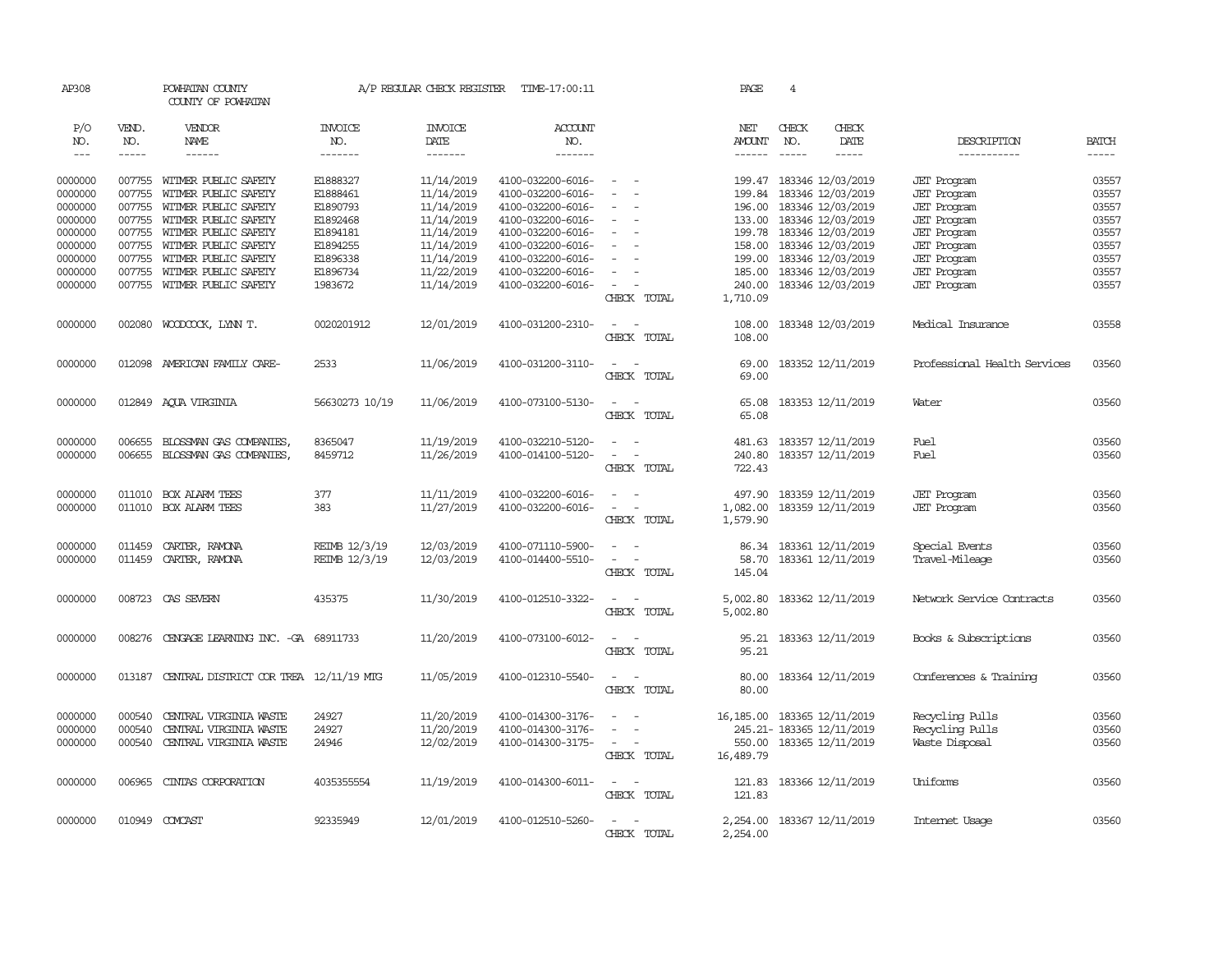AP308 POWHATAN COUNTY A/P REGULAR CHECK REGISTER TIME-17:00:11 PAGE 4

COUNTY OF POWHATAN

| P/O NO. | VEND. NO. | VENDOR NAME | INVOICE NO. | INVOICE DATE | ACCOUNT NO. | | NET AMOUNT | CHECK NO. | CHECK DATE | DESCRIPTION | BATCH |
|---|---|---|---|---|---|---|---|---|---|---|---|
| 0000000 | 007755 | WITMER PUBLIC SAFETY | E1888327 | 11/14/2019 | 4100-032200-6016- | - - | 199.47 | 183346 | 12/03/2019 | JET Program | 03557 |
| 0000000 | 007755 | WITMER PUBLIC SAFETY | E1888461 | 11/14/2019 | 4100-032200-6016- | - - | 199.84 | 183346 | 12/03/2019 | JET Program | 03557 |
| 0000000 | 007755 | WITMER PUBLIC SAFETY | E1890793 | 11/14/2019 | 4100-032200-6016- | - - | 196.00 | 183346 | 12/03/2019 | JET Program | 03557 |
| 0000000 | 007755 | WITMER PUBLIC SAFETY | E1892468 | 11/14/2019 | 4100-032200-6016- | - - | 133.00 | 183346 | 12/03/2019 | JET Program | 03557 |
| 0000000 | 007755 | WITMER PUBLIC SAFETY | E1894181 | 11/14/2019 | 4100-032200-6016- | - - | 199.78 | 183346 | 12/03/2019 | JET Program | 03557 |
| 0000000 | 007755 | WITMER PUBLIC SAFETY | E1894255 | 11/14/2019 | 4100-032200-6016- | - - | 158.00 | 183346 | 12/03/2019 | JET Program | 03557 |
| 0000000 | 007755 | WITMER PUBLIC SAFETY | E1896338 | 11/14/2019 | 4100-032200-6016- | - - | 199.00 | 183346 | 12/03/2019 | JET Program | 03557 |
| 0000000 | 007755 | WITMER PUBLIC SAFETY | E1896734 | 11/22/2019 | 4100-032200-6016- | - - | 185.00 | 183346 | 12/03/2019 | JET Program | 03557 |
| 0000000 | 007755 | WITMER PUBLIC SAFETY | 1983672 | 11/14/2019 | 4100-032200-6016- | - - | 240.00 | 183346 | 12/03/2019 | JET Program | 03557 |
| | | | | | | CHECK TOTAL | 1,710.09 | | | | |
| 0000000 | 002080 | WOODCOCK, LYNN T. | 0020201912 | 12/01/2019 | 4100-031200-2310- | - - | 108.00 | 183348 | 12/03/2019 | Medical Insurance | 03558 |
| | | | | | | CHECK TOTAL | 108.00 | | | | |
| 0000000 | 012098 | AMERICAN FAMILY CARE- | 2533 | 11/06/2019 | 4100-031200-3110- | - - | 69.00 | 183352 | 12/11/2019 | Professional Health Services | 03560 |
| | | | | | | CHECK TOTAL | 69.00 | | | | |
| 0000000 | 012849 | AQUA VIRGINIA | 56630273 10/19 | 11/06/2019 | 4100-073100-5130- | - - | 65.08 | 183353 | 12/11/2019 | Water | 03560 |
| | | | | | | CHECK TOTAL | 65.08 | | | | |
| 0000000 | 006655 | BLOSSMAN GAS COMPANIES, | 8365047 | 11/19/2019 | 4100-032210-5120- | - - | 481.63 | 183357 | 12/11/2019 | Fuel | 03560 |
| 0000000 | 006655 | BLOSSMAN GAS COMPANIES, | 8459712 | 11/26/2019 | 4100-014100-5120- | - - | 240.80 | 183357 | 12/11/2019 | Fuel | 03560 |
| | | | | | | CHECK TOTAL | 722.43 | | | | |
| 0000000 | 011010 | BOX ALARM TEES | 377 | 11/11/2019 | 4100-032200-6016- | - - | 497.90 | 183359 | 12/11/2019 | JET Program | 03560 |
| 0000000 | 011010 | BOX ALARM TEES | 383 | 11/27/2019 | 4100-032200-6016- | - - | 1,082.00 | 183359 | 12/11/2019 | JET Program | 03560 |
| | | | | | | CHECK TOTAL | 1,579.90 | | | | |
| 0000000 | 011459 | CARTER, RAMONA | REIMB 12/3/19 | 12/03/2019 | 4100-071110-5900- | - - | 86.34 | 183361 | 12/11/2019 | Special Events | 03560 |
| 0000000 | 011459 | CARTER, RAMONA | REIMB 12/3/19 | 12/03/2019 | 4100-014400-5510- | - - | 58.70 | 183361 | 12/11/2019 | Travel-Mileage | 03560 |
| | | | | | | CHECK TOTAL | 145.04 | | | | |
| 0000000 | 008723 | CAS SEVERN | 435375 | 11/30/2019 | 4100-012510-3322- | - - | 5,002.80 | 183362 | 12/11/2019 | Network Service Contracts | 03560 |
| | | | | | | CHECK TOTAL | 5,002.80 | | | | |
| 0000000 | 008276 | CENGAGE LEARNING INC. -GA | 68911733 | 11/20/2019 | 4100-073100-6012- | - - | 95.21 | 183363 | 12/11/2019 | Books & Subscriptions | 03560 |
| | | | | | | CHECK TOTAL | 95.21 | | | | |
| 0000000 | 013187 | CENTRAL DISTRICT COR TREA | 12/11/19 MTG | 11/05/2019 | 4100-012310-5540- | - - | 80.00 | 183364 | 12/11/2019 | Conferences & Training | 03560 |
| | | | | | | CHECK TOTAL | 80.00 | | | | |
| 0000000 | 000540 | CENTRAL VIRGINIA WASTE | 24927 | 11/20/2019 | 4100-014300-3176- | - - | 16,185.00 | 183365 | 12/11/2019 | Recycling Pulls | 03560 |
| 0000000 | 000540 | CENTRAL VIRGINIA WASTE | 24927 | 11/20/2019 | 4100-014300-3176- | - - | 245.21- | 183365 | 12/11/2019 | Recycling Pulls | 03560 |
| 0000000 | 000540 | CENTRAL VIRGINIA WASTE | 24946 | 12/02/2019 | 4100-014300-3175- | - - | 550.00 | 183365 | 12/11/2019 | Waste Disposal | 03560 |
| | | | | | | CHECK TOTAL | 16,489.79 | | | | |
| 0000000 | 006965 | CINTAS CORPORATION | 4035355554 | 11/19/2019 | 4100-014300-6011- | - - | 121.83 | 183366 | 12/11/2019 | Uniforms | 03560 |
| | | | | | | CHECK TOTAL | 121.83 | | | | |
| 0000000 | 010949 | COMCAST | 92335949 | 12/01/2019 | 4100-012510-5260- | - - | 2,254.00 | 183367 | 12/11/2019 | Internet Usage | 03560 |
| | | | | | | CHECK TOTAL | 2,254.00 | | | | |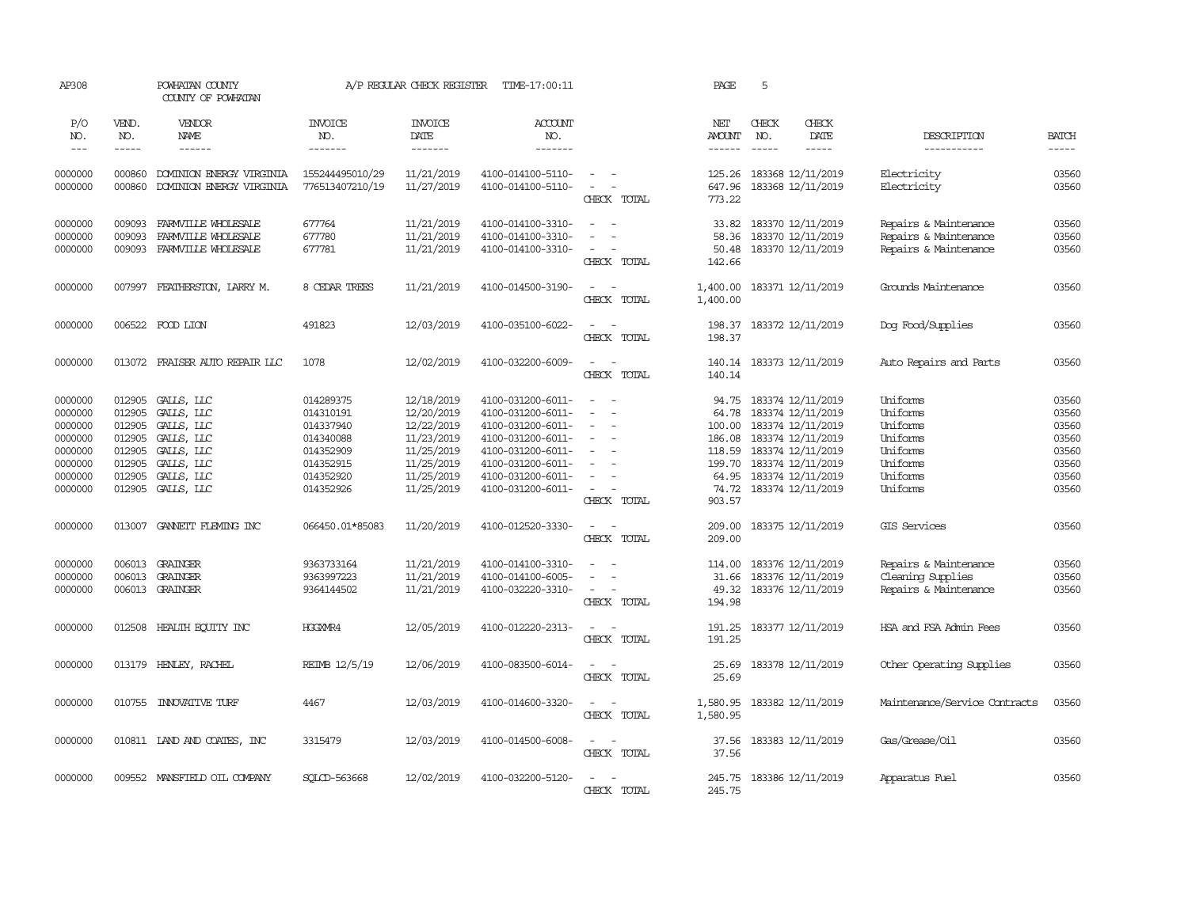AP308 POWHATAN COUNTY A/P REGULAR CHECK REGISTER TIME-17:00:11

COUNTY OF POWHATAN

| P/O NO. | VEND. NO. | VENDOR NAME | INVOICE NO. | INVOICE DATE | ACCOUNT NO. | | NET AMOUNT | CHECK NO. | CHECK DATE | DESCRIPTION | BATCH |
|---|---|---|---|---|---|---|---|---|---|---|---|
| 0000000 | 000860 | DOMINION ENERGY VIRGINIA | 155244495010/29 | 11/21/2019 | 4100-014100-5110- | - - | 125.26 | 183368 | 12/11/2019 | Electricity | 03560 |
| 0000000 | 000860 | DOMINION ENERGY VIRGINIA | 776513407210/19 | 11/27/2019 | 4100-014100-5110- | - - | 647.96 | 183368 | 12/11/2019 | Electricity | 03560 |
| | | | | | | CHECK TOTAL | 773.22 | | | | |
| 0000000 | 009093 | FARMVILLE WHOLESALE | 677764 | 11/21/2019 | 4100-014100-3310- | - - | 33.82 | 183370 | 12/11/2019 | Repairs & Maintenance | 03560 |
| 0000000 | 009093 | FARMVILLE WHOLESALE | 677780 | 11/21/2019 | 4100-014100-3310- | - - | 58.36 | 183370 | 12/11/2019 | Repairs & Maintenance | 03560 |
| 0000000 | 009093 | FARMVILLE WHOLESALE | 677781 | 11/21/2019 | 4100-014100-3310- | - - | 50.48 | 183370 | 12/11/2019 | Repairs & Maintenance | 03560 |
| | | | | | | CHECK TOTAL | 142.66 | | | | |
| 0000000 | 007997 | FEATHERSTON, LARRY M. | 8 CEDAR TREES | 11/21/2019 | 4100-014500-3190- | - - | 1,400.00 | 183371 | 12/11/2019 | Grounds Maintenance | 03560 |
| | | | | | | CHECK TOTAL | 1,400.00 | | | | |
| 0000000 | 006522 | FOOD LION | 491823 | 12/03/2019 | 4100-035100-6022- | - - | 198.37 | 183372 | 12/11/2019 | Dog Food/Supplies | 03560 |
| | | | | | | CHECK TOTAL | 198.37 | | | | |
| 0000000 | 013072 | FRAISER AUTO REPAIR LLC | 1078 | 12/02/2019 | 4100-032200-6009- | - - | 140.14 | 183373 | 12/11/2019 | Auto Repairs and Parts | 03560 |
| | | | | | | CHECK TOTAL | 140.14 | | | | |
| 0000000 | 012905 | GALLS, LLC | 014289375 | 12/18/2019 | 4100-031200-6011- | - - | 94.75 | 183374 | 12/11/2019 | Uniforms | 03560 |
| 0000000 | 012905 | GALLS, LLC | 014310191 | 12/20/2019 | 4100-031200-6011- | - - | 64.78 | 183374 | 12/11/2019 | Uniforms | 03560 |
| 0000000 | 012905 | GALLS, LLC | 014337940 | 12/22/2019 | 4100-031200-6011- | - - | 100.00 | 183374 | 12/11/2019 | Uniforms | 03560 |
| 0000000 | 012905 | GALLS, LLC | 014340088 | 11/23/2019 | 4100-031200-6011- | - - | 186.08 | 183374 | 12/11/2019 | Uniforms | 03560 |
| 0000000 | 012905 | GALLS, LLC | 014352909 | 11/25/2019 | 4100-031200-6011- | - - | 118.59 | 183374 | 12/11/2019 | Uniforms | 03560 |
| 0000000 | 012905 | GALLS, LLC | 014352915 | 11/25/2019 | 4100-031200-6011- | - - | 199.70 | 183374 | 12/11/2019 | Uniforms | 03560 |
| 0000000 | 012905 | GALLS, LLC | 014352920 | 11/25/2019 | 4100-031200-6011- | - - | 64.95 | 183374 | 12/11/2019 | Uniforms | 03560 |
| 0000000 | 012905 | GALLS, LLC | 014352926 | 11/25/2019 | 4100-031200-6011- | - - | 74.72 | 183374 | 12/11/2019 | Uniforms | 03560 |
| | | | | | | CHECK TOTAL | 903.57 | | | | |
| 0000000 | 013007 | GANNETT FLEMING INC | 066450.01*85083 | 11/20/2019 | 4100-012520-3330- | - - | 209.00 | 183375 | 12/11/2019 | GIS Services | 03560 |
| | | | | | | CHECK TOTAL | 209.00 | | | | |
| 0000000 | 006013 | GRAINGER | 9363733164 | 11/21/2019 | 4100-014100-3310- | - - | 114.00 | 183376 | 12/11/2019 | Repairs & Maintenance | 03560 |
| 0000000 | 006013 | GRAINGER | 9363997223 | 11/21/2019 | 4100-014100-6005- | - - | 31.66 | 183376 | 12/11/2019 | Cleaning Supplies | 03560 |
| 0000000 | 006013 | GRAINGER | 9364144502 | 11/21/2019 | 4100-032220-3310- | - - | 49.32 | 183376 | 12/11/2019 | Repairs & Maintenance | 03560 |
| | | | | | | CHECK TOTAL | 194.98 | | | | |
| 0000000 | 012508 | HEALTH EQUITY INC | HGGXMR4 | 12/05/2019 | 4100-012220-2313- | - - | 191.25 | 183377 | 12/11/2019 | HSA and FSA Admin Fees | 03560 |
| | | | | | | CHECK TOTAL | 191.25 | | | | |
| 0000000 | 013179 | HENLEY, RACHEL | REIMB 12/5/19 | 12/06/2019 | 4100-083500-6014- | - - | 25.69 | 183378 | 12/11/2019 | Other Operating Supplies | 03560 |
| | | | | | | CHECK TOTAL | 25.69 | | | | |
| 0000000 | 010755 | INNOVATIVE TURF | 4467 | 12/03/2019 | 4100-014600-3320- | - - | 1,580.95 | 183382 | 12/11/2019 | Maintenance/Service Contracts | 03560 |
| | | | | | | CHECK TOTAL | 1,580.95 | | | | |
| 0000000 | 010811 | LAND AND COATES, INC | 3315479 | 12/03/2019 | 4100-014500-6008- | - - | 37.56 | 183383 | 12/11/2019 | Gas/Grease/Oil | 03560 |
| | | | | | | CHECK TOTAL | 37.56 | | | | |
| 0000000 | 009552 | MANSFIELD OIL COMPANY | SQLCD-563668 | 12/02/2019 | 4100-032200-5120- | - - | 245.75 | 183386 | 12/11/2019 | Apparatus Fuel | 03560 |
| | | | | | | CHECK TOTAL | 245.75 | | | | |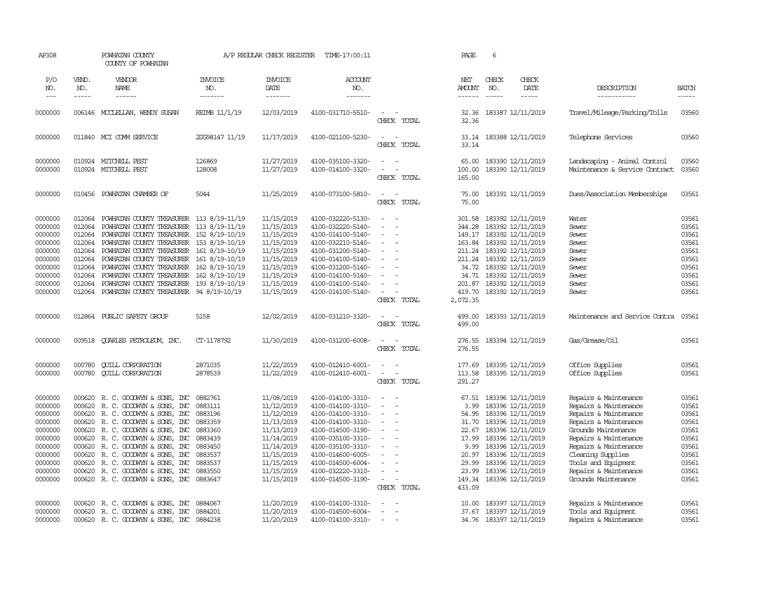AP308 POWHATAN COUNTY A/P REGULAR CHECK REGISTER TIME-17:00:11 PAGE 6
COUNTY OF POWHATAN

| P/O NO. | VEND. NO. | VENDOR NAME | INVOICE NO. | INVOICE DATE | ACCOUNT NO. | | NET AMOUNT | CHECK NO. | CHECK DATE | DESCRIPTION | BATCH |
|---|---|---|---|---|---|---|---|---|---|---|---|
| 0000000 | 006146 | MCCLELLAN, WENDY SUSAN | REIMB 11/1/19 | 12/03/2019 | 4100-031710-5510- | - - | 32.36 | 183387 | 12/11/2019 | Travel/Mileage/Parking/Tolls | 03560 |
| | | | | | | CHECK TOTAL | 32.36 | | | | |
| 0000000 | 011840 | MCI COMM SERVICE | 2DG98147 11/19 | 11/17/2019 | 4100-021100-5230- | - - | 33.14 | 183388 | 12/11/2019 | Telephone Services | 03560 |
| | | | | | | CHECK TOTAL | 33.14 | | | | |
| 0000000 | 010924 | MITCHELL PEST | 126869 | 11/27/2019 | 4100-035100-3320- | - - | 65.00 | 183390 | 12/11/2019 | Landscaping - Animal Control | 03560 |
| 0000000 | 010924 | MITCHELL PEST | 128008 | 11/27/2019 | 4100-014100-3320- | - - | 100.00 | 183390 | 12/11/2019 | Maintenance & Service Contract | 03560 |
| | | | | | | CHECK TOTAL | 165.00 | | | | |
| 0000000 | 010456 | POWHATAN CHAMBER OF | 5044 | 11/25/2019 | 4100-073100-5810- | - - | 75.00 | 183391 | 12/11/2019 | Dues/Association Memberships | 03561 |
| | | | | | | CHECK TOTAL | 75.00 | | | | |
| 0000000 | 012064 | POWHATAN COUNTY TREASURER | 113 8/19-11/19 | 11/15/2019 | 4100-032220-5130- | - - | 301.58 | 183392 | 12/11/2019 | Water | 03561 |
| 0000000 | 012064 | POWHATAN COUNTY TREASURER | 113 8/19-11/19 | 11/15/2019 | 4100-032220-5140- | - - | 344.28 | 183392 | 12/11/2019 | Sewer | 03561 |
| 0000000 | 012064 | POWHATAN COUNTY TREASURER | 152 8/19-10/19 | 11/15/2019 | 4100-014100-5140- | - - | 149.17 | 183392 | 12/11/2019 | Sewer | 03561 |
| 0000000 | 012064 | POWHATAN COUNTY TREASURER | 153 8/19-10/19 | 11/15/2019 | 4100-032210-5140- | - - | 163.84 | 183392 | 12/11/2019 | Sewer | 03561 |
| 0000000 | 012064 | POWHATAN COUNTY TREASURER | 161 8/19-10/19 | 11/15/2019 | 4100-031200-5140- | - - | 211.24 | 183392 | 12/11/2019 | Sewer | 03561 |
| 0000000 | 012064 | POWHATAN COUNTY TREASURER | 161 8/19-10/19 | 11/15/2019 | 4100-014100-5140- | - - | 211.24 | 183392 | 12/11/2019 | Sewer | 03561 |
| 0000000 | 012064 | POWHATAN COUNTY TREASURER | 162 8/19-10/19 | 11/15/2019 | 4100-031200-5140- | - - | 34.72 | 183392 | 12/11/2019 | Sewer | 03561 |
| 0000000 | 012064 | POWHATAN COUNTY TREASURER | 162 8/19-10/19 | 11/15/2019 | 4100-014100-5140- | - - | 34.71 | 183392 | 12/11/2019 | Sewer | 03561 |
| 0000000 | 012064 | POWHATAN COUNTY TREASURER | 193 8/19-10/19 | 11/15/2019 | 4100-014100-5140- | - - | 201.87 | 183392 | 12/11/2019 | Sewer | 03561 |
| 0000000 | 012064 | POWHATAN COUNTY TREASURER | 94 8/19-10/19 | 11/15/2019 | 4100-014100-5140- | - - | 419.70 | 183392 | 12/11/2019 | Sewer | 03561 |
| | | | | | | CHECK TOTAL | 2,072.35 | | | | |
| 0000000 | 012864 | PUBLIC SAFETY GROUP | 5158 | 12/02/2019 | 4100-031210-3320- | - - | 499.00 | 183393 | 12/11/2019 | Maintenance and Service Contra | 03561 |
| | | | | | | CHECK TOTAL | 499.00 | | | | |
| 0000000 | 009518 | QUARLES PETROLEUM, INC. | CT-1178792 | 11/30/2019 | 4100-031200-6008- | - - | 276.55 | 183394 | 12/11/2019 | Gas/Grease/Oil | 03561 |
| | | | | | | CHECK TOTAL | 276.55 | | | | |
| 0000000 | 000780 | QUILL CORPORATION | 2871035 | 11/22/2019 | 4100-012410-6001- | - - | 177.69 | 183395 | 12/11/2019 | Office Supplies | 03561 |
| 0000000 | 000780 | QUILL CORPORATION | 2878539 | 11/22/2019 | 4100-012410-6001- | - - | 113.58 | 183395 | 12/11/2019 | Office Supplies | 03561 |
| | | | | | | CHECK TOTAL | 291.27 | | | | |
| 0000000 | 000620 | R. C. GOODWYN & SONS, INC | 0882761 | 11/08/2019 | 4100-014100-3310- | - - | 67.51 | 183396 | 12/11/2019 | Repairs & Maintenance | 03561 |
| 0000000 | 000620 | R. C. GOODWYN & SONS, INC | 0883111 | 11/12/2019 | 4100-014100-3310- | - - | 3.99 | 183396 | 12/11/2019 | Repairs & Maintenance | 03561 |
| 0000000 | 000620 | R. C. GOODWYN & SONS, INC | 0883196 | 11/12/2019 | 4100-014100-3310- | - - | 54.95 | 183396 | 12/11/2019 | Repairs & Maintenance | 03561 |
| 0000000 | 000620 | R. C. GOODWYN & SONS, INC | 0883359 | 11/13/2019 | 4100-014100-3310- | - - | 31.70 | 183396 | 12/11/2019 | Repairs & Maintenance | 03561 |
| 0000000 | 000620 | R. C. GOODWYN & SONS, INC | 0883360 | 11/13/2019 | 4100-014500-3190- | - - | 22.67 | 183396 | 12/11/2019 | Grounds Maintenance | 03561 |
| 0000000 | 000620 | R. C. GOODWYN & SONS, INC | 0883439 | 11/14/2019 | 4100-035100-3310- | - - | 17.99 | 183396 | 12/11/2019 | Repairs & Maintenance | 03561 |
| 0000000 | 000620 | R. C. GOODWYN & SONS, INC | 0883450 | 11/14/2019 | 4100-035100-3310- | - - | 9.99 | 183396 | 12/11/2019 | Repairs & Maintenance | 03561 |
| 0000000 | 000620 | R. C. GOODWYN & SONS, INC | 0883537 | 11/15/2019 | 4100-014600-6005- | - - | 20.97 | 183396 | 12/11/2019 | Cleaning Supplies | 03561 |
| 0000000 | 000620 | R. C. GOODWYN & SONS, INC | 0883537 | 11/15/2019 | 4100-014500-6004- | - - | 29.99 | 183396 | 12/11/2019 | Tools and Equipment | 03561 |
| 0000000 | 000620 | R. C. GOODWYN & SONS, INC | 0883550 | 11/15/2019 | 4100-032220-3310- | - - | 23.99 | 183396 | 12/11/2019 | Repairs & Maintenance | 03561 |
| 0000000 | 000620 | R. C. GOODWYN & SONS, INC | 0883647 | 11/15/2019 | 4100-014500-3190- | - - | 149.34 | 183396 | 12/11/2019 | Grounds Maintenance | 03561 |
| | | | | | | CHECK TOTAL | 433.09 | | | | |
| 0000000 | 000620 | R. C. GOODWYN & SONS, INC | 0884067 | 11/20/2019 | 4100-014100-3310- | - - | 10.00 | 183397 | 12/11/2019 | Repairs & Maintenance | 03561 |
| 0000000 | 000620 | R. C. GOODWYN & SONS, INC | 0884201 | 11/20/2019 | 4100-014500-6004- | - - | 37.67 | 183397 | 12/11/2019 | Tools and Equipment | 03561 |
| 0000000 | 000620 | R. C. GOODWYN & SONS, INC | 0884238 | 11/20/2019 | 4100-014100-3310- | - - | 34.76 | 183397 | 12/11/2019 | Repairs & Maintenance | 03561 |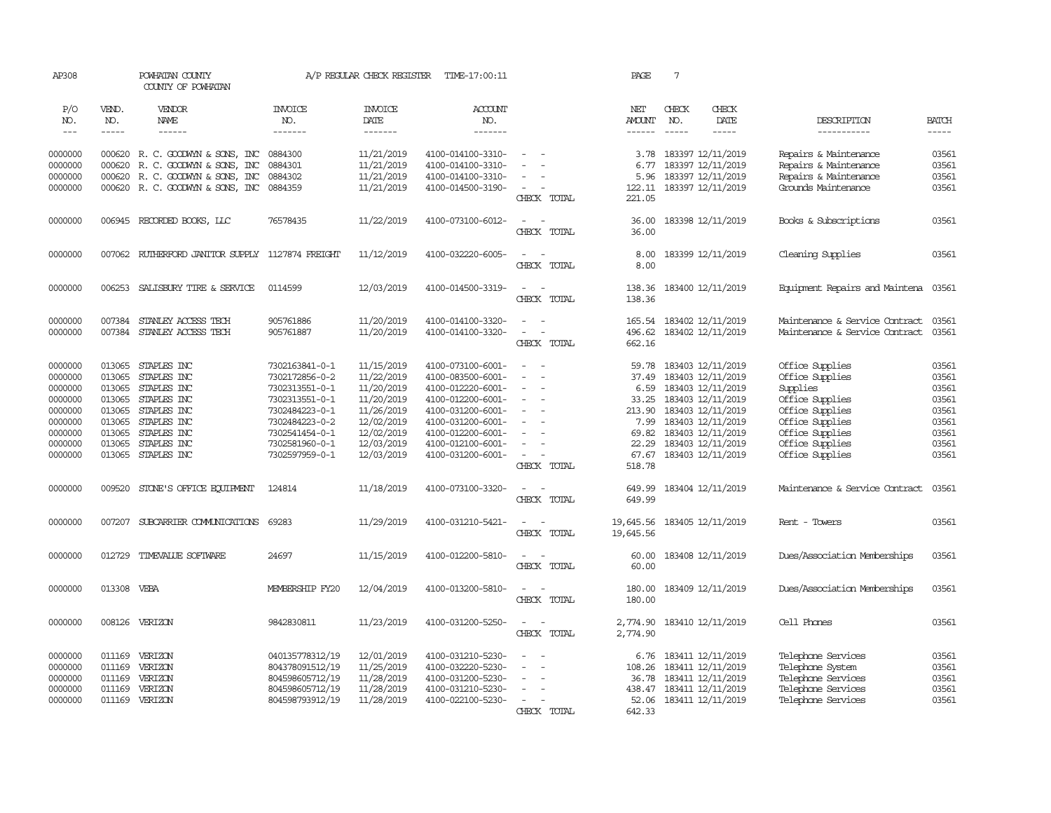AP308 POWHATAN COUNTY A/P REGULAR CHECK REGISTER TIME-17:00:11 PAGE 7

COUNTY OF POWHATAN

| P/O NO. | VEND. NO. | VENDOR NAME | INVOICE NO. | INVOICE DATE | ACCOUNT NO. | | NET AMOUNT | CHECK NO. | CHECK DATE | DESCRIPTION | BATCH |
|---|---|---|---|---|---|---|---|---|---|---|---|
| 0000000 | 000620 | R. C. GOODWYN & SONS, INC | 0884300 | 11/21/2019 | 4100-014100-3310- | - - | 3.78 | 183397 | 12/11/2019 | Repairs & Maintenance | 03561 |
| 0000000 | 000620 | R. C. GOODWYN & SONS, INC | 0884301 | 11/21/2019 | 4100-014100-3310- | - - | 6.77 | 183397 | 12/11/2019 | Repairs & Maintenance | 03561 |
| 0000000 | 000620 | R. C. GOODWYN & SONS, INC | 0884302 | 11/21/2019 | 4100-014100-3310- | - - | 5.96 | 183397 | 12/11/2019 | Repairs & Maintenance | 03561 |
| 0000000 | 000620 | R. C. GOODWYN & SONS, INC | 0884359 | 11/21/2019 | 4100-014500-3190- | - - | 122.11 | 183397 | 12/11/2019 | Grounds Maintenance | 03561 |
| | | | | | | CHECK TOTAL | 221.05 | | | | |
| 0000000 | 006945 | RECORDED BOOKS, LLC | 76578435 | 11/22/2019 | 4100-073100-6012- | - - | 36.00 | 183398 | 12/11/2019 | Books & Subscriptions | 03561 |
| | | | | | | CHECK TOTAL | 36.00 | | | | |
| 0000000 | 007062 | RUTHERFORD JANITOR SUPPLY | 1127874 FREIGHT | 11/12/2019 | 4100-032220-6005- | - - | 8.00 | 183399 | 12/11/2019 | Cleaning Supplies | 03561 |
| | | | | | | CHECK TOTAL | 8.00 | | | | |
| 0000000 | 006253 | SALISBURY TIRE & SERVICE | 0114599 | 12/03/2019 | 4100-014500-3319- | - - | 138.36 | 183400 | 12/11/2019 | Equipment Repairs and Maintena | 03561 |
| | | | | | | CHECK TOTAL | 138.36 | | | | |
| 0000000 | 007384 | STANLEY ACCESS TECH | 905761886 | 11/20/2019 | 4100-014100-3320- | - - | 165.54 | 183402 | 12/11/2019 | Maintenance & Service Contract | 03561 |
| 0000000 | 007384 | STANLEY ACCESS TECH | 905761887 | 11/20/2019 | 4100-014100-3320- | - - | 496.62 | 183402 | 12/11/2019 | Maintenance & Service Contract | 03561 |
| | | | | | | CHECK TOTAL | 662.16 | | | | |
| 0000000 | 013065 | STAPLES INC | 7302163841-0-1 | 11/15/2019 | 4100-073100-6001- | - - | 59.78 | 183403 | 12/11/2019 | Office Supplies | 03561 |
| 0000000 | 013065 | STAPLES INC | 7302172856-0-2 | 11/22/2019 | 4100-083500-6001- | - - | 37.49 | 183403 | 12/11/2019 | Office Supplies | 03561 |
| 0000000 | 013065 | STAPLES INC | 7302313551-0-1 | 11/20/2019 | 4100-012220-6001- | - - | 6.59 | 183403 | 12/11/2019 | Supplies | 03561 |
| 0000000 | 013065 | STAPLES INC | 7302313551-0-1 | 11/20/2019 | 4100-012200-6001- | - - | 33.25 | 183403 | 12/11/2019 | Office Supplies | 03561 |
| 0000000 | 013065 | STAPLES INC | 7302484223-0-1 | 11/26/2019 | 4100-031200-6001- | - - | 213.90 | 183403 | 12/11/2019 | Office Supplies | 03561 |
| 0000000 | 013065 | STAPLES INC | 7302484223-0-2 | 12/02/2019 | 4100-031200-6001- | - - | 7.99 | 183403 | 12/11/2019 | Office Supplies | 03561 |
| 0000000 | 013065 | STAPLES INC | 7302541454-0-1 | 12/02/2019 | 4100-012200-6001- | - - | 69.82 | 183403 | 12/11/2019 | Office Supplies | 03561 |
| 0000000 | 013065 | STAPLES INC | 7302581960-0-1 | 12/03/2019 | 4100-012100-6001- | - - | 22.29 | 183403 | 12/11/2019 | Office Supplies | 03561 |
| 0000000 | 013065 | STAPLES INC | 7302597959-0-1 | 12/03/2019 | 4100-031200-6001- | - - | 67.67 | 183403 | 12/11/2019 | Office Supplies | 03561 |
| | | | | | | CHECK TOTAL | 518.78 | | | | |
| 0000000 | 009520 | STONE'S OFFICE EQUIPMENT | 124814 | 11/18/2019 | 4100-073100-3320- | - - | 649.99 | 183404 | 12/11/2019 | Maintenance & Service Contract | 03561 |
| | | | | | | CHECK TOTAL | 649.99 | | | | |
| 0000000 | 007207 | SUBCARRIER COMMUNICATIONS | 69283 | 11/29/2019 | 4100-031210-5421- | - - | 19,645.56 | 183405 | 12/11/2019 | Rent - Towers | 03561 |
| | | | | | | CHECK TOTAL | 19,645.56 | | | | |
| 0000000 | 012729 | TIMEVALUE SOFTWARE | 24697 | 11/15/2019 | 4100-012200-5810- | - - | 60.00 | 183408 | 12/11/2019 | Dues/Association Memberships | 03561 |
| | | | | | | CHECK TOTAL | 60.00 | | | | |
| 0000000 | 013308 | VEBA | MEMBERSHIP FY20 | 12/04/2019 | 4100-013200-5810- | - - | 180.00 | 183409 | 12/11/2019 | Dues/Association Memberships | 03561 |
| | | | | | | CHECK TOTAL | 180.00 | | | | |
| 0000000 | 008126 | VERIZON | 9842830811 | 11/23/2019 | 4100-031200-5250- | - - | 2,774.90 | 183410 | 12/11/2019 | Cell Phones | 03561 |
| | | | | | | CHECK TOTAL | 2,774.90 | | | | |
| 0000000 | 011169 | VERIZON | 040135778312/19 | 12/01/2019 | 4100-031210-5230- | - - | 6.76 | 183411 | 12/11/2019 | Telephone Services | 03561 |
| 0000000 | 011169 | VERIZON | 804378091512/19 | 11/25/2019 | 4100-032220-5230- | - - | 108.26 | 183411 | 12/11/2019 | Telephone System | 03561 |
| 0000000 | 011169 | VERIZON | 804598605712/19 | 11/28/2019 | 4100-031200-5230- | - - | 36.78 | 183411 | 12/11/2019 | Telephone Services | 03561 |
| 0000000 | 011169 | VERIZON | 804598605712/19 | 11/28/2019 | 4100-031210-5230- | - - | 438.47 | 183411 | 12/11/2019 | Telephone Services | 03561 |
| 0000000 | 011169 | VERIZON | 804598793912/19 | 11/28/2019 | 4100-022100-5230- | - - | 52.06 | 183411 | 12/11/2019 | Telephone Services | 03561 |
| | | | | | | CHECK TOTAL | 642.33 | | | | |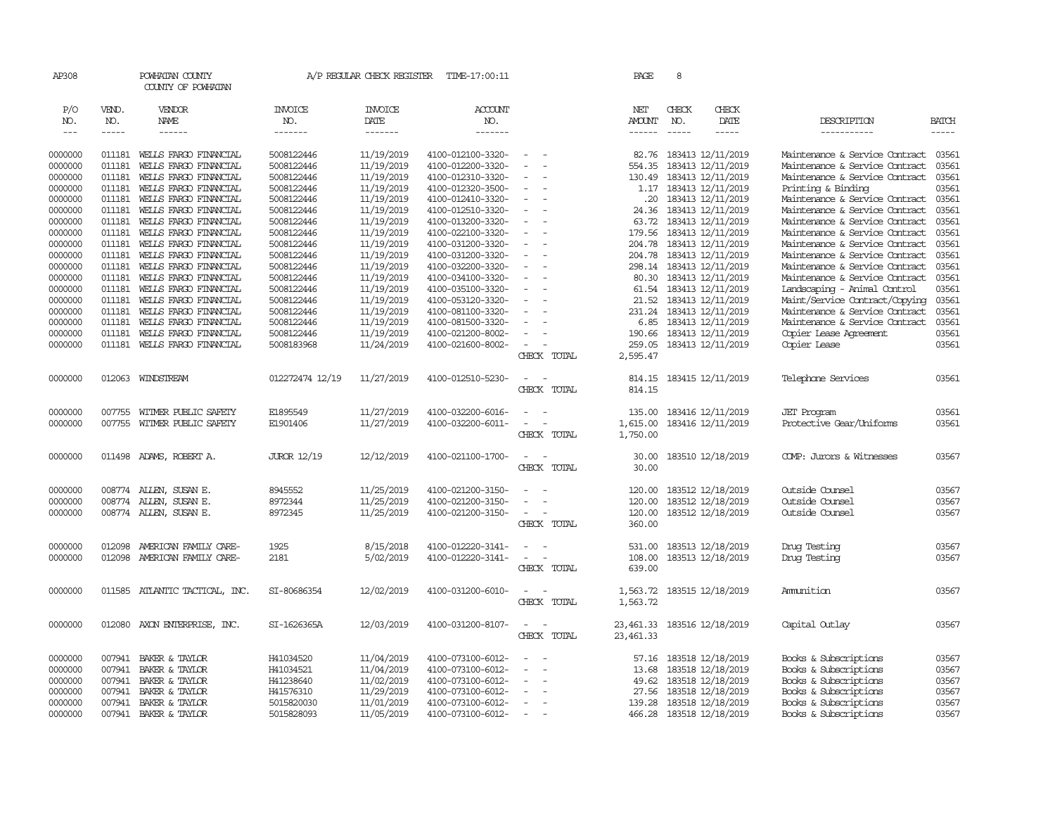AP308 POWHATAN COUNTY A/P REGULAR CHECK REGISTER TIME-17:00:11

COUNTY OF POWHATAN

| P/O NO. | VEND. NO. | VENDOR NAME | INVOICE NO. | INVOICE DATE | ACCOUNT NO. | | NET AMOUNT | CHECK NO. | CHECK DATE | DESCRIPTION | BATCH |
|---|---|---|---|---|---|---|---|---|---|---|---|
| 0000000 | 011181 | WELLS FARGO FINANCIAL | 5008122446 | 11/19/2019 | 4100-012100-3320- | - - | 82.76 | 183413 | 12/11/2019 | Maintenance & Service Contract | 03561 |
| 0000000 | 011181 | WELLS FARGO FINANCIAL | 5008122446 | 11/19/2019 | 4100-012200-3320- | - - | 554.35 | 183413 | 12/11/2019 | Maintenance & Service Contract | 03561 |
| 0000000 | 011181 | WELLS FARGO FINANCIAL | 5008122446 | 11/19/2019 | 4100-012310-3320- | - - | 130.49 | 183413 | 12/11/2019 | Maintenance & Service Contract | 03561 |
| 0000000 | 011181 | WELLS FARGO FINANCIAL | 5008122446 | 11/19/2019 | 4100-012320-3500- | - - | 1.17 | 183413 | 12/11/2019 | Printing & Binding | 03561 |
| 0000000 | 011181 | WELLS FARGO FINANCIAL | 5008122446 | 11/19/2019 | 4100-012410-3320- | - - | .20 | 183413 | 12/11/2019 | Maintenance & Service Contract | 03561 |
| 0000000 | 011181 | WELLS FARGO FINANCIAL | 5008122446 | 11/19/2019 | 4100-012510-3320- | - - | 24.36 | 183413 | 12/11/2019 | Maintenance & Service Contract | 03561 |
| 0000000 | 011181 | WELLS FARGO FINANCIAL | 5008122446 | 11/19/2019 | 4100-013200-3320- | - - | 63.72 | 183413 | 12/11/2019 | Maintenance & Service Contract | 03561 |
| 0000000 | 011181 | WELLS FARGO FINANCIAL | 5008122446 | 11/19/2019 | 4100-022100-3320- | - - | 179.56 | 183413 | 12/11/2019 | Maintenance & Service Contract | 03561 |
| 0000000 | 011181 | WELLS FARGO FINANCIAL | 5008122446 | 11/19/2019 | 4100-031200-3320- | - - | 204.78 | 183413 | 12/11/2019 | Maintenance & Service Contract | 03561 |
| 0000000 | 011181 | WELLS FARGO FINANCIAL | 5008122446 | 11/19/2019 | 4100-031200-3320- | - - | 204.78 | 183413 | 12/11/2019 | Maintenance & Service Contract | 03561 |
| 0000000 | 011181 | WELLS FARGO FINANCIAL | 5008122446 | 11/19/2019 | 4100-032200-3320- | - - | 298.14 | 183413 | 12/11/2019 | Maintenance & Service Contract | 03561 |
| 0000000 | 011181 | WELLS FARGO FINANCIAL | 5008122446 | 11/19/2019 | 4100-034100-3320- | - - | 80.30 | 183413 | 12/11/2019 | Maintenance & Service Contract | 03561 |
| 0000000 | 011181 | WELLS FARGO FINANCIAL | 5008122446 | 11/19/2019 | 4100-035100-3320- | - - | 61.54 | 183413 | 12/11/2019 | Landscaping - Animal Control | 03561 |
| 0000000 | 011181 | WELLS FARGO FINANCIAL | 5008122446 | 11/19/2019 | 4100-053120-3320- | - - | 21.52 | 183413 | 12/11/2019 | Maint/Service Contract/Copying | 03561 |
| 0000000 | 011181 | WELLS FARGO FINANCIAL | 5008122446 | 11/19/2019 | 4100-081100-3320- | - - | 231.24 | 183413 | 12/11/2019 | Maintenance & Service Contract | 03561 |
| 0000000 | 011181 | WELLS FARGO FINANCIAL | 5008122446 | 11/19/2019 | 4100-081500-3320- | - - | 6.85 | 183413 | 12/11/2019 | Maintenance & Service Contract | 03561 |
| 0000000 | 011181 | WELLS FARGO FINANCIAL | 5008122446 | 11/19/2019 | 4100-021200-8002- | - - | 190.66 | 183413 | 12/11/2019 | Copier Lease Agreement | 03561 |
| 0000000 | 011181 | WELLS FARGO FINANCIAL | 5008183968 | 11/24/2019 | 4100-021600-8002- | - - | 259.05 | 183413 | 12/11/2019 | Copier Lease | 03561 |
| | | | | | | CHECK TOTAL | 2,595.47 | | | | |
| 0000000 | 012063 | WINDSTREAM | 012272474 12/19 | 11/27/2019 | 4100-012510-5230- | - - | 814.15 | 183415 | 12/11/2019 | Telephone Services | 03561 |
| | | | | | | CHECK TOTAL | 814.15 | | | | |
| 0000000 | 007755 | WITMER PUBLIC SAFETY | E1895549 | 11/27/2019 | 4100-032200-6016- | - - | 135.00 | 183416 | 12/11/2019 | JET Program | 03561 |
| 0000000 | 007755 | WITMER PUBLIC SAFETY | E1901406 | 11/27/2019 | 4100-032200-6011- | - - | 1,615.00 | 183416 | 12/11/2019 | Protective Gear/Uniforms | 03561 |
| | | | | | | CHECK TOTAL | 1,750.00 | | | | |
| 0000000 | 011498 | ADAMS, ROBERT A. | JUROR 12/19 | 12/12/2019 | 4100-021100-1700- | - - | 30.00 | 183510 | 12/18/2019 | COMP: Jurors & Witnesses | 03567 |
| | | | | | | CHECK TOTAL | 30.00 | | | | |
| 0000000 | 008774 | ALLEN, SUSAN E. | 8945552 | 11/25/2019 | 4100-021200-3150- | - - | 120.00 | 183512 | 12/18/2019 | Outside Counsel | 03567 |
| 0000000 | 008774 | ALLEN, SUSAN E. | 8972344 | 11/25/2019 | 4100-021200-3150- | - - | 120.00 | 183512 | 12/18/2019 | Outside Counsel | 03567 |
| 0000000 | 008774 | ALLEN, SUSAN E. | 8972345 | 11/25/2019 | 4100-021200-3150- | - - | 120.00 | 183512 | 12/18/2019 | Outside Counsel | 03567 |
| | | | | | | CHECK TOTAL | 360.00 | | | | |
| 0000000 | 012098 | AMERICAN FAMILY CARE- | 1925 | 8/15/2018 | 4100-012220-3141- | - - | 531.00 | 183513 | 12/18/2019 | Drug Testing | 03567 |
| 0000000 | 012098 | AMERICAN FAMILY CARE- | 2181 | 5/02/2019 | 4100-012220-3141- | - - | 108.00 | 183513 | 12/18/2019 | Drug Testing | 03567 |
| | | | | | | CHECK TOTAL | 639.00 | | | | |
| 0000000 | 011585 | ATLANTIC TACTICAL, INC. | SI-80686354 | 12/02/2019 | 4100-031200-6010- | - - | 1,563.72 | 183515 | 12/18/2019 | Ammunition | 03567 |
| | | | | | | CHECK TOTAL | 1,563.72 | | | | |
| 0000000 | 012080 | AXON ENTERPRISE, INC. | SI-1626365A | 12/03/2019 | 4100-031200-8107- | - - | 23,461.33 | 183516 | 12/18/2019 | Capital Outlay | 03567 |
| | | | | | | CHECK TOTAL | 23,461.33 | | | | |
| 0000000 | 007941 | BAKER & TAYLOR | H41034520 | 11/04/2019 | 4100-073100-6012- | - - | 57.16 | 183518 | 12/18/2019 | Books & Subscriptions | 03567 |
| 0000000 | 007941 | BAKER & TAYLOR | H41034521 | 11/04/2019 | 4100-073100-6012- | - - | 13.68 | 183518 | 12/18/2019 | Books & Subscriptions | 03567 |
| 0000000 | 007941 | BAKER & TAYLOR | H41238640 | 11/02/2019 | 4100-073100-6012- | - - | 49.62 | 183518 | 12/18/2019 | Books & Subscriptions | 03567 |
| 0000000 | 007941 | BAKER & TAYLOR | H41576310 | 11/29/2019 | 4100-073100-6012- | - - | 27.56 | 183518 | 12/18/2019 | Books & Subscriptions | 03567 |
| 0000000 | 007941 | BAKER & TAYLOR | 5015820030 | 11/01/2019 | 4100-073100-6012- | - - | 139.28 | 183518 | 12/18/2019 | Books & Subscriptions | 03567 |
| 0000000 | 007941 | BAKER & TAYLOR | 5015828093 | 11/05/2019 | 4100-073100-6012- | - - | 466.28 | 183518 | 12/18/2019 | Books & Subscriptions | 03567 |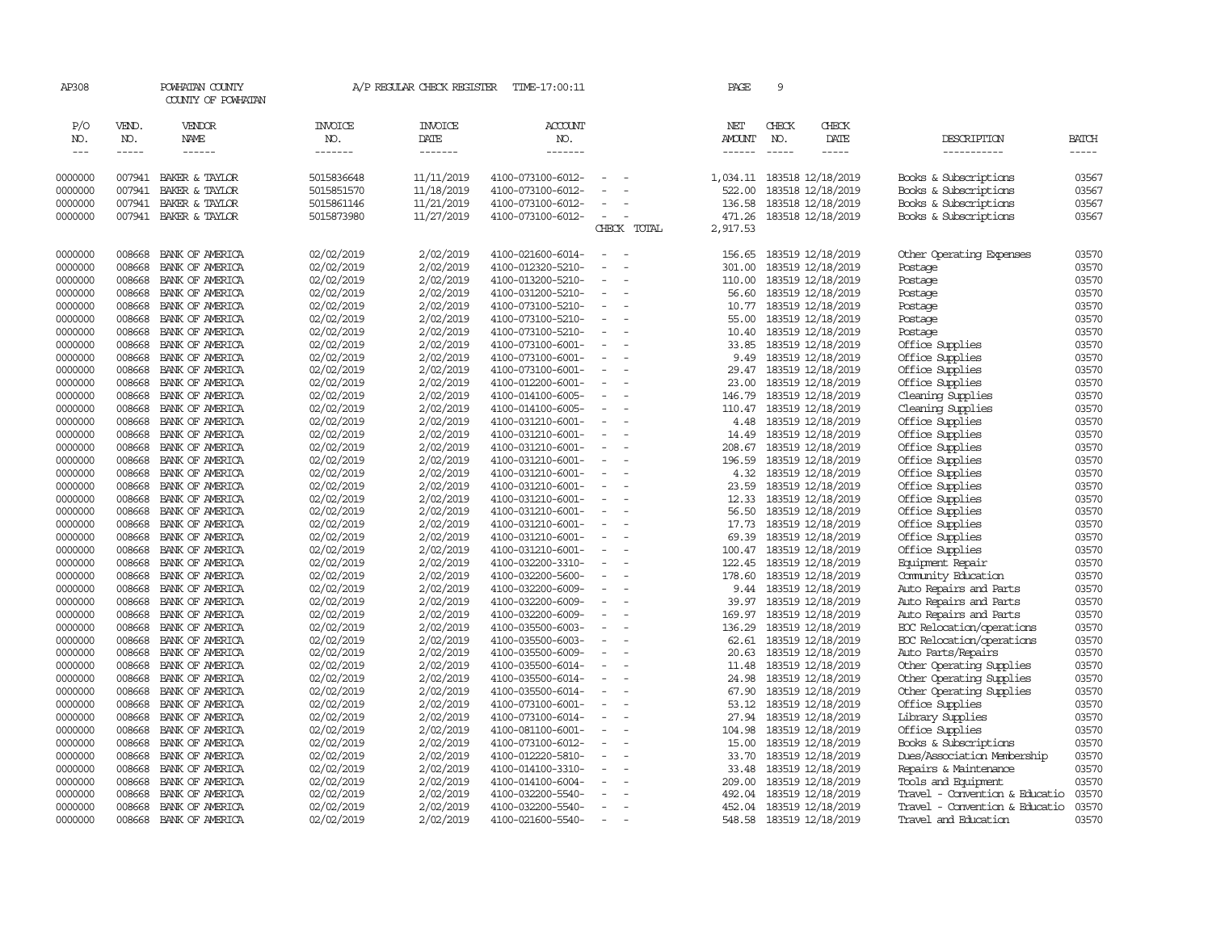AP308 POWHATAN COUNTY A/P REGULAR CHECK REGISTER TIME-17:00:11 PAGE 9

COUNTY OF POWHATAN

| P/O NO. | VEND. NO. | VENDOR NAME | INVOICE NO. | INVOICE DATE | ACCOUNT NO. | | NET AMOUNT | CHECK NO. | CHECK DATE | DESCRIPTION | BATCH |
|---|---|---|---|---|---|---|---|---|---|---|---|
| --- | ----- | ------ | ------- | ------- | ------- | | ------ | ----- | ----- | ----------- | ----- |
| 0000000 | 007941 | BAKER & TAYLOR | 5015836648 | 11/11/2019 | 4100-073100-6012- | - - | 1,034.11 | 183518 | 12/18/2019 | Books & Subscriptions | 03567 |
| 0000000 | 007941 | BAKER & TAYLOR | 5015851570 | 11/18/2019 | 4100-073100-6012- | - - | 522.00 | 183518 | 12/18/2019 | Books & Subscriptions | 03567 |
| 0000000 | 007941 | BAKER & TAYLOR | 5015861146 | 11/21/2019 | 4100-073100-6012- | - - | 136.58 | 183518 | 12/18/2019 | Books & Subscriptions | 03567 |
| 0000000 | 007941 | BAKER & TAYLOR | 5015873980 | 11/27/2019 | 4100-073100-6012- | - - | 471.26 | 183518 | 12/18/2019 | Books & Subscriptions | 03567 |
| | | | | | | CHECK TOTAL | 2,917.53 | | | | |
| 0000000 | 008668 | BANK OF AMERICA | 02/02/2019 | 2/02/2019 | 4100-021600-6014- | - - | 156.65 | 183519 | 12/18/2019 | Other Operating Expenses | 03570 |
| 0000000 | 008668 | BANK OF AMERICA | 02/02/2019 | 2/02/2019 | 4100-012320-5210- | - - | 301.00 | 183519 | 12/18/2019 | Postage | 03570 |
| 0000000 | 008668 | BANK OF AMERICA | 02/02/2019 | 2/02/2019 | 4100-013200-5210- | - - | 110.00 | 183519 | 12/18/2019 | Postage | 03570 |
| 0000000 | 008668 | BANK OF AMERICA | 02/02/2019 | 2/02/2019 | 4100-031200-5210- | - - | 56.60 | 183519 | 12/18/2019 | Postage | 03570 |
| 0000000 | 008668 | BANK OF AMERICA | 02/02/2019 | 2/02/2019 | 4100-073100-5210- | - - | 10.77 | 183519 | 12/18/2019 | Postage | 03570 |
| 0000000 | 008668 | BANK OF AMERICA | 02/02/2019 | 2/02/2019 | 4100-073100-5210- | - - | 55.00 | 183519 | 12/18/2019 | Postage | 03570 |
| 0000000 | 008668 | BANK OF AMERICA | 02/02/2019 | 2/02/2019 | 4100-073100-5210- | - - | 10.40 | 183519 | 12/18/2019 | Postage | 03570 |
| 0000000 | 008668 | BANK OF AMERICA | 02/02/2019 | 2/02/2019 | 4100-073100-6001- | - - | 33.85 | 183519 | 12/18/2019 | Office Supplies | 03570 |
| 0000000 | 008668 | BANK OF AMERICA | 02/02/2019 | 2/02/2019 | 4100-073100-6001- | - - | 9.49 | 183519 | 12/18/2019 | Office Supplies | 03570 |
| 0000000 | 008668 | BANK OF AMERICA | 02/02/2019 | 2/02/2019 | 4100-073100-6001- | - - | 29.47 | 183519 | 12/18/2019 | Office Supplies | 03570 |
| 0000000 | 008668 | BANK OF AMERICA | 02/02/2019 | 2/02/2019 | 4100-012200-6001- | - - | 23.00 | 183519 | 12/18/2019 | Office Supplies | 03570 |
| 0000000 | 008668 | BANK OF AMERICA | 02/02/2019 | 2/02/2019 | 4100-014100-6005- | - - | 146.79 | 183519 | 12/18/2019 | Cleaning Supplies | 03570 |
| 0000000 | 008668 | BANK OF AMERICA | 02/02/2019 | 2/02/2019 | 4100-014100-6005- | - - | 110.47 | 183519 | 12/18/2019 | Cleaning Supplies | 03570 |
| 0000000 | 008668 | BANK OF AMERICA | 02/02/2019 | 2/02/2019 | 4100-031210-6001- | - - | 4.48 | 183519 | 12/18/2019 | Office Supplies | 03570 |
| 0000000 | 008668 | BANK OF AMERICA | 02/02/2019 | 2/02/2019 | 4100-031210-6001- | - - | 14.49 | 183519 | 12/18/2019 | Office Supplies | 03570 |
| 0000000 | 008668 | BANK OF AMERICA | 02/02/2019 | 2/02/2019 | 4100-031210-6001- | - - | 208.67 | 183519 | 12/18/2019 | Office Supplies | 03570 |
| 0000000 | 008668 | BANK OF AMERICA | 02/02/2019 | 2/02/2019 | 4100-031210-6001- | - - | 196.59 | 183519 | 12/18/2019 | Office Supplies | 03570 |
| 0000000 | 008668 | BANK OF AMERICA | 02/02/2019 | 2/02/2019 | 4100-031210-6001- | - - | 4.32 | 183519 | 12/18/2019 | Office Supplies | 03570 |
| 0000000 | 008668 | BANK OF AMERICA | 02/02/2019 | 2/02/2019 | 4100-031210-6001- | - - | 23.59 | 183519 | 12/18/2019 | Office Supplies | 03570 |
| 0000000 | 008668 | BANK OF AMERICA | 02/02/2019 | 2/02/2019 | 4100-031210-6001- | - - | 12.33 | 183519 | 12/18/2019 | Office Supplies | 03570 |
| 0000000 | 008668 | BANK OF AMERICA | 02/02/2019 | 2/02/2019 | 4100-031210-6001- | - - | 56.50 | 183519 | 12/18/2019 | Office Supplies | 03570 |
| 0000000 | 008668 | BANK OF AMERICA | 02/02/2019 | 2/02/2019 | 4100-031210-6001- | - - | 17.73 | 183519 | 12/18/2019 | Office Supplies | 03570 |
| 0000000 | 008668 | BANK OF AMERICA | 02/02/2019 | 2/02/2019 | 4100-031210-6001- | - - | 69.39 | 183519 | 12/18/2019 | Office Supplies | 03570 |
| 0000000 | 008668 | BANK OF AMERICA | 02/02/2019 | 2/02/2019 | 4100-031210-6001- | - - | 100.47 | 183519 | 12/18/2019 | Office Supplies | 03570 |
| 0000000 | 008668 | BANK OF AMERICA | 02/02/2019 | 2/02/2019 | 4100-032200-3310- | - - | 122.45 | 183519 | 12/18/2019 | Equipment Repair | 03570 |
| 0000000 | 008668 | BANK OF AMERICA | 02/02/2019 | 2/02/2019 | 4100-032200-5600- | - - | 178.60 | 183519 | 12/18/2019 | Community Education | 03570 |
| 0000000 | 008668 | BANK OF AMERICA | 02/02/2019 | 2/02/2019 | 4100-032200-6009- | - - | 9.44 | 183519 | 12/18/2019 | Auto Repairs and Parts | 03570 |
| 0000000 | 008668 | BANK OF AMERICA | 02/02/2019 | 2/02/2019 | 4100-032200-6009- | - - | 39.97 | 183519 | 12/18/2019 | Auto Repairs and Parts | 03570 |
| 0000000 | 008668 | BANK OF AMERICA | 02/02/2019 | 2/02/2019 | 4100-032200-6009- | - - | 169.97 | 183519 | 12/18/2019 | Auto Repairs and Parts | 03570 |
| 0000000 | 008668 | BANK OF AMERICA | 02/02/2019 | 2/02/2019 | 4100-035500-6003- | - - | 136.29 | 183519 | 12/18/2019 | EOC Relocation/operations | 03570 |
| 0000000 | 008668 | BANK OF AMERICA | 02/02/2019 | 2/02/2019 | 4100-035500-6003- | - - | 62.61 | 183519 | 12/18/2019 | EOC Relocation/operations | 03570 |
| 0000000 | 008668 | BANK OF AMERICA | 02/02/2019 | 2/02/2019 | 4100-035500-6009- | - - | 20.63 | 183519 | 12/18/2019 | Auto Parts/Repairs | 03570 |
| 0000000 | 008668 | BANK OF AMERICA | 02/02/2019 | 2/02/2019 | 4100-035500-6014- | - - | 11.48 | 183519 | 12/18/2019 | Other Operating Supplies | 03570 |
| 0000000 | 008668 | BANK OF AMERICA | 02/02/2019 | 2/02/2019 | 4100-035500-6014- | - - | 24.98 | 183519 | 12/18/2019 | Other Operating Supplies | 03570 |
| 0000000 | 008668 | BANK OF AMERICA | 02/02/2019 | 2/02/2019 | 4100-035500-6014- | - - | 67.90 | 183519 | 12/18/2019 | Other Operating Supplies | 03570 |
| 0000000 | 008668 | BANK OF AMERICA | 02/02/2019 | 2/02/2019 | 4100-073100-6001- | - - | 53.12 | 183519 | 12/18/2019 | Office Supplies | 03570 |
| 0000000 | 008668 | BANK OF AMERICA | 02/02/2019 | 2/02/2019 | 4100-073100-6014- | - - | 27.94 | 183519 | 12/18/2019 | Library Supplies | 03570 |
| 0000000 | 008668 | BANK OF AMERICA | 02/02/2019 | 2/02/2019 | 4100-081100-6001- | - - | 104.98 | 183519 | 12/18/2019 | Office Supplies | 03570 |
| 0000000 | 008668 | BANK OF AMERICA | 02/02/2019 | 2/02/2019 | 4100-073100-6012- | - - | 15.00 | 183519 | 12/18/2019 | Books & Subscriptions | 03570 |
| 0000000 | 008668 | BANK OF AMERICA | 02/02/2019 | 2/02/2019 | 4100-012220-5810- | - - | 33.70 | 183519 | 12/18/2019 | Dues/Association Membership | 03570 |
| 0000000 | 008668 | BANK OF AMERICA | 02/02/2019 | 2/02/2019 | 4100-014100-3310- | - - | 33.48 | 183519 | 12/18/2019 | Repairs & Maintenance | 03570 |
| 0000000 | 008668 | BANK OF AMERICA | 02/02/2019 | 2/02/2019 | 4100-014100-6004- | - - | 209.00 | 183519 | 12/18/2019 | Tools and Equipment | 03570 |
| 0000000 | 008668 | BANK OF AMERICA | 02/02/2019 | 2/02/2019 | 4100-032200-5540- | - - | 492.04 | 183519 | 12/18/2019 | Travel - Convention & Educatio | 03570 |
| 0000000 | 008668 | BANK OF AMERICA | 02/02/2019 | 2/02/2019 | 4100-032200-5540- | - - | 452.04 | 183519 | 12/18/2019 | Travel - Convention & Educatio | 03570 |
| 0000000 | 008668 | BANK OF AMERICA | 02/02/2019 | 2/02/2019 | 4100-021600-5540- | - - | 548.58 | 183519 | 12/18/2019 | Travel and Education | 03570 |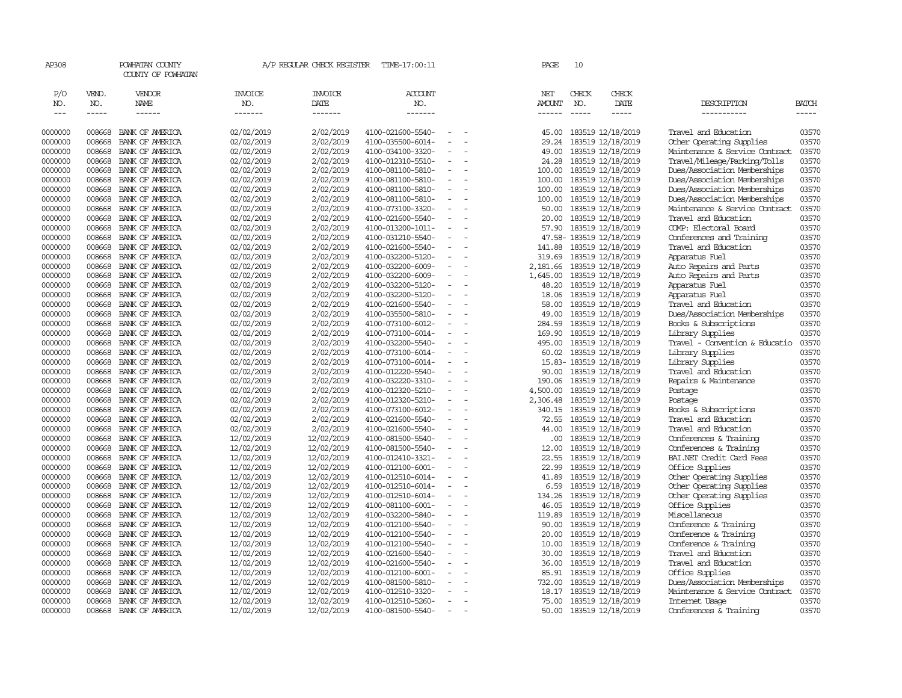AP308 POWHATAN COUNTY A/P REGULAR CHECK REGISTER TIME-17:00:11 PAGE 10

COUNTY OF POWHATAN

| P/O NO. | VEND. NO. | VENDOR NAME | INVOICE NO. | INVOICE DATE | ACCOUNT NO. | | NET AMOUNT | CHECK NO. | CHECK DATE | DESCRIPTION | BATCH |
|---|---|---|---|---|---|---|---|---|---|---|---|
| --- | ----- | ------ | ------- | ------- | ------- | | ------ | ----- | ----- | ----------- | ----- |
| 0000000 | 008668 | BANK OF AMERICA | 02/02/2019 | 2/02/2019 | 4100-021600-5540- | - - | 45.00 | 183519 | 12/18/2019 | Travel and Education | 03570 |
| 0000000 | 008668 | BANK OF AMERICA | 02/02/2019 | 2/02/2019 | 4100-035500-6014- | - - | 29.24 | 183519 | 12/18/2019 | Other Operating Supplies | 03570 |
| 0000000 | 008668 | BANK OF AMERICA | 02/02/2019 | 2/02/2019 | 4100-034100-3320- | - - | 49.00 | 183519 | 12/18/2019 | Maintenance & Service Contract | 03570 |
| 0000000 | 008668 | BANK OF AMERICA | 02/02/2019 | 2/02/2019 | 4100-012310-5510- | - - | 24.28 | 183519 | 12/18/2019 | Travel/Mileage/Parking/Tolls | 03570 |
| 0000000 | 008668 | BANK OF AMERICA | 02/02/2019 | 2/02/2019 | 4100-081100-5810- | - - | 100.00 | 183519 | 12/18/2019 | Dues/Association Memberships | 03570 |
| 0000000 | 008668 | BANK OF AMERICA | 02/02/2019 | 2/02/2019 | 4100-081100-5810- | - - | 100.00 | 183519 | 12/18/2019 | Dues/Association Memberships | 03570 |
| 0000000 | 008668 | BANK OF AMERICA | 02/02/2019 | 2/02/2019 | 4100-081100-5810- | - - | 100.00 | 183519 | 12/18/2019 | Dues/Association Memberships | 03570 |
| 0000000 | 008668 | BANK OF AMERICA | 02/02/2019 | 2/02/2019 | 4100-081100-5810- | - - | 100.00 | 183519 | 12/18/2019 | Dues/Association Memberships | 03570 |
| 0000000 | 008668 | BANK OF AMERICA | 02/02/2019 | 2/02/2019 | 4100-073100-3320- | - - | 50.00 | 183519 | 12/18/2019 | Maintenance & Service Contract | 03570 |
| 0000000 | 008668 | BANK OF AMERICA | 02/02/2019 | 2/02/2019 | 4100-021600-5540- | - - | 20.00 | 183519 | 12/18/2019 | Travel and Education | 03570 |
| 0000000 | 008668 | BANK OF AMERICA | 02/02/2019 | 2/02/2019 | 4100-013200-1011- | - - | 57.90 | 183519 | 12/18/2019 | COMP: Electoral Board | 03570 |
| 0000000 | 008668 | BANK OF AMERICA | 02/02/2019 | 2/02/2019 | 4100-031210-5540- | - - | 47.58- | 183519 | 12/18/2019 | Conferences and Training | 03570 |
| 0000000 | 008668 | BANK OF AMERICA | 02/02/2019 | 2/02/2019 | 4100-021600-5540- | - - | 141.88 | 183519 | 12/18/2019 | Travel and Education | 03570 |
| 0000000 | 008668 | BANK OF AMERICA | 02/02/2019 | 2/02/2019 | 4100-032200-5120- | - - | 319.69 | 183519 | 12/18/2019 | Apparatus Fuel | 03570 |
| 0000000 | 008668 | BANK OF AMERICA | 02/02/2019 | 2/02/2019 | 4100-032200-6009- | - - | 2,181.66 | 183519 | 12/18/2019 | Auto Repairs and Parts | 03570 |
| 0000000 | 008668 | BANK OF AMERICA | 02/02/2019 | 2/02/2019 | 4100-032200-6009- | - - | 1,645.00 | 183519 | 12/18/2019 | Auto Repairs and Parts | 03570 |
| 0000000 | 008668 | BANK OF AMERICA | 02/02/2019 | 2/02/2019 | 4100-032200-5120- | - - | 48.20 | 183519 | 12/18/2019 | Apparatus Fuel | 03570 |
| 0000000 | 008668 | BANK OF AMERICA | 02/02/2019 | 2/02/2019 | 4100-032200-5120- | - - | 18.06 | 183519 | 12/18/2019 | Apparatus Fuel | 03570 |
| 0000000 | 008668 | BANK OF AMERICA | 02/02/2019 | 2/02/2019 | 4100-021600-5540- | - - | 58.00 | 183519 | 12/18/2019 | Travel and Education | 03570 |
| 0000000 | 008668 | BANK OF AMERICA | 02/02/2019 | 2/02/2019 | 4100-035500-5810- | - - | 49.00 | 183519 | 12/18/2019 | Dues/Association Memberships | 03570 |
| 0000000 | 008668 | BANK OF AMERICA | 02/02/2019 | 2/02/2019 | 4100-073100-6012- | - - | 284.59 | 183519 | 12/18/2019 | Books & Subscriptions | 03570 |
| 0000000 | 008668 | BANK OF AMERICA | 02/02/2019 | 2/02/2019 | 4100-073100-6014- | - - | 169.90 | 183519 | 12/18/2019 | Library Supplies | 03570 |
| 0000000 | 008668 | BANK OF AMERICA | 02/02/2019 | 2/02/2019 | 4100-032200-5540- | - - | 495.00 | 183519 | 12/18/2019 | Travel - Convention & Educatio | 03570 |
| 0000000 | 008668 | BANK OF AMERICA | 02/02/2019 | 2/02/2019 | 4100-073100-6014- | - - | 60.02 | 183519 | 12/18/2019 | Library Supplies | 03570 |
| 0000000 | 008668 | BANK OF AMERICA | 02/02/2019 | 2/02/2019 | 4100-073100-6014- | - - | 15.83- | 183519 | 12/18/2019 | Library Supplies | 03570 |
| 0000000 | 008668 | BANK OF AMERICA | 02/02/2019 | 2/02/2019 | 4100-012220-5540- | - - | 90.00 | 183519 | 12/18/2019 | Travel and Education | 03570 |
| 0000000 | 008668 | BANK OF AMERICA | 02/02/2019 | 2/02/2019 | 4100-032220-3310- | - - | 190.06 | 183519 | 12/18/2019 | Repairs & Maintenance | 03570 |
| 0000000 | 008668 | BANK OF AMERICA | 02/02/2019 | 2/02/2019 | 4100-012320-5210- | - - | 4,500.00 | 183519 | 12/18/2019 | Postage | 03570 |
| 0000000 | 008668 | BANK OF AMERICA | 02/02/2019 | 2/02/2019 | 4100-012320-5210- | - - | 2,306.48 | 183519 | 12/18/2019 | Postage | 03570 |
| 0000000 | 008668 | BANK OF AMERICA | 02/02/2019 | 2/02/2019 | 4100-073100-6012- | - - | 340.15 | 183519 | 12/18/2019 | Books & Subscriptions | 03570 |
| 0000000 | 008668 | BANK OF AMERICA | 02/02/2019 | 2/02/2019 | 4100-021600-5540- | - - | 72.55 | 183519 | 12/18/2019 | Travel and Education | 03570 |
| 0000000 | 008668 | BANK OF AMERICA | 02/02/2019 | 2/02/2019 | 4100-021600-5540- | - - | 44.00 | 183519 | 12/18/2019 | Travel and Education | 03570 |
| 0000000 | 008668 | BANK OF AMERICA | 12/02/2019 | 12/02/2019 | 4100-081500-5540- | - - | .00 | 183519 | 12/18/2019 | Conferences & Training | 03570 |
| 0000000 | 008668 | BANK OF AMERICA | 12/02/2019 | 12/02/2019 | 4100-081500-5540- | - - | 12.00 | 183519 | 12/18/2019 | Conferences & Training | 03570 |
| 0000000 | 008668 | BANK OF AMERICA | 12/02/2019 | 12/02/2019 | 4100-012410-3321- | - - | 22.55 | 183519 | 12/18/2019 | BAI.NET Credit Card Fees | 03570 |
| 0000000 | 008668 | BANK OF AMERICA | 12/02/2019 | 12/02/2019 | 4100-012100-6001- | - - | 22.99 | 183519 | 12/18/2019 | Office Supplies | 03570 |
| 0000000 | 008668 | BANK OF AMERICA | 12/02/2019 | 12/02/2019 | 4100-012510-6014- | - - | 41.89 | 183519 | 12/18/2019 | Other Operating Supplies | 03570 |
| 0000000 | 008668 | BANK OF AMERICA | 12/02/2019 | 12/02/2019 | 4100-012510-6014- | - - | 6.59 | 183519 | 12/18/2019 | Other Operating Supplies | 03570 |
| 0000000 | 008668 | BANK OF AMERICA | 12/02/2019 | 12/02/2019 | 4100-012510-6014- | - - | 134.26 | 183519 | 12/18/2019 | Other Operating Supplies | 03570 |
| 0000000 | 008668 | BANK OF AMERICA | 12/02/2019 | 12/02/2019 | 4100-081100-6001- | - - | 46.05 | 183519 | 12/18/2019 | Office Supplies | 03570 |
| 0000000 | 008668 | BANK OF AMERICA | 12/02/2019 | 12/02/2019 | 4100-032200-5840- | - - | 119.89 | 183519 | 12/18/2019 | Miscellaneous | 03570 |
| 0000000 | 008668 | BANK OF AMERICA | 12/02/2019 | 12/02/2019 | 4100-012100-5540- | - - | 90.00 | 183519 | 12/18/2019 | Conference & Training | 03570 |
| 0000000 | 008668 | BANK OF AMERICA | 12/02/2019 | 12/02/2019 | 4100-012100-5540- | - - | 20.00 | 183519 | 12/18/2019 | Conference & Training | 03570 |
| 0000000 | 008668 | BANK OF AMERICA | 12/02/2019 | 12/02/2019 | 4100-012100-5540- | - - | 10.00 | 183519 | 12/18/2019 | Conference & Training | 03570 |
| 0000000 | 008668 | BANK OF AMERICA | 12/02/2019 | 12/02/2019 | 4100-021600-5540- | - - | 30.00 | 183519 | 12/18/2019 | Travel and Education | 03570 |
| 0000000 | 008668 | BANK OF AMERICA | 12/02/2019 | 12/02/2019 | 4100-021600-5540- | - - | 36.00 | 183519 | 12/18/2019 | Travel and Education | 03570 |
| 0000000 | 008668 | BANK OF AMERICA | 12/02/2019 | 12/02/2019 | 4100-012100-6001- | - - | 85.91 | 183519 | 12/18/2019 | Office Supplies | 03570 |
| 0000000 | 008668 | BANK OF AMERICA | 12/02/2019 | 12/02/2019 | 4100-081500-5810- | - - | 732.00 | 183519 | 12/18/2019 | Dues/Association Memberships | 03570 |
| 0000000 | 008668 | BANK OF AMERICA | 12/02/2019 | 12/02/2019 | 4100-012510-3320- | - - | 18.17 | 183519 | 12/18/2019 | Maintenance & Service Contract | 03570 |
| 0000000 | 008668 | BANK OF AMERICA | 12/02/2019 | 12/02/2019 | 4100-012510-5260- | - - | 75.00 | 183519 | 12/18/2019 | Internet Usage | 03570 |
| 0000000 | 008668 | BANK OF AMERICA | 12/02/2019 | 12/02/2019 | 4100-081500-5540- | - - | 50.00 | 183519 | 12/18/2019 | Conferences & Training | 03570 |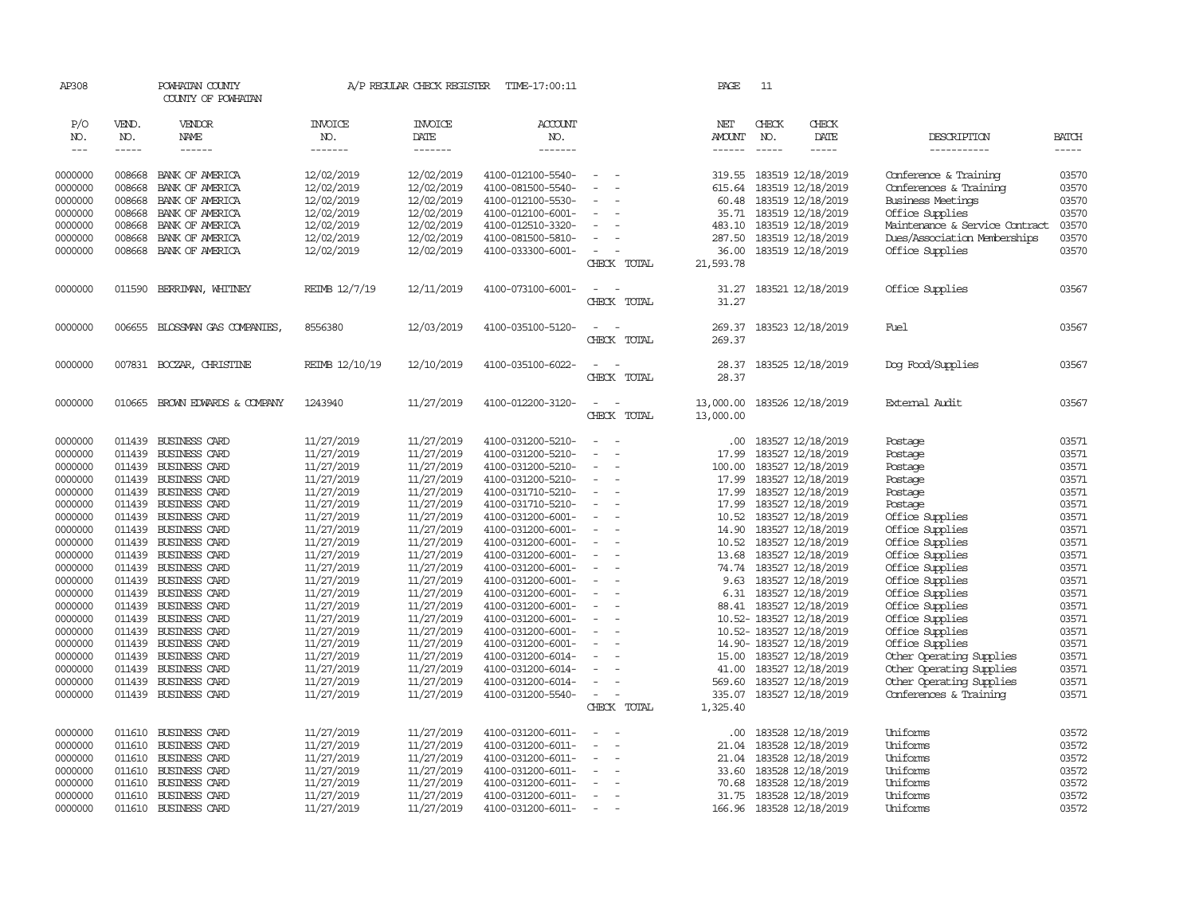AP308 POWHATAN COUNTY A/P REGULAR CHECK REGISTER TIME-17:00:11 PAGE 11

COUNTY OF POWHATAN

| P/O NO. | VEND. NO. | VENDOR NAME | INVOICE NO. | INVOICE DATE | ACCOUNT NO. | | NET AMOUNT | CHECK NO. | CHECK DATE | DESCRIPTION | BATCH |
|---|---|---|---|---|---|---|---|---|---|---|---|
| --- | ----- | ------ | ------- | ------- | ------- | | ------ | ----- | ----- | ----------- | ----- |
| 0000000 | 008668 | BANK OF AMERICA | 12/02/2019 | 12/02/2019 | 4100-012100-5540- | - - | 319.55 | 183519 | 12/18/2019 | Conference & Training | 03570 |
| 0000000 | 008668 | BANK OF AMERICA | 12/02/2019 | 12/02/2019 | 4100-081500-5540- | - - | 615.64 | 183519 | 12/18/2019 | Conferences & Training | 03570 |
| 0000000 | 008668 | BANK OF AMERICA | 12/02/2019 | 12/02/2019 | 4100-012100-5530- | - - | 60.48 | 183519 | 12/18/2019 | Business Meetings | 03570 |
| 0000000 | 008668 | BANK OF AMERICA | 12/02/2019 | 12/02/2019 | 4100-012100-6001- | - - | 35.71 | 183519 | 12/18/2019 | Office Supplies | 03570 |
| 0000000 | 008668 | BANK OF AMERICA | 12/02/2019 | 12/02/2019 | 4100-012510-3320- | - - | 483.10 | 183519 | 12/18/2019 | Maintenance & Service Contract | 03570 |
| 0000000 | 008668 | BANK OF AMERICA | 12/02/2019 | 12/02/2019 | 4100-081500-5810- | - - | 287.50 | 183519 | 12/18/2019 | Dues/Association Memberships | 03570 |
| 0000000 | 008668 | BANK OF AMERICA | 12/02/2019 | 12/02/2019 | 4100-033300-6001- | - - | 36.00 | 183519 | 12/18/2019 | Office Supplies | 03570 |
| | | | | | | CHECK TOTAL | 21,593.78 | | | | |
| 0000000 | 011590 | BERRIMAN, WHITNEY | REIMB 12/7/19 | 12/11/2019 | 4100-073100-6001- | - - | 31.27 | 183521 | 12/18/2019 | Office Supplies | 03567 |
| | | | | | | CHECK TOTAL | 31.27 | | | | |
| 0000000 | 006655 | BLOSSMAN GAS COMPANIES, | 8556380 | 12/03/2019 | 4100-035100-5120- | - - | 269.37 | 183523 | 12/18/2019 | Fuel | 03567 |
| | | | | | | CHECK TOTAL | 269.37 | | | | |
| 0000000 | 007831 | BOCZAR, CHRISTINE | REIMB 12/10/19 | 12/10/2019 | 4100-035100-6022- | - - | 28.37 | 183525 | 12/18/2019 | Dog Food/Supplies | 03567 |
| | | | | | | CHECK TOTAL | 28.37 | | | | |
| 0000000 | 010665 | BROWN EDWARDS & COMPANY | 1243940 | 11/27/2019 | 4100-012200-3120- | - - | 13,000.00 | 183526 | 12/18/2019 | External Audit | 03567 |
| | | | | | | CHECK TOTAL | 13,000.00 | | | | |
| 0000000 | 011439 | BUSINESS CARD | 11/27/2019 | 11/27/2019 | 4100-031200-5210- | - - | .00 | 183527 | 12/18/2019 | Postage | 03571 |
| 0000000 | 011439 | BUSINESS CARD | 11/27/2019 | 11/27/2019 | 4100-031200-5210- | - - | 17.99 | 183527 | 12/18/2019 | Postage | 03571 |
| 0000000 | 011439 | BUSINESS CARD | 11/27/2019 | 11/27/2019 | 4100-031200-5210- | - - | 100.00 | 183527 | 12/18/2019 | Postage | 03571 |
| 0000000 | 011439 | BUSINESS CARD | 11/27/2019 | 11/27/2019 | 4100-031200-5210- | - - | 17.99 | 183527 | 12/18/2019 | Postage | 03571 |
| 0000000 | 011439 | BUSINESS CARD | 11/27/2019 | 11/27/2019 | 4100-031710-5210- | - - | 17.99 | 183527 | 12/18/2019 | Postage | 03571 |
| 0000000 | 011439 | BUSINESS CARD | 11/27/2019 | 11/27/2019 | 4100-031710-5210- | - - | 17.99 | 183527 | 12/18/2019 | Postage | 03571 |
| 0000000 | 011439 | BUSINESS CARD | 11/27/2019 | 11/27/2019 | 4100-031200-6001- | - - | 10.52 | 183527 | 12/18/2019 | Office Supplies | 03571 |
| 0000000 | 011439 | BUSINESS CARD | 11/27/2019 | 11/27/2019 | 4100-031200-6001- | - - | 14.90 | 183527 | 12/18/2019 | Office Supplies | 03571 |
| 0000000 | 011439 | BUSINESS CARD | 11/27/2019 | 11/27/2019 | 4100-031200-6001- | - - | 10.52 | 183527 | 12/18/2019 | Office Supplies | 03571 |
| 0000000 | 011439 | BUSINESS CARD | 11/27/2019 | 11/27/2019 | 4100-031200-6001- | - - | 13.68 | 183527 | 12/18/2019 | Office Supplies | 03571 |
| 0000000 | 011439 | BUSINESS CARD | 11/27/2019 | 11/27/2019 | 4100-031200-6001- | - - | 74.74 | 183527 | 12/18/2019 | Office Supplies | 03571 |
| 0000000 | 011439 | BUSINESS CARD | 11/27/2019 | 11/27/2019 | 4100-031200-6001- | - - | 9.63 | 183527 | 12/18/2019 | Office Supplies | 03571 |
| 0000000 | 011439 | BUSINESS CARD | 11/27/2019 | 11/27/2019 | 4100-031200-6001- | - - | 6.31 | 183527 | 12/18/2019 | Office Supplies | 03571 |
| 0000000 | 011439 | BUSINESS CARD | 11/27/2019 | 11/27/2019 | 4100-031200-6001- | - - | 88.41 | 183527 | 12/18/2019 | Office Supplies | 03571 |
| 0000000 | 011439 | BUSINESS CARD | 11/27/2019 | 11/27/2019 | 4100-031200-6001- | - - | 10.52- | 183527 | 12/18/2019 | Office Supplies | 03571 |
| 0000000 | 011439 | BUSINESS CARD | 11/27/2019 | 11/27/2019 | 4100-031200-6001- | - - | 10.52- | 183527 | 12/18/2019 | Office Supplies | 03571 |
| 0000000 | 011439 | BUSINESS CARD | 11/27/2019 | 11/27/2019 | 4100-031200-6001- | - - | 14.90- | 183527 | 12/18/2019 | Office Supplies | 03571 |
| 0000000 | 011439 | BUSINESS CARD | 11/27/2019 | 11/27/2019 | 4100-031200-6014- | - - | 15.00 | 183527 | 12/18/2019 | Other Operating Supplies | 03571 |
| 0000000 | 011439 | BUSINESS CARD | 11/27/2019 | 11/27/2019 | 4100-031200-6014- | - - | 41.00 | 183527 | 12/18/2019 | Other Operating Supplies | 03571 |
| 0000000 | 011439 | BUSINESS CARD | 11/27/2019 | 11/27/2019 | 4100-031200-6014- | - - | 569.60 | 183527 | 12/18/2019 | Other Operating Supplies | 03571 |
| 0000000 | 011439 | BUSINESS CARD | 11/27/2019 | 11/27/2019 | 4100-031200-5540- | - - | 335.07 | 183527 | 12/18/2019 | Conferences & Training | 03571 |
| | | | | | | CHECK TOTAL | 1,325.40 | | | | |
| 0000000 | 011610 | BUSINESS CARD | 11/27/2019 | 11/27/2019 | 4100-031200-6011- | - - | .00 | 183528 | 12/18/2019 | Uniforms | 03572 |
| 0000000 | 011610 | BUSINESS CARD | 11/27/2019 | 11/27/2019 | 4100-031200-6011- | - - | 21.04 | 183528 | 12/18/2019 | Uniforms | 03572 |
| 0000000 | 011610 | BUSINESS CARD | 11/27/2019 | 11/27/2019 | 4100-031200-6011- | - - | 21.04 | 183528 | 12/18/2019 | Uniforms | 03572 |
| 0000000 | 011610 | BUSINESS CARD | 11/27/2019 | 11/27/2019 | 4100-031200-6011- | - - | 33.60 | 183528 | 12/18/2019 | Uniforms | 03572 |
| 0000000 | 011610 | BUSINESS CARD | 11/27/2019 | 11/27/2019 | 4100-031200-6011- | - - | 70.68 | 183528 | 12/18/2019 | Uniforms | 03572 |
| 0000000 | 011610 | BUSINESS CARD | 11/27/2019 | 11/27/2019 | 4100-031200-6011- | - - | 31.75 | 183528 | 12/18/2019 | Uniforms | 03572 |
| 0000000 | 011610 | BUSINESS CARD | 11/27/2019 | 11/27/2019 | 4100-031200-6011- | - - | 166.96 | 183528 | 12/18/2019 | Uniforms | 03572 |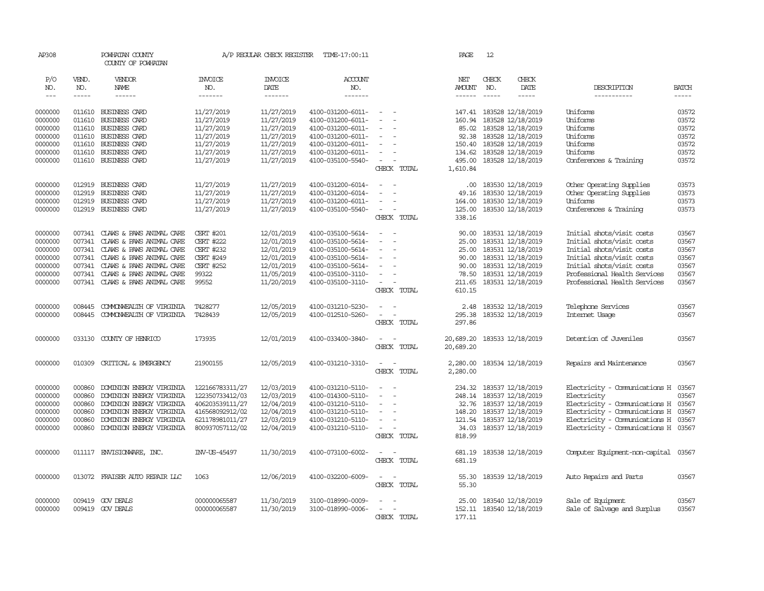AP308 POWHATAN COUNTY A/P REGULAR CHECK REGISTER TIME-17:00:11 PAGE 12

COUNTY OF POWHATAN

| P/O NO. | VEND. NO. | VENDOR NAME | INVOICE NO. | INVOICE DATE | ACCOUNT NO. | | NET AMOUNT | CHECK NO. | CHECK DATE | DESCRIPTION | BATCH |
|---|---|---|---|---|---|---|---|---|---|---|---|
| 0000000 | 011610 | BUSINESS CARD | 11/27/2019 | 11/27/2019 | 4100-031200-6011- | - - | 147.41 | 183528 | 12/18/2019 | Uniforms | 03572 |
| 0000000 | 011610 | BUSINESS CARD | 11/27/2019 | 11/27/2019 | 4100-031200-6011- | - - | 160.94 | 183528 | 12/18/2019 | Uniforms | 03572 |
| 0000000 | 011610 | BUSINESS CARD | 11/27/2019 | 11/27/2019 | 4100-031200-6011- | - - | 85.02 | 183528 | 12/18/2019 | Uniforms | 03572 |
| 0000000 | 011610 | BUSINESS CARD | 11/27/2019 | 11/27/2019 | 4100-031200-6011- | - - | 92.38 | 183528 | 12/18/2019 | Uniforms | 03572 |
| 0000000 | 011610 | BUSINESS CARD | 11/27/2019 | 11/27/2019 | 4100-031200-6011- | - - | 150.40 | 183528 | 12/18/2019 | Uniforms | 03572 |
| 0000000 | 011610 | BUSINESS CARD | 11/27/2019 | 11/27/2019 | 4100-031200-6011- | - - | 134.62 | 183528 | 12/18/2019 | Uniforms | 03572 |
| 0000000 | 011610 | BUSINESS CARD | 11/27/2019 | 11/27/2019 | 4100-035100-5540- | - - | 495.00 | 183528 | 12/18/2019 | Conferences & Training | 03572 |
| | | | | | | CHECK TOTAL | 1,610.84 | | | | |
| 0000000 | 012919 | BUSINESS CARD | 11/27/2019 | 11/27/2019 | 4100-031200-6014- | - - | .00 | 183530 | 12/18/2019 | Other Operating Supplies | 03573 |
| 0000000 | 012919 | BUSINESS CARD | 11/27/2019 | 11/27/2019 | 4100-031200-6014- | - - | 49.16 | 183530 | 12/18/2019 | Other Operating Supplies | 03573 |
| 0000000 | 012919 | BUSINESS CARD | 11/27/2019 | 11/27/2019 | 4100-031200-6011- | - - | 164.00 | 183530 | 12/18/2019 | Uniforms | 03573 |
| 0000000 | 012919 | BUSINESS CARD | 11/27/2019 | 11/27/2019 | 4100-035100-5540- | - - | 125.00 | 183530 | 12/18/2019 | Conferences & Training | 03573 |
| | | | | | | CHECK TOTAL | 338.16 | | | | |
| 0000000 | 007341 | CLAWS & PAWS ANIMAL CARE | CERT #201 | 12/01/2019 | 4100-035100-5614- | - - | 90.00 | 183531 | 12/18/2019 | Initial shots/visit costs | 03567 |
| 0000000 | 007341 | CLAWS & PAWS ANIMAL CARE | CERT #222 | 12/01/2019 | 4100-035100-5614- | - - | 25.00 | 183531 | 12/18/2019 | Initial shots/visit costs | 03567 |
| 0000000 | 007341 | CLAWS & PAWS ANIMAL CARE | CERT #232 | 12/01/2019 | 4100-035100-5614- | - - | 25.00 | 183531 | 12/18/2019 | Initial shots/visit costs | 03567 |
| 0000000 | 007341 | CLAWS & PAWS ANIMAL CARE | CERT #249 | 12/01/2019 | 4100-035100-5614- | - - | 90.00 | 183531 | 12/18/2019 | Initial shots/visit costs | 03567 |
| 0000000 | 007341 | CLAWS & PAWS ANIMAL CARE | CERT #252 | 12/01/2019 | 4100-035100-5614- | - - | 90.00 | 183531 | 12/18/2019 | Initial shots/visit costs | 03567 |
| 0000000 | 007341 | CLAWS & PAWS ANIMAL CARE | 99322 | 11/05/2019 | 4100-035100-3110- | - - | 78.50 | 183531 | 12/18/2019 | Professional Health Services | 03567 |
| 0000000 | 007341 | CLAWS & PAWS ANIMAL CARE | 99552 | 11/20/2019 | 4100-035100-3110- | - - | 211.65 | 183531 | 12/18/2019 | Professional Health Services | 03567 |
| | | | | | | CHECK TOTAL | 610.15 | | | | |
| 0000000 | 008445 | COMMONWEALTH OF VIRGINIA | T428277 | 12/05/2019 | 4100-031210-5230- | - - | 2.48 | 183532 | 12/18/2019 | Telephone Services | 03567 |
| 0000000 | 008445 | COMMONWEALTH OF VIRGINIA | T428439 | 12/05/2019 | 4100-012510-5260- | - - | 295.38 | 183532 | 12/18/2019 | Internet Usage | 03567 |
| | | | | | | CHECK TOTAL | 297.86 | | | | |
| 0000000 | 033130 | COUNTY OF HENRICO | 173935 | 12/01/2019 | 4100-033400-3840- | - - | 20,689.20 | 183533 | 12/18/2019 | Detention of Juveniles | 03567 |
| | | | | | | CHECK TOTAL | 20,689.20 | | | | |
| 0000000 | 010309 | CRITICAL & EMERGENCY | 21900155 | 12/05/2019 | 4100-031210-3310- | - - | 2,280.00 | 183534 | 12/18/2019 | Repairs and Maintenance | 03567 |
| | | | | | | CHECK TOTAL | 2,280.00 | | | | |
| 0000000 | 000860 | DOMINION ENERGY VIRGINIA | 122166783311/27 | 12/03/2019 | 4100-031210-5110- | - - | 234.32 | 183537 | 12/18/2019 | Electricity - Comunications H | 03567 |
| 0000000 | 000860 | DOMINION ENERGY VIRGINIA | 122350733412/03 | 12/03/2019 | 4100-014300-5110- | - - | 248.14 | 183537 | 12/18/2019 | Electricity | 03567 |
| 0000000 | 000860 | DOMINION ENERGY VIRGINIA | 406203539111/27 | 12/04/2019 | 4100-031210-5110- | - - | 32.76 | 183537 | 12/18/2019 | Electricity - Comunications H | 03567 |
| 0000000 | 000860 | DOMINION ENERGY VIRGINIA | 416568092912/02 | 12/04/2019 | 4100-031210-5110- | - - | 148.20 | 183537 | 12/18/2019 | Electricity - Comunications H | 03567 |
| 0000000 | 000860 | DOMINION ENERGY VIRGINIA | 621178981011/27 | 12/03/2019 | 4100-031210-5110- | - - | 121.54 | 183537 | 12/18/2019 | Electricity - Comunications H | 03567 |
| 0000000 | 000860 | DOMINION ENERGY VIRGINIA | 800937057112/02 | 12/04/2019 | 4100-031210-5110- | - - | 34.03 | 183537 | 12/18/2019 | Electricity - Comunications H | 03567 |
| | | | | | | CHECK TOTAL | 818.99 | | | | |
| 0000000 | 011117 | ENVISIONWARE, INC. | INV-US-45497 | 11/30/2019 | 4100-073100-6002- | - - | 681.19 | 183538 | 12/18/2019 | Computer Equipment-non-capital | 03567 |
| | | | | | | CHECK TOTAL | 681.19 | | | | |
| 0000000 | 013072 | FRAISER AUTO REPAIR LLC | 1063 | 12/06/2019 | 4100-032200-6009- | - - | 55.30 | 183539 | 12/18/2019 | Auto Repairs and Parts | 03567 |
| | | | | | | CHECK TOTAL | 55.30 | | | | |
| 0000000 | 009419 | GOV DEALS | 000000065587 | 11/30/2019 | 3100-018990-0009- | - - | 25.00 | 183540 | 12/18/2019 | Sale of Equipment | 03567 |
| 0000000 | 009419 | GOV DEALS | 000000065587 | 11/30/2019 | 3100-018990-0006- | - - | 152.11 | 183540 | 12/18/2019 | Sale of Salvage and Surplus | 03567 |
| | | | | | | CHECK TOTAL | 177.11 | | | | |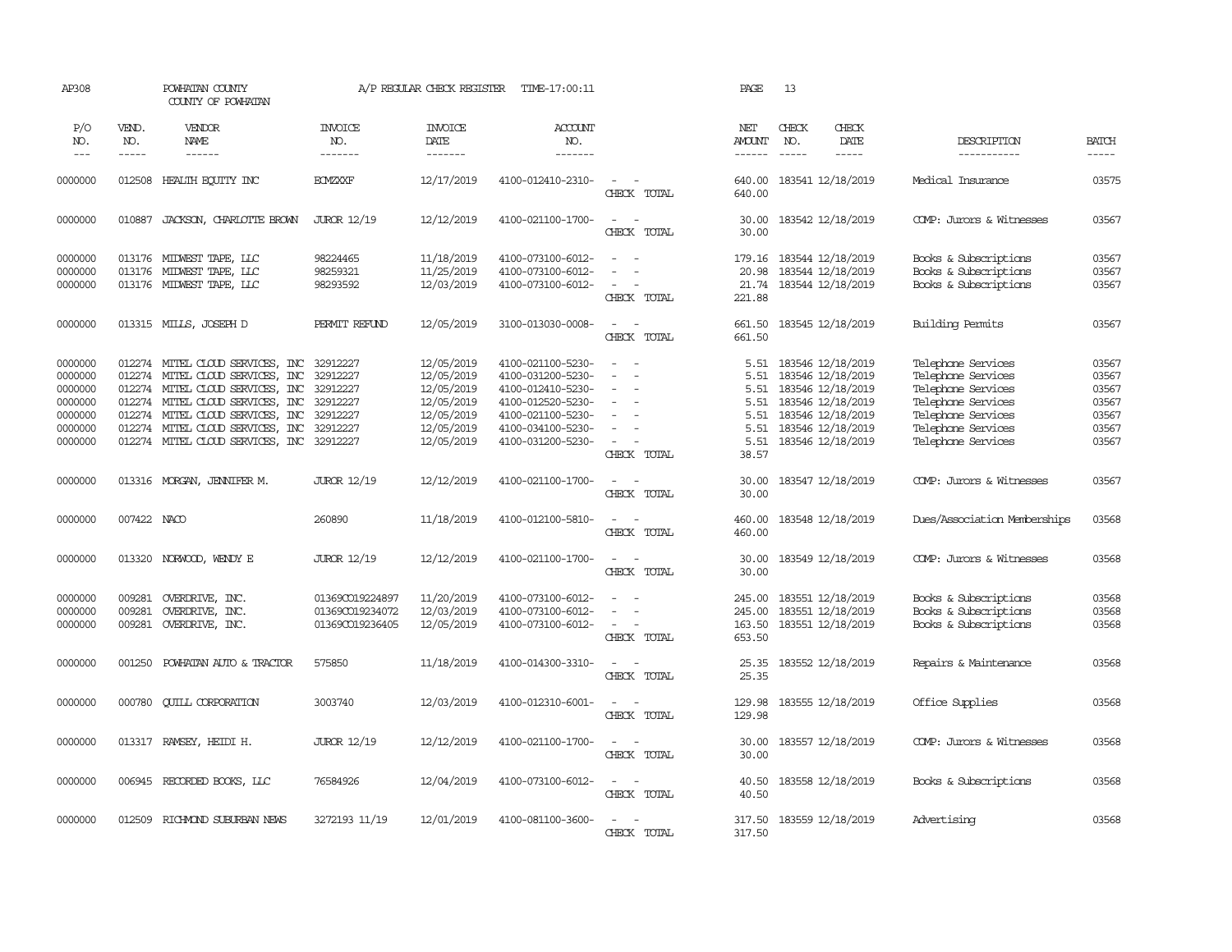AP308 POWHATAN COUNTY A/P REGULAR CHECK REGISTER TIME-17:00:11

COUNTY OF POWHATAN

| P/O NO. | VEND. NO. | VENDOR NAME | INVOICE NO. | INVOICE DATE | ACCOUNT NO. | | NET AMOUNT | CHECK NO. | CHECK DATE | DESCRIPTION | BATCH |
|---|---|---|---|---|---|---|---|---|---|---|---|
| 0000000 | 012508 | HEALTH EQUITY INC | ECMZXXF | 12/17/2019 | 4100-012410-2310- | - - | 640.00 | 183541 | 12/18/2019 | Medical Insurance | 03575 |
| | | | | | | CHECK TOTAL | 640.00 | | | | |
| 0000000 | 010887 | JACKSON, CHARLOTTE BROWN | JUROR 12/19 | 12/12/2019 | 4100-021100-1700- | - - | 30.00 | 183542 | 12/18/2019 | COMP: Jurors & Witnesses | 03567 |
| | | | | | | CHECK TOTAL | 30.00 | | | | |
| 0000000 | 013176 | MIDWEST TAPE, LLC | 98224465 | 11/18/2019 | 4100-073100-6012- | - - | 179.16 | 183544 | 12/18/2019 | Books & Subscriptions | 03567 |
| 0000000 | 013176 | MIDWEST TAPE, LLC | 98259321 | 11/25/2019 | 4100-073100-6012- | - - | 20.98 | 183544 | 12/18/2019 | Books & Subscriptions | 03567 |
| 0000000 | 013176 | MIDWEST TAPE, LLC | 98293592 | 12/03/2019 | 4100-073100-6012- | - - | 21.74 | 183544 | 12/18/2019 | Books & Subscriptions | 03567 |
| | | | | | | CHECK TOTAL | 221.88 | | | | |
| 0000000 | 013315 | MILLS, JOSEPH D | PERMIT REFUND | 12/05/2019 | 3100-013030-0008- | - - | 661.50 | 183545 | 12/18/2019 | Building Permits | 03567 |
| | | | | | | CHECK TOTAL | 661.50 | | | | |
| 0000000 | 012274 | MITEL CLOUD SERVICES, INC | 32912227 | 12/05/2019 | 4100-021100-5230- | - - | 5.51 | 183546 | 12/18/2019 | Telephone Services | 03567 |
| 0000000 | 012274 | MITEL CLOUD SERVICES, INC | 32912227 | 12/05/2019 | 4100-031200-5230- | - - | 5.51 | 183546 | 12/18/2019 | Telephone Services | 03567 |
| 0000000 | 012274 | MITEL CLOUD SERVICES, INC | 32912227 | 12/05/2019 | 4100-012410-5230- | - - | 5.51 | 183546 | 12/18/2019 | Telephone Services | 03567 |
| 0000000 | 012274 | MITEL CLOUD SERVICES, INC | 32912227 | 12/05/2019 | 4100-012520-5230- | - - | 5.51 | 183546 | 12/18/2019 | Telephone Services | 03567 |
| 0000000 | 012274 | MITEL CLOUD SERVICES, INC | 32912227 | 12/05/2019 | 4100-021100-5230- | - - | 5.51 | 183546 | 12/18/2019 | Telephone Services | 03567 |
| 0000000 | 012274 | MITEL CLOUD SERVICES, INC | 32912227 | 12/05/2019 | 4100-034100-5230- | - - | 5.51 | 183546 | 12/18/2019 | Telephone Services | 03567 |
| 0000000 | 012274 | MITEL CLOUD SERVICES, INC | 32912227 | 12/05/2019 | 4100-031200-5230- | - - | 5.51 | 183546 | 12/18/2019 | Telephone Services | 03567 |
| | | | | | | CHECK TOTAL | 38.57 | | | | |
| 0000000 | 013316 | MORGAN, JENNIFER M. | JUROR 12/19 | 12/12/2019 | 4100-021100-1700- | - - | 30.00 | 183547 | 12/18/2019 | COMP: Jurors & Witnesses | 03567 |
| | | | | | | CHECK TOTAL | 30.00 | | | | |
| 0000000 | 007422 | NACO | 260890 | 11/18/2019 | 4100-012100-5810- | - - | 460.00 | 183548 | 12/18/2019 | Dues/Association Memberships | 03568 |
| | | | | | | CHECK TOTAL | 460.00 | | | | |
| 0000000 | 013320 | NORWOOD, WENDY E | JUROR 12/19 | 12/12/2019 | 4100-021100-1700- | - - | 30.00 | 183549 | 12/18/2019 | COMP: Jurors & Witnesses | 03568 |
| | | | | | | CHECK TOTAL | 30.00 | | | | |
| 0000000 | 009281 | OVERDRIVE, INC. | 01369CO19224897 | 11/20/2019 | 4100-073100-6012- | - - | 245.00 | 183551 | 12/18/2019 | Books & Subscriptions | 03568 |
| 0000000 | 009281 | OVERDRIVE, INC. | 01369CO19234072 | 12/03/2019 | 4100-073100-6012- | - - | 245.00 | 183551 | 12/18/2019 | Books & Subscriptions | 03568 |
| 0000000 | 009281 | OVERDRIVE, INC. | 01369CO19236405 | 12/05/2019 | 4100-073100-6012- | - - | 163.50 | 183551 | 12/18/2019 | Books & Subscriptions | 03568 |
| | | | | | | CHECK TOTAL | 653.50 | | | | |
| 0000000 | 001250 | POWHATAN AUTO & TRACTOR | 575850 | 11/18/2019 | 4100-014300-3310- | - - | 25.35 | 183552 | 12/18/2019 | Repairs & Maintenance | 03568 |
| | | | | | | CHECK TOTAL | 25.35 | | | | |
| 0000000 | 000780 | QUILL CORPORATION | 3003740 | 12/03/2019 | 4100-012310-6001- | - - | 129.98 | 183555 | 12/18/2019 | Office Supplies | 03568 |
| | | | | | | CHECK TOTAL | 129.98 | | | | |
| 0000000 | 013317 | RAMSEY, HEIDI H. | JUROR 12/19 | 12/12/2019 | 4100-021100-1700- | - - | 30.00 | 183557 | 12/18/2019 | COMP: Jurors & Witnesses | 03568 |
| | | | | | | CHECK TOTAL | 30.00 | | | | |
| 0000000 | 006945 | RECORDED BOOKS, LLC | 76584926 | 12/04/2019 | 4100-073100-6012- | - - | 40.50 | 183558 | 12/18/2019 | Books & Subscriptions | 03568 |
| | | | | | | CHECK TOTAL | 40.50 | | | | |
| 0000000 | 012509 | RICHMOND SUBURBAN NEWS | 3272193 11/19 | 12/01/2019 | 4100-081100-3600- | - - | 317.50 | 183559 | 12/18/2019 | Advertising | 03568 |
| | | | | | | CHECK TOTAL | 317.50 | | | | |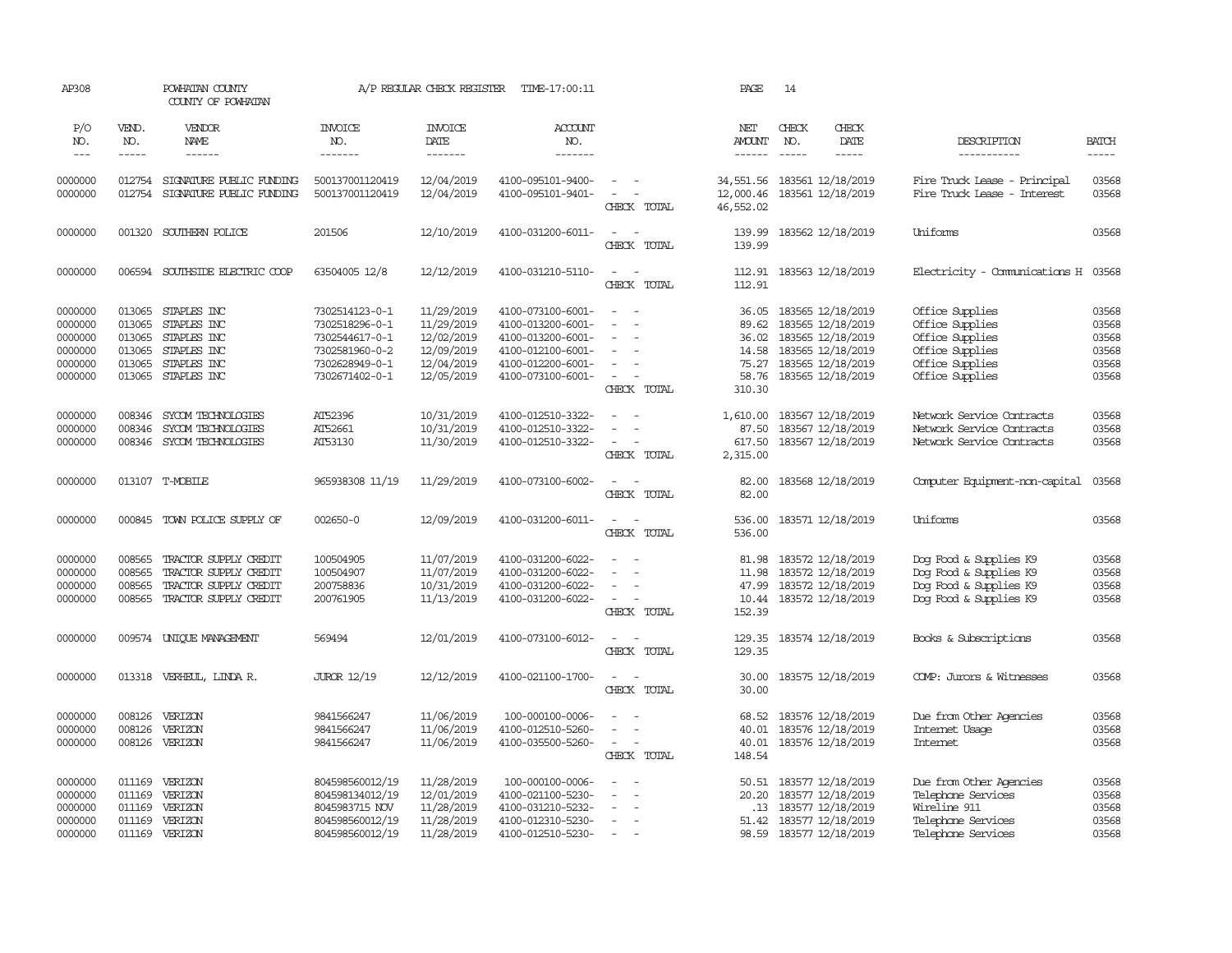AP308 POWHATAN COUNTY A/P REGULAR CHECK REGISTER TIME-17:00:11 PAGE 14
COUNTY OF POWHATAN

| P/O NO. | VEND. NO. | VENDOR NAME | INVOICE NO. | INVOICE DATE | ACCOUNT NO. | | NET AMOUNT | CHECK NO. | CHECK DATE | DESCRIPTION | BATCH |
|---|---|---|---|---|---|---|---|---|---|---|---|
| 0000000 | 012754 | SIGNATURE PUBLIC FUNDING | 500137001120419 | 12/04/2019 | 4100-095101-9400- | - - | 34,551.56 | 183561 | 12/18/2019 | Fire Truck Lease - Principal | 03568 |
| 0000000 | 012754 | SIGNATURE PUBLIC FUNDING | 500137001120419 | 12/04/2019 | 4100-095101-9401- | - - | 12,000.46 | 183561 | 12/18/2019 | Fire Truck Lease - Interest | 03568 |
| | | | | | | CHECK TOTAL | 46,552.02 | | | | |
| 0000000 | 001320 | SOUTHERN POLICE | 201506 | 12/10/2019 | 4100-031200-6011- | - - | 139.99 | 183562 | 12/18/2019 | Uniforms | 03568 |
| | | | | | | CHECK TOTAL | 139.99 | | | | |
| 0000000 | 006594 | SOUTHSIDE ELECTRIC COOP | 63504005 12/8 | 12/12/2019 | 4100-031210-5110- | - - | 112.91 | 183563 | 12/18/2019 | Electricity - Communications H | 03568 |
| | | | | | | CHECK TOTAL | 112.91 | | | | |
| 0000000 | 013065 | STAPLES INC | 7302514123-0-1 | 11/29/2019 | 4100-073100-6001- | - - | 36.05 | 183565 | 12/18/2019 | Office Supplies | 03568 |
| 0000000 | 013065 | STAPLES INC | 7302518296-0-1 | 11/29/2019 | 4100-013200-6001- | - - | 89.62 | 183565 | 12/18/2019 | Office Supplies | 03568 |
| 0000000 | 013065 | STAPLES INC | 7302544617-0-1 | 12/02/2019 | 4100-013200-6001- | - - | 36.02 | 183565 | 12/18/2019 | Office Supplies | 03568 |
| 0000000 | 013065 | STAPLES INC | 7302581960-0-2 | 12/09/2019 | 4100-012100-6001- | - - | 14.58 | 183565 | 12/18/2019 | Office Supplies | 03568 |
| 0000000 | 013065 | STAPLES INC | 7302628949-0-1 | 12/04/2019 | 4100-012200-6001- | - - | 75.27 | 183565 | 12/18/2019 | Office Supplies | 03568 |
| 0000000 | 013065 | STAPLES INC | 7302671402-0-1 | 12/05/2019 | 4100-073100-6001- | - - | 58.76 | 183565 | 12/18/2019 | Office Supplies | 03568 |
| | | | | | | CHECK TOTAL | 310.30 | | | | |
| 0000000 | 008346 | SYCOM TECHNOLOGIES | AT52396 | 10/31/2019 | 4100-012510-3322- | - - | 1,610.00 | 183567 | 12/18/2019 | Network Service Contracts | 03568 |
| 0000000 | 008346 | SYCOM TECHNOLOGIES | AT52661 | 10/31/2019 | 4100-012510-3322- | - - | 87.50 | 183567 | 12/18/2019 | Network Service Contracts | 03568 |
| 0000000 | 008346 | SYCOM TECHNOLOGIES | AT53130 | 11/30/2019 | 4100-012510-3322- | - - | 617.50 | 183567 | 12/18/2019 | Network Service Contracts | 03568 |
| | | | | | | CHECK TOTAL | 2,315.00 | | | | |
| 0000000 | 013107 | T-MOBILE | 965938308 11/19 | 11/29/2019 | 4100-073100-6002- | - - | 82.00 | 183568 | 12/18/2019 | Computer Equipment-non-capital | 03568 |
| | | | | | | CHECK TOTAL | 82.00 | | | | |
| 0000000 | 000845 | TOWN POLICE SUPPLY OF | 002650-0 | 12/09/2019 | 4100-031200-6011- | - - | 536.00 | 183571 | 12/18/2019 | Uniforms | 03568 |
| | | | | | | CHECK TOTAL | 536.00 | | | | |
| 0000000 | 008565 | TRACTOR SUPPLY CREDIT | 100504905 | 11/07/2019 | 4100-031200-6022- | - - | 81.98 | 183572 | 12/18/2019 | Dog Food & Supplies K9 | 03568 |
| 0000000 | 008565 | TRACTOR SUPPLY CREDIT | 100504907 | 11/07/2019 | 4100-031200-6022- | - - | 11.98 | 183572 | 12/18/2019 | Dog Food & Supplies K9 | 03568 |
| 0000000 | 008565 | TRACTOR SUPPLY CREDIT | 200758836 | 10/31/2019 | 4100-031200-6022- | - - | 47.99 | 183572 | 12/18/2019 | Dog Food & Supplies K9 | 03568 |
| 0000000 | 008565 | TRACTOR SUPPLY CREDIT | 200761905 | 11/13/2019 | 4100-031200-6022- | - - | 10.44 | 183572 | 12/18/2019 | Dog Food & Supplies K9 | 03568 |
| | | | | | | CHECK TOTAL | 152.39 | | | | |
| 0000000 | 009574 | UNIQUE MANAGEMENT | 569494 | 12/01/2019 | 4100-073100-6012- | - - | 129.35 | 183574 | 12/18/2019 | Books & Subscriptions | 03568 |
| | | | | | | CHECK TOTAL | 129.35 | | | | |
| 0000000 | 013318 | VERHEUL, LINDA R. | JUROR 12/19 | 12/12/2019 | 4100-021100-1700- | - - | 30.00 | 183575 | 12/18/2019 | COMP: Jurors & Witnesses | 03568 |
| | | | | | | CHECK TOTAL | 30.00 | | | | |
| 0000000 | 008126 | VERIZON | 9841566247 | 11/06/2019 | 100-000100-0006- | - - | 68.52 | 183576 | 12/18/2019 | Due from Other Agencies | 03568 |
| 0000000 | 008126 | VERIZON | 9841566247 | 11/06/2019 | 4100-012510-5260- | - - | 40.01 | 183576 | 12/18/2019 | Internet Usage | 03568 |
| 0000000 | 008126 | VERIZON | 9841566247 | 11/06/2019 | 4100-035500-5260- | - - | 40.01 | 183576 | 12/18/2019 | Internet | 03568 |
| | | | | | | CHECK TOTAL | 148.54 | | | | |
| 0000000 | 011169 | VERIZON | 804598560012/19 | 11/28/2019 | 100-000100-0006- | - - | 50.51 | 183577 | 12/18/2019 | Due from Other Agencies | 03568 |
| 0000000 | 011169 | VERIZON | 804598134012/19 | 12/01/2019 | 4100-021100-5230- | - - | 20.20 | 183577 | 12/18/2019 | Telephone Services | 03568 |
| 0000000 | 011169 | VERIZON | 8045983715 NOV | 11/28/2019 | 4100-031210-5232- | - - | .13 | 183577 | 12/18/2019 | Wireline 911 | 03568 |
| 0000000 | 011169 | VERIZON | 804598560012/19 | 11/28/2019 | 4100-012310-5230- | - - | 51.42 | 183577 | 12/18/2019 | Telephone Services | 03568 |
| 0000000 | 011169 | VERIZON | 804598560012/19 | 11/28/2019 | 4100-012510-5230- | - - | 98.59 | 183577 | 12/18/2019 | Telephone Services | 03568 |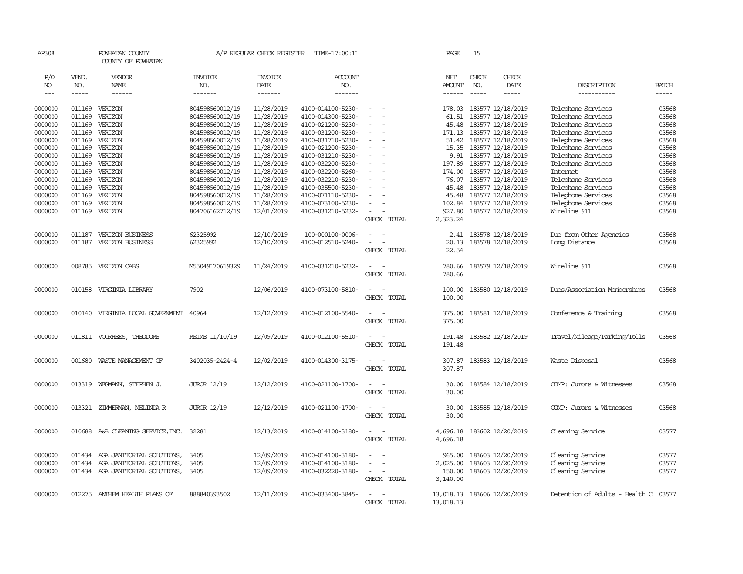AP308 POWHATAN COUNTY A/P REGULAR CHECK REGISTER TIME-17:00:11 PAGE 15

COUNTY OF POWHATAN

| P/O NO. | VEND. NO. | VENDOR NAME | INVOICE NO. | INVOICE DATE | ACCOUNT NO. | | NET AMOUNT | CHECK NO. | CHECK DATE | DESCRIPTION | BATCH |
|---|---|---|---|---|---|---|---|---|---|---|---|
| 0000000 | 011169 | VERIZON | 804598560012/19 | 11/28/2019 | 4100-014100-5230- | - - | 178.03 | 183577 | 12/18/2019 | Telephone Services | 03568 |
| 0000000 | 011169 | VERIZON | 804598560012/19 | 11/28/2019 | 4100-014300-5230- | - - | 61.51 | 183577 | 12/18/2019 | Telephone Services | 03568 |
| 0000000 | 011169 | VERIZON | 804598560012/19 | 11/28/2019 | 4100-021200-5230- | - - | 45.48 | 183577 | 12/18/2019 | Telephone Services | 03568 |
| 0000000 | 011169 | VERIZON | 804598560012/19 | 11/28/2019 | 4100-031200-5230- | - - | 171.13 | 183577 | 12/18/2019 | Telephone Services | 03568 |
| 0000000 | 011169 | VERIZON | 804598560012/19 | 11/28/2019 | 4100-031710-5230- | - - | 51.42 | 183577 | 12/18/2019 | Telephone Services | 03568 |
| 0000000 | 011169 | VERIZON | 804598560012/19 | 11/28/2019 | 4100-021200-5230- | - - | 15.35 | 183577 | 12/18/2019 | Telephone Services | 03568 |
| 0000000 | 011169 | VERIZON | 804598560012/19 | 11/28/2019 | 4100-031210-5230- | - - | 9.91 | 183577 | 12/18/2019 | Telephone Services | 03568 |
| 0000000 | 011169 | VERIZON | 804598560012/19 | 11/28/2019 | 4100-032200-5230- | - - | 197.89 | 183577 | 12/18/2019 | Telephone Services | 03568 |
| 0000000 | 011169 | VERIZON | 804598560012/19 | 11/28/2019 | 4100-032200-5260- | - - | 174.00 | 183577 | 12/18/2019 | Internet | 03568 |
| 0000000 | 011169 | VERIZON | 804598560012/19 | 11/28/2019 | 4100-032210-5230- | - - | 76.07 | 183577 | 12/18/2019 | Telephone Services | 03568 |
| 0000000 | 011169 | VERIZON | 804598560012/19 | 11/28/2019 | 4100-035500-5230- | - - | 45.48 | 183577 | 12/18/2019 | Telephone Services | 03568 |
| 0000000 | 011169 | VERIZON | 804598560012/19 | 11/28/2019 | 4100-071110-5230- | - - | 45.48 | 183577 | 12/18/2019 | Telephone Services | 03568 |
| 0000000 | 011169 | VERIZON | 804598560012/19 | 11/28/2019 | 4100-073100-5230- | - - | 102.84 | 183577 | 12/18/2019 | Telephone Services | 03568 |
| 0000000 | 011169 | VERIZON | 804706162712/19 | 12/01/2019 | 4100-031210-5232- | - - | 927.80 | 183577 | 12/18/2019 | Wireline 911 | 03568 |
| | | | | | | CHECK TOTAL | 2,323.24 | | | | |
| 0000000 | 011187 | VERIZON BUSINESS | 62325992 | 12/10/2019 | 100-000100-0006- | - - | 2.41 | 183578 | 12/18/2019 | Due from Other Agencies | 03568 |
| 0000000 | 011187 | VERIZON BUSINESS | 62325992 | 12/10/2019 | 4100-012510-5240- | - - | 20.13 | 183578 | 12/18/2019 | Long Distance | 03568 |
| | | | | | | CHECK TOTAL | 22.54 | | | | |
| 0000000 | 008785 | VERIZON CABS | M55049170619329 | 11/24/2019 | 4100-031210-5232- | - - | 780.66 | 183579 | 12/18/2019 | Wireline 911 | 03568 |
| | | | | | | CHECK TOTAL | 780.66 | | | | |
| 0000000 | 010158 | VIRGINIA LIBRARY | 7902 | 12/06/2019 | 4100-073100-5810- | - - | 100.00 | 183580 | 12/18/2019 | Dues/Association Memberships | 03568 |
| | | | | | | CHECK TOTAL | 100.00 | | | | |
| 0000000 | 010140 | VIRGINIA LOCAL GOVERNMENT | 40964 | 12/12/2019 | 4100-012100-5540- | - - | 375.00 | 183581 | 12/18/2019 | Conference & Training | 03568 |
| | | | | | | CHECK TOTAL | 375.00 | | | | |
| 0000000 | 011811 | VOORHEES, THEODORE | REIMB 11/10/19 | 12/09/2019 | 4100-012100-5510- | - - | 191.48 | 183582 | 12/18/2019 | Travel/Mileage/Parking/Tolls | 03568 |
| | | | | | | CHECK TOTAL | 191.48 | | | | |
| 0000000 | 001680 | WASTE MANAGEMENT OF | 3402035-2424-4 | 12/02/2019 | 4100-014300-3175- | - - | 307.87 | 183583 | 12/18/2019 | Waste Disposal | 03568 |
| | | | | | | CHECK TOTAL | 307.87 | | | | |
| 0000000 | 013319 | WEGMANN, STEPHEN J. | JUROR 12/19 | 12/12/2019 | 4100-021100-1700- | - - | 30.00 | 183584 | 12/18/2019 | COMP: Jurors & Witnesses | 03568 |
| | | | | | | CHECK TOTAL | 30.00 | | | | |
| 0000000 | 013321 | ZIMMERMAN, MELINDA R | JUROR 12/19 | 12/12/2019 | 4100-021100-1700- | - - | 30.00 | 183585 | 12/18/2019 | COMP: Jurors & Witnesses | 03568 |
| | | | | | | CHECK TOTAL | 30.00 | | | | |
| 0000000 | 010688 | A&B CLEANING SERVICE, INC. | 32281 | 12/13/2019 | 4100-014100-3180- | - - | 4,696.18 | 183602 | 12/20/2019 | Cleaning Service | 03577 |
| | | | | | | CHECK TOTAL | 4,696.18 | | | | |
| 0000000 | 011434 | AGA JANITORIAL SOLUTIONS, | 3405 | 12/09/2019 | 4100-014100-3180- | - - | 965.00 | 183603 | 12/20/2019 | Cleaning Service | 03577 |
| 0000000 | 011434 | AGA JANITORIAL SOLUTIONS, | 3405 | 12/09/2019 | 4100-014100-3180- | - - | 2,025.00 | 183603 | 12/20/2019 | Cleaning Service | 03577 |
| 0000000 | 011434 | AGA JANITORIAL SOLUTIONS, | 3405 | 12/09/2019 | 4100-032220-3180- | - - | 150.00 | 183603 | 12/20/2019 | Cleaning Service | 03577 |
| | | | | | | CHECK TOTAL | 3,140.00 | | | | |
| 0000000 | 012275 | ANTHEM HEALTH PLANS OF | 888840393502 | 12/11/2019 | 4100-033400-3845- | - - | 13,018.13 | 183606 | 12/20/2019 | Detention of Adults - Health C | 03577 |
| | | | | | | CHECK TOTAL | 13,018.13 | | | | |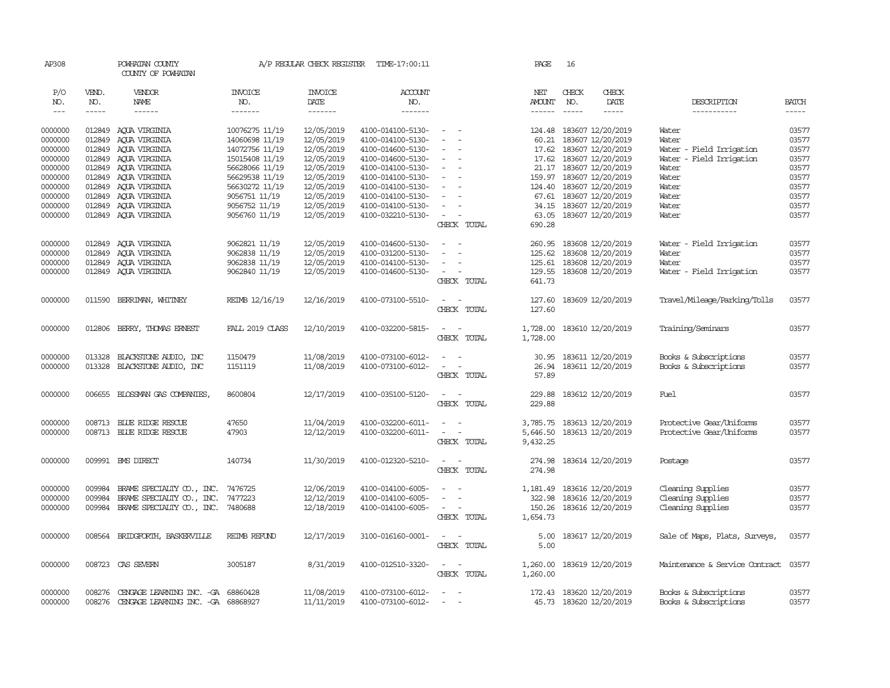AP308 POWHATAN COUNTY A/P REGULAR CHECK REGISTER TIME-17:00:11 PAGE 16

COUNTY OF POWHATAN

| P/O NO. | VEND. NO. | VENDOR NAME | INVOICE NO. | INVOICE DATE | ACCOUNT NO. | | NET AMOUNT | CHECK NO. | CHECK DATE | DESCRIPTION | BATCH |
|---|---|---|---|---|---|---|---|---|---|---|---|
| 0000000 | 012849 | AQUA VIRGINIA | 10076275 11/19 | 12/05/2019 | 4100-014100-5130- | - - | 124.48 | 183607 | 12/20/2019 | Water | 03577 |
| 0000000 | 012849 | AQUA VIRGINIA | 14060698 11/19 | 12/05/2019 | 4100-014100-5130- | - - | 60.21 | 183607 | 12/20/2019 | Water | 03577 |
| 0000000 | 012849 | AQUA VIRGINIA | 14072756 11/19 | 12/05/2019 | 4100-014600-5130- | - - | 17.62 | 183607 | 12/20/2019 | Water - Field Irrigation | 03577 |
| 0000000 | 012849 | AQUA VIRGINIA | 15015408 11/19 | 12/05/2019 | 4100-014600-5130- | - - | 17.62 | 183607 | 12/20/2019 | Water - Field Irrigation | 03577 |
| 0000000 | 012849 | AQUA VIRGINIA | 56628066 11/19 | 12/05/2019 | 4100-014100-5130- | - - | 21.17 | 183607 | 12/20/2019 | Water | 03577 |
| 0000000 | 012849 | AQUA VIRGINIA | 56629538 11/19 | 12/05/2019 | 4100-014100-5130- | - - | 159.97 | 183607 | 12/20/2019 | Water | 03577 |
| 0000000 | 012849 | AQUA VIRGINIA | 56630272 11/19 | 12/05/2019 | 4100-014100-5130- | - - | 124.40 | 183607 | 12/20/2019 | Water | 03577 |
| 0000000 | 012849 | AQUA VIRGINIA | 9056751 11/19 | 12/05/2019 | 4100-014100-5130- | - - | 67.61 | 183607 | 12/20/2019 | Water | 03577 |
| 0000000 | 012849 | AQUA VIRGINIA | 9056752 11/19 | 12/05/2019 | 4100-014100-5130- | - - | 34.15 | 183607 | 12/20/2019 | Water | 03577 |
| 0000000 | 012849 | AQUA VIRGINIA | 9056760 11/19 | 12/05/2019 | 4100-032210-5130- | - - | 63.05 | 183607 | 12/20/2019 | Water | 03577 |
| | | | | | | CHECK TOTAL | 690.28 | | | | |
| 0000000 | 012849 | AQUA VIRGINIA | 9062821 11/19 | 12/05/2019 | 4100-014600-5130- | - - | 260.95 | 183608 | 12/20/2019 | Water - Field Irrigation | 03577 |
| 0000000 | 012849 | AQUA VIRGINIA | 9062838 11/19 | 12/05/2019 | 4100-031200-5130- | - - | 125.62 | 183608 | 12/20/2019 | Water | 03577 |
| 0000000 | 012849 | AQUA VIRGINIA | 9062838 11/19 | 12/05/2019 | 4100-014100-5130- | - - | 125.61 | 183608 | 12/20/2019 | Water | 03577 |
| 0000000 | 012849 | AQUA VIRGINIA | 9062840 11/19 | 12/05/2019 | 4100-014600-5130- | - - | 129.55 | 183608 | 12/20/2019 | Water - Field Irrigation | 03577 |
| | | | | | | CHECK TOTAL | 641.73 | | | | |
| 0000000 | 011590 | BERRIMAN, WHITNEY | REIMB 12/16/19 | 12/16/2019 | 4100-073100-5510- | - - | 127.60 | 183609 | 12/20/2019 | Travel/Mileage/Parking/Tolls | 03577 |
| | | | | | | CHECK TOTAL | 127.60 | | | | |
| 0000000 | 012806 | BERRY, THOMAS ERNEST | FALL 2019 CLASS | 12/10/2019 | 4100-032200-5815- | - - | 1,728.00 | 183610 | 12/20/2019 | Training/Seminars | 03577 |
| | | | | | | CHECK TOTAL | 1,728.00 | | | | |
| 0000000 | 013328 | BLACKSTONE AUDIO, INC | 1150479 | 11/08/2019 | 4100-073100-6012- | - - | 30.95 | 183611 | 12/20/2019 | Books & Subscriptions | 03577 |
| 0000000 | 013328 | BLACKSTONE AUDIO, INC | 1151119 | 11/08/2019 | 4100-073100-6012- | - - | 26.94 | 183611 | 12/20/2019 | Books & Subscriptions | 03577 |
| | | | | | | CHECK TOTAL | 57.89 | | | | |
| 0000000 | 006655 | BLOSSMAN GAS COMPANIES, | 8600804 | 12/17/2019 | 4100-035100-5120- | - - | 229.88 | 183612 | 12/20/2019 | Fuel | 03577 |
| | | | | | | CHECK TOTAL | 229.88 | | | | |
| 0000000 | 008713 | BLUE RIDGE RESCUE | 47650 | 11/04/2019 | 4100-032200-6011- | - - | 3,785.75 | 183613 | 12/20/2019 | Protective Gear/Uniforms | 03577 |
| 0000000 | 008713 | BLUE RIDGE RESCUE | 47903 | 12/12/2019 | 4100-032200-6011- | - - | 5,646.50 | 183613 | 12/20/2019 | Protective Gear/Uniforms | 03577 |
| | | | | | | CHECK TOTAL | 9,432.25 | | | | |
| 0000000 | 009991 | BMS DIRECT | 140734 | 11/30/2019 | 4100-012320-5210- | - - | 274.98 | 183614 | 12/20/2019 | Postage | 03577 |
| | | | | | | CHECK TOTAL | 274.98 | | | | |
| 0000000 | 009984 | BRAME SPECIALTY CO., INC. | 7476725 | 12/06/2019 | 4100-014100-6005- | - - | 1,181.49 | 183616 | 12/20/2019 | Cleaning Supplies | 03577 |
| 0000000 | 009984 | BRAME SPECIALTY CO., INC. | 7477223 | 12/12/2019 | 4100-014100-6005- | - - | 322.98 | 183616 | 12/20/2019 | Cleaning Supplies | 03577 |
| 0000000 | 009984 | BRAME SPECIALTY CO., INC. | 7480688 | 12/18/2019 | 4100-014100-6005- | - - | 150.26 | 183616 | 12/20/2019 | Cleaning Supplies | 03577 |
| | | | | | | CHECK TOTAL | 1,654.73 | | | | |
| 0000000 | 008564 | BRIDGFORTH, BASKERVILLE | REIMB REFUND | 12/17/2019 | 3100-016160-0001- | - - | 5.00 | 183617 | 12/20/2019 | Sale of Maps, Plats, Surveys, | 03577 |
| | | | | | | CHECK TOTAL | 5.00 | | | | |
| 0000000 | 008723 | CAS SEVERN | 3005187 | 8/31/2019 | 4100-012510-3320- | - - | 1,260.00 | 183619 | 12/20/2019 | Maintenance & Service Contract | 03577 |
| | | | | | | CHECK TOTAL | 1,260.00 | | | | |
| 0000000 | 008276 | CENGAGE LEARNING INC. -GA | 68860428 | 11/08/2019 | 4100-073100-6012- | - - | 172.43 | 183620 | 12/20/2019 | Books & Subscriptions | 03577 |
| 0000000 | 008276 | CENGAGE LEARNING INC. -GA | 68868927 | 11/11/2019 | 4100-073100-6012- | - - | 45.73 | 183620 | 12/20/2019 | Books & Subscriptions | 03577 |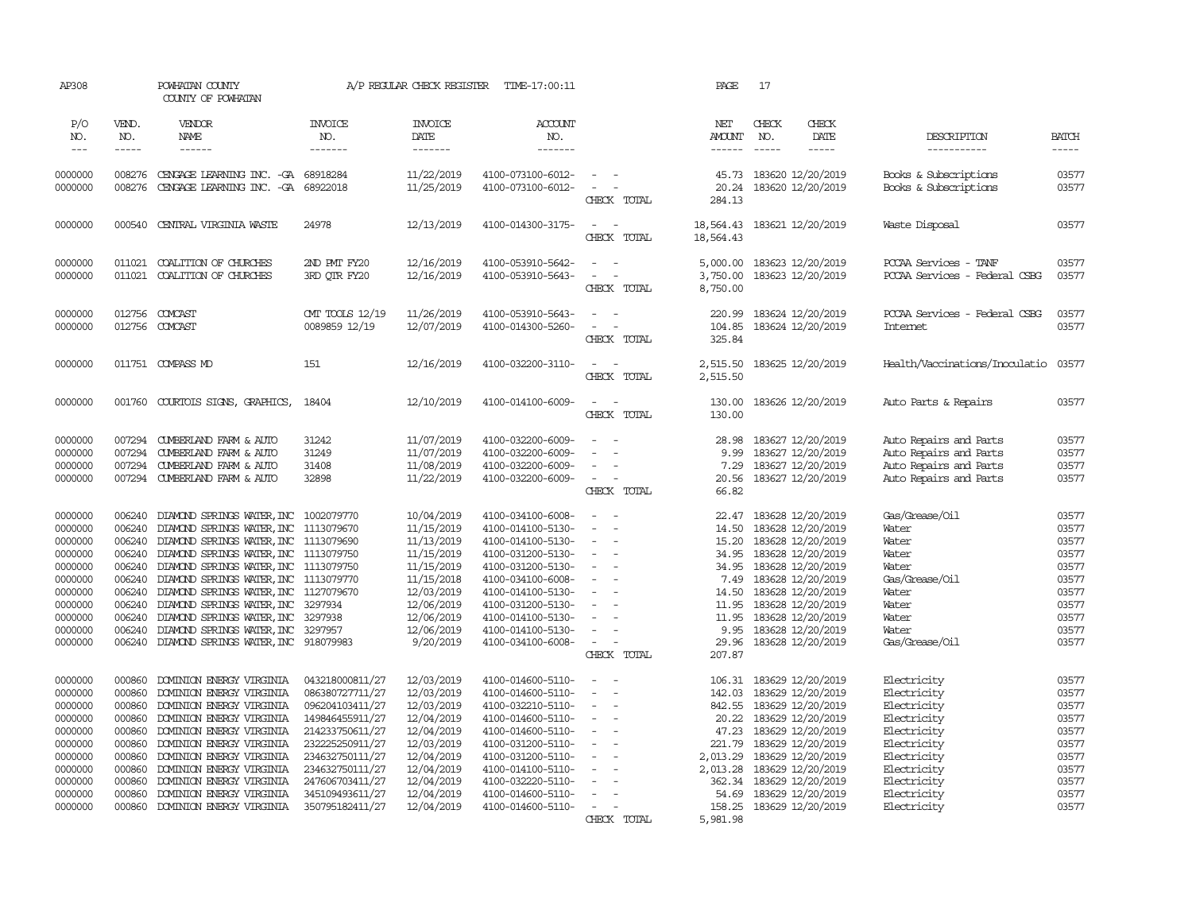AP308 POWHATAN COUNTY A/P REGULAR CHECK REGISTER TIME-17:00:11 PAGE 17
COUNTY OF POWHATAN

| P/O NO. | VEND. NO. | VENDOR NAME | INVOICE NO. | INVOICE DATE | ACCOUNT NO. | | NET AMOUNT | CHECK NO. | CHECK DATE | DESCRIPTION | BATCH |
|---|---|---|---|---|---|---|---|---|---|---|---|
| 0000000 | 008276 | CENGAGE LEARNING INC. -GA | 68918284 | 11/22/2019 | 4100-073100-6012- | - - | 45.73 | 183620 | 12/20/2019 | Books & Subscriptions | 03577 |
| 0000000 | 008276 | CENGAGE LEARNING INC. -GA | 68922018 | 11/25/2019 | 4100-073100-6012- | - - | 20.24 | 183620 | 12/20/2019 | Books & Subscriptions | 03577 |
| | | | | | | CHECK TOTAL | 284.13 | | | | |
| 0000000 | 000540 | CENTRAL VIRGINIA WASTE | 24978 | 12/13/2019 | 4100-014300-3175- | - - | 18,564.43 | 183621 | 12/20/2019 | Waste Disposal | 03577 |
| | | | | | | CHECK TOTAL | 18,564.43 | | | | |
| 0000000 | 011021 | COALITION OF CHURCHES | 2ND PMT FY20 | 12/16/2019 | 4100-053910-5642- | - - | 5,000.00 | 183623 | 12/20/2019 | PCCAA Services - TANF | 03577 |
| 0000000 | 011021 | COALITION OF CHURCHES | 3RD QTR FY20 | 12/16/2019 | 4100-053910-5643- | - - | 3,750.00 | 183623 | 12/20/2019 | PCCAA Services - Federal CSBG | 03577 |
| | | | | | | CHECK TOTAL | 8,750.00 | | | | |
| 0000000 | 012756 | COMCAST | CMT TOOLS 12/19 | 11/26/2019 | 4100-053910-5643- | - - | 220.99 | 183624 | 12/20/2019 | PCCAA Services - Federal CSBG | 03577 |
| 0000000 | 012756 | COMCAST | 0089859 12/19 | 12/07/2019 | 4100-014300-5260- | - - | 104.85 | 183624 | 12/20/2019 | Internet | 03577 |
| | | | | | | CHECK TOTAL | 325.84 | | | | |
| 0000000 | 011751 | COMPASS MD | 151 | 12/16/2019 | 4100-032200-3110- | - - | 2,515.50 | 183625 | 12/20/2019 | Health/Vaccinations/Inoculatio | 03577 |
| | | | | | | CHECK TOTAL | 2,515.50 | | | | |
| 0000000 | 001760 | COURTOIS SIGNS, GRAPHICS, | 18404 | 12/10/2019 | 4100-014100-6009- | - - | 130.00 | 183626 | 12/20/2019 | Auto Parts & Repairs | 03577 |
| | | | | | | CHECK TOTAL | 130.00 | | | | |
| 0000000 | 007294 | CUMBERLAND FARM & AUTO | 31242 | 11/07/2019 | 4100-032200-6009- | - - | 28.98 | 183627 | 12/20/2019 | Auto Repairs and Parts | 03577 |
| 0000000 | 007294 | CUMBERLAND FARM & AUTO | 31249 | 11/07/2019 | 4100-032200-6009- | - - | 9.99 | 183627 | 12/20/2019 | Auto Repairs and Parts | 03577 |
| 0000000 | 007294 | CUMBERLAND FARM & AUTO | 31408 | 11/08/2019 | 4100-032200-6009- | - - | 7.29 | 183627 | 12/20/2019 | Auto Repairs and Parts | 03577 |
| 0000000 | 007294 | CUMBERLAND FARM & AUTO | 32898 | 11/22/2019 | 4100-032200-6009- | - - | 20.56 | 183627 | 12/20/2019 | Auto Repairs and Parts | 03577 |
| | | | | | | CHECK TOTAL | 66.82 | | | | |
| 0000000 | 006240 | DIAMOND SPRINGS WATER, INC | 1002079770 | 10/04/2019 | 4100-034100-6008- | - - | 22.47 | 183628 | 12/20/2019 | Gas/Grease/Oil | 03577 |
| 0000000 | 006240 | DIAMOND SPRINGS WATER, INC | 1113079670 | 11/15/2019 | 4100-014100-5130- | - - | 14.50 | 183628 | 12/20/2019 | Water | 03577 |
| 0000000 | 006240 | DIAMOND SPRINGS WATER, INC | 1113079690 | 11/13/2019 | 4100-014100-5130- | - - | 15.20 | 183628 | 12/20/2019 | Water | 03577 |
| 0000000 | 006240 | DIAMOND SPRINGS WATER, INC | 1113079750 | 11/15/2019 | 4100-031200-5130- | - - | 34.95 | 183628 | 12/20/2019 | Water | 03577 |
| 0000000 | 006240 | DIAMOND SPRINGS WATER, INC | 1113079750 | 11/15/2019 | 4100-031200-5130- | - - | 34.95 | 183628 | 12/20/2019 | Water | 03577 |
| 0000000 | 006240 | DIAMOND SPRINGS WATER, INC | 1113079770 | 11/15/2018 | 4100-034100-6008- | - - | 7.49 | 183628 | 12/20/2019 | Gas/Grease/Oil | 03577 |
| 0000000 | 006240 | DIAMOND SPRINGS WATER, INC | 1127079670 | 12/03/2019 | 4100-014100-5130- | - - | 14.50 | 183628 | 12/20/2019 | Water | 03577 |
| 0000000 | 006240 | DIAMOND SPRINGS WATER, INC | 3297934 | 12/06/2019 | 4100-031200-5130- | - - | 11.95 | 183628 | 12/20/2019 | Water | 03577 |
| 0000000 | 006240 | DIAMOND SPRINGS WATER, INC | 3297938 | 12/06/2019 | 4100-014100-5130- | - - | 11.95 | 183628 | 12/20/2019 | Water | 03577 |
| 0000000 | 006240 | DIAMOND SPRINGS WATER, INC | 3297957 | 12/06/2019 | 4100-014100-5130- | - - | 9.95 | 183628 | 12/20/2019 | Water | 03577 |
| 0000000 | 006240 | DIAMOND SPRINGS WATER, INC | 918079983 | 9/20/2019 | 4100-034100-6008- | - - | 29.96 | 183628 | 12/20/2019 | Gas/Grease/Oil | 03577 |
| | | | | | | CHECK TOTAL | 207.87 | | | | |
| 0000000 | 000860 | DOMINION ENERGY VIRGINIA | 043218000811/27 | 12/03/2019 | 4100-014600-5110- | - - | 106.31 | 183629 | 12/20/2019 | Electricity | 03577 |
| 0000000 | 000860 | DOMINION ENERGY VIRGINIA | 086380727711/27 | 12/03/2019 | 4100-014600-5110- | - - | 142.03 | 183629 | 12/20/2019 | Electricity | 03577 |
| 0000000 | 000860 | DOMINION ENERGY VIRGINIA | 096204103411/27 | 12/03/2019 | 4100-032210-5110- | - - | 842.55 | 183629 | 12/20/2019 | Electricity | 03577 |
| 0000000 | 000860 | DOMINION ENERGY VIRGINIA | 149846455911/27 | 12/04/2019 | 4100-014600-5110- | - - | 20.22 | 183629 | 12/20/2019 | Electricity | 03577 |
| 0000000 | 000860 | DOMINION ENERGY VIRGINIA | 214233750611/27 | 12/04/2019 | 4100-014600-5110- | - - | 47.23 | 183629 | 12/20/2019 | Electricity | 03577 |
| 0000000 | 000860 | DOMINION ENERGY VIRGINIA | 232225250911/27 | 12/03/2019 | 4100-031200-5110- | - - | 221.79 | 183629 | 12/20/2019 | Electricity | 03577 |
| 0000000 | 000860 | DOMINION ENERGY VIRGINIA | 234632750111/27 | 12/04/2019 | 4100-031200-5110- | - - | 2,013.29 | 183629 | 12/20/2019 | Electricity | 03577 |
| 0000000 | 000860 | DOMINION ENERGY VIRGINIA | 234632750111/27 | 12/04/2019 | 4100-014100-5110- | - - | 2,013.28 | 183629 | 12/20/2019 | Electricity | 03577 |
| 0000000 | 000860 | DOMINION ENERGY VIRGINIA | 247606703411/27 | 12/04/2019 | 4100-032220-5110- | - - | 362.34 | 183629 | 12/20/2019 | Electricity | 03577 |
| 0000000 | 000860 | DOMINION ENERGY VIRGINIA | 345109493611/27 | 12/04/2019 | 4100-014600-5110- | - - | 54.69 | 183629 | 12/20/2019 | Electricity | 03577 |
| 0000000 | 000860 | DOMINION ENERGY VIRGINIA | 350795182411/27 | 12/04/2019 | 4100-014600-5110- | - - | 158.25 | 183629 | 12/20/2019 | Electricity | 03577 |
| | | | | | | CHECK TOTAL | 5,981.98 | | | | |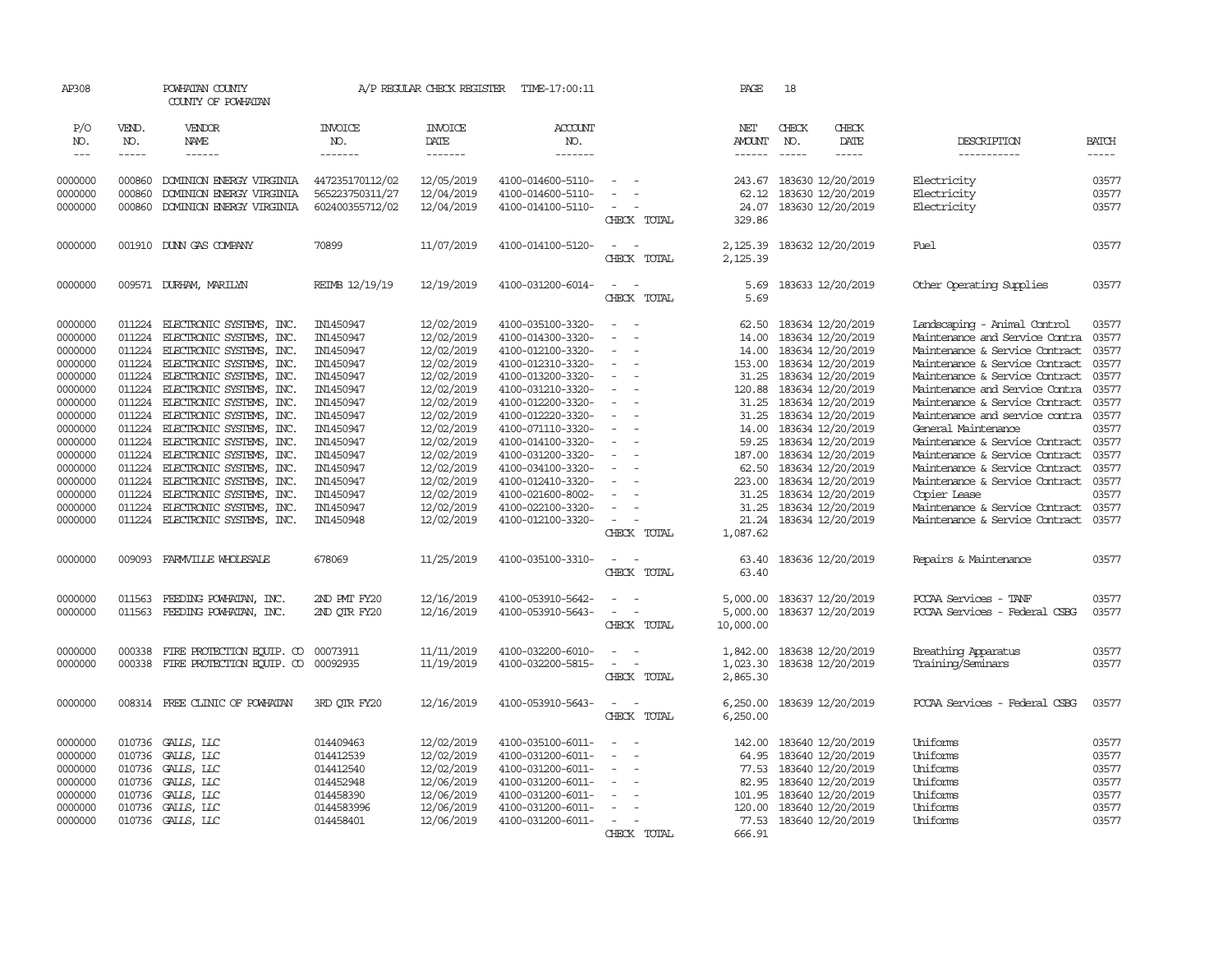AP308 POWHATAN COUNTY A/P REGULAR CHECK REGISTER TIME-17:00:11 PAGE 18

COUNTY OF POWHATAN

| P/O NO. | VEND. NO. | VENDOR NAME | INVOICE NO. | INVOICE DATE | ACCOUNT NO. | | NET AMOUNT | CHECK NO. | CHECK DATE | DESCRIPTION | BATCH |
|---|---|---|---|---|---|---|---|---|---|---|---|
| 0000000 | 000860 | DOMINION ENERGY VIRGINIA | 447235170112/02 | 12/05/2019 | 4100-014600-5110- | - - | 243.67 | 183630 | 12/20/2019 | Electricity | 03577 |
| 0000000 | 000860 | DOMINION ENERGY VIRGINIA | 565223750311/27 | 12/04/2019 | 4100-014600-5110- | - - | 62.12 | 183630 | 12/20/2019 | Electricity | 03577 |
| 0000000 | 000860 | DOMINION ENERGY VIRGINIA | 602400355712/02 | 12/04/2019 | 4100-014100-5110- | - - | 24.07 | 183630 | 12/20/2019 | Electricity | 03577 |
| | | | | | | CHECK TOTAL | 329.86 | | | | |
| 0000000 | 001910 | DUNN GAS COMPANY | 70899 | 11/07/2019 | 4100-014100-5120- | - - | 2,125.39 | 183632 | 12/20/2019 | Fuel | 03577 |
| | | | | | | CHECK TOTAL | 2,125.39 | | | | |
| 0000000 | 009571 | DURHAM, MARILYN | REIMB 12/19/19 | 12/19/2019 | 4100-031200-6014- | - - | 5.69 | 183633 | 12/20/2019 | Other Operating Supplies | 03577 |
| | | | | | | CHECK TOTAL | 5.69 | | | | |
| 0000000 | 011224 | ELECTRONIC SYSTEMS, INC. | IN1450947 | 12/02/2019 | 4100-035100-3320- | - - | 62.50 | 183634 | 12/20/2019 | Landscaping - Animal Control | 03577 |
| 0000000 | 011224 | ELECTRONIC SYSTEMS, INC. | IN1450947 | 12/02/2019 | 4100-014300-3320- | - - | 14.00 | 183634 | 12/20/2019 | Maintenance and Service Contra | 03577 |
| 0000000 | 011224 | ELECTRONIC SYSTEMS, INC. | IN1450947 | 12/02/2019 | 4100-012100-3320- | - - | 14.00 | 183634 | 12/20/2019 | Maintenance & Service Contract | 03577 |
| 0000000 | 011224 | ELECTRONIC SYSTEMS, INC. | IN1450947 | 12/02/2019 | 4100-012310-3320- | - - | 153.00 | 183634 | 12/20/2019 | Maintenance & Service Contract | 03577 |
| 0000000 | 011224 | ELECTRONIC SYSTEMS, INC. | IN1450947 | 12/02/2019 | 4100-013200-3320- | - - | 31.25 | 183634 | 12/20/2019 | Maintenance & Service Contract | 03577 |
| 0000000 | 011224 | ELECTRONIC SYSTEMS, INC. | IN1450947 | 12/02/2019 | 4100-031210-3320- | - - | 120.88 | 183634 | 12/20/2019 | Maintenance and Service Contra | 03577 |
| 0000000 | 011224 | ELECTRONIC SYSTEMS, INC. | IN1450947 | 12/02/2019 | 4100-012200-3320- | - - | 31.25 | 183634 | 12/20/2019 | Maintenance & Service Contract | 03577 |
| 0000000 | 011224 | ELECTRONIC SYSTEMS, INC. | IN1450947 | 12/02/2019 | 4100-012220-3320- | - - | 31.25 | 183634 | 12/20/2019 | Maintenance and service contra | 03577 |
| 0000000 | 011224 | ELECTRONIC SYSTEMS, INC. | IN1450947 | 12/02/2019 | 4100-071110-3320- | - - | 14.00 | 183634 | 12/20/2019 | General Maintenance | 03577 |
| 0000000 | 011224 | ELECTRONIC SYSTEMS, INC. | IN1450947 | 12/02/2019 | 4100-014100-3320- | - - | 59.25 | 183634 | 12/20/2019 | Maintenance & Service Contract | 03577 |
| 0000000 | 011224 | ELECTRONIC SYSTEMS, INC. | IN1450947 | 12/02/2019 | 4100-031200-3320- | - - | 187.00 | 183634 | 12/20/2019 | Maintenance & Service Contract | 03577 |
| 0000000 | 011224 | ELECTRONIC SYSTEMS, INC. | IN1450947 | 12/02/2019 | 4100-034100-3320- | - - | 62.50 | 183634 | 12/20/2019 | Maintenance & Service Contract | 03577 |
| 0000000 | 011224 | ELECTRONIC SYSTEMS, INC. | IN1450947 | 12/02/2019 | 4100-012410-3320- | - - | 223.00 | 183634 | 12/20/2019 | Maintenance & Service Contract | 03577 |
| 0000000 | 011224 | ELECTRONIC SYSTEMS, INC. | IN1450947 | 12/02/2019 | 4100-021600-8002- | - - | 31.25 | 183634 | 12/20/2019 | Copier Lease | 03577 |
| 0000000 | 011224 | ELECTRONIC SYSTEMS, INC. | IN1450947 | 12/02/2019 | 4100-022100-3320- | - - | 31.25 | 183634 | 12/20/2019 | Maintenance & Service Contract | 03577 |
| 0000000 | 011224 | ELECTRONIC SYSTEMS, INC. | IN1450948 | 12/02/2019 | 4100-012100-3320- | - - | 21.24 | 183634 | 12/20/2019 | Maintenance & Service Contract | 03577 |
| | | | | | | CHECK TOTAL | 1,087.62 | | | | |
| 0000000 | 009093 | FARMVILLE WHOLESALE | 678069 | 11/25/2019 | 4100-035100-3310- | - - | 63.40 | 183636 | 12/20/2019 | Repairs & Maintenance | 03577 |
| | | | | | | CHECK TOTAL | 63.40 | | | | |
| 0000000 | 011563 | FEEDING POWHATAN, INC. | 2ND PMT FY20 | 12/16/2019 | 4100-053910-5642- | - - | 5,000.00 | 183637 | 12/20/2019 | PCCAA Services - TANF | 03577 |
| 0000000 | 011563 | FEEDING POWHATAN, INC. | 2ND QTR FY20 | 12/16/2019 | 4100-053910-5643- | - - | 5,000.00 | 183637 | 12/20/2019 | PCCAA Services - Federal CSBG | 03577 |
| | | | | | | CHECK TOTAL | 10,000.00 | | | | |
| 0000000 | 000338 | FIRE PROTECTION EQUIP. CO | 00073911 | 11/11/2019 | 4100-032200-6010- | - - | 1,842.00 | 183638 | 12/20/2019 | Breathing Apparatus | 03577 |
| 0000000 | 000338 | FIRE PROTECTION EQUIP. CO | 00092935 | 11/19/2019 | 4100-032200-5815- | - - | 1,023.30 | 183638 | 12/20/2019 | Training/Seminars | 03577 |
| | | | | | | CHECK TOTAL | 2,865.30 | | | | |
| 0000000 | 008314 | FREE CLINIC OF POWHATAN | 3RD QTR FY20 | 12/16/2019 | 4100-053910-5643- | - - | 6,250.00 | 183639 | 12/20/2019 | PCCAA Services - Federal CSBG | 03577 |
| | | | | | | CHECK TOTAL | 6,250.00 | | | | |
| 0000000 | 010736 | GALLS, LLC | 014409463 | 12/02/2019 | 4100-035100-6011- | - - | 142.00 | 183640 | 12/20/2019 | Uniforms | 03577 |
| 0000000 | 010736 | GALLS, LLC | 014412539 | 12/02/2019 | 4100-031200-6011- | - - | 64.95 | 183640 | 12/20/2019 | Uniforms | 03577 |
| 0000000 | 010736 | GALLS, LLC | 014412540 | 12/02/2019 | 4100-031200-6011- | - - | 77.53 | 183640 | 12/20/2019 | Uniforms | 03577 |
| 0000000 | 010736 | GALLS, LLC | 014452948 | 12/06/2019 | 4100-031200-6011- | - - | 82.95 | 183640 | 12/20/2019 | Uniforms | 03577 |
| 0000000 | 010736 | GALLS, LLC | 014458390 | 12/06/2019 | 4100-031200-6011- | - - | 101.95 | 183640 | 12/20/2019 | Uniforms | 03577 |
| 0000000 | 010736 | GALLS, LLC | 014583996 | 12/06/2019 | 4100-031200-6011- | - - | 120.00 | 183640 | 12/20/2019 | Uniforms | 03577 |
| 0000000 | 010736 | GALLS, LLC | 014458401 | 12/06/2019 | 4100-031200-6011- | - - | 77.53 | 183640 | 12/20/2019 | Uniforms | 03577 |
| | | | | | | CHECK TOTAL | 666.91 | | | | |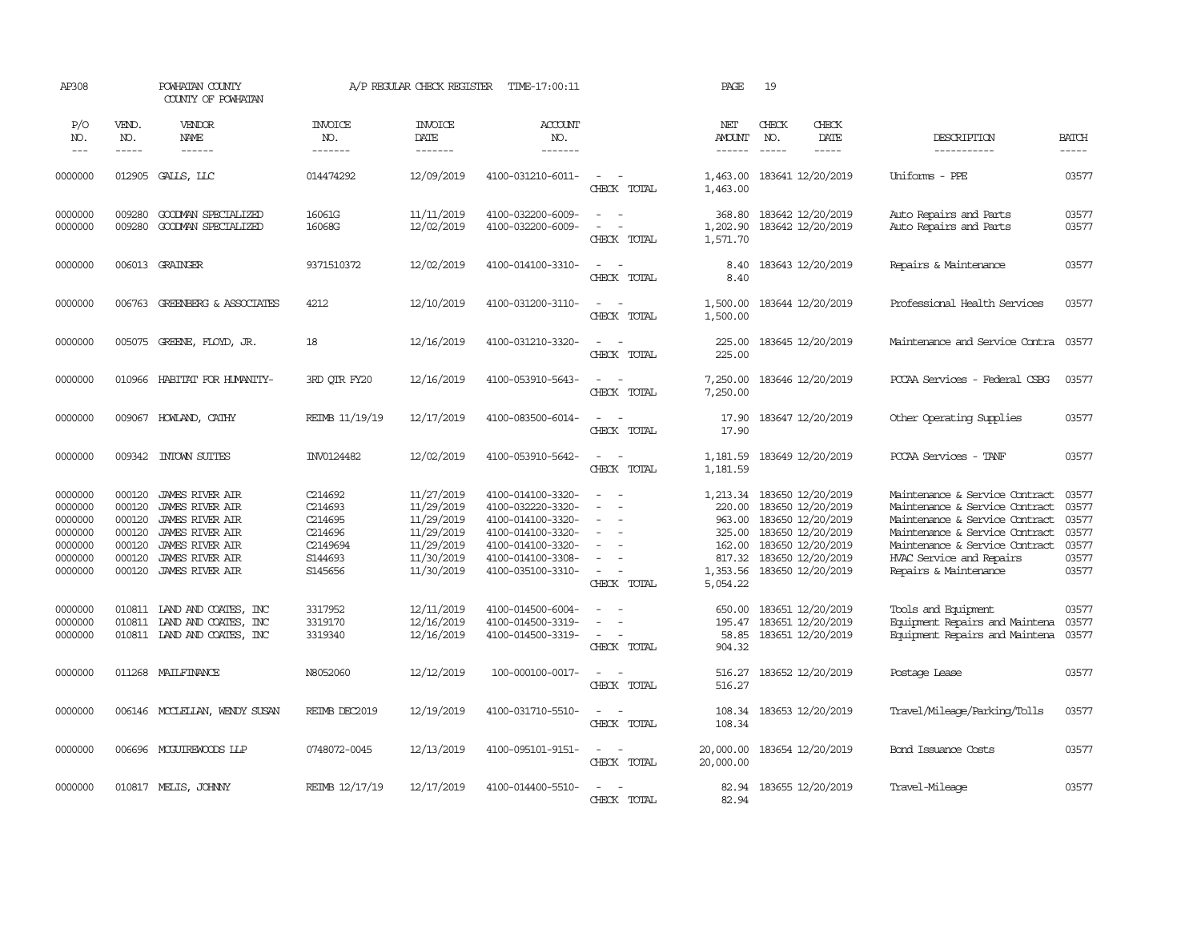AP308 POWHATAN COUNTY A/P REGULAR CHECK REGISTER TIME-17:00:11 PAGE 19

COUNTY OF POWHATAN

| P/O NO. | VEND. NO. | VENDOR NAME | INVOICE NO. | INVOICE DATE | ACCOUNT NO. | | NET AMOUNT | CHECK NO. | CHECK DATE | DESCRIPTION | BATCH |
|---|---|---|---|---|---|---|---|---|---|---|---|
| 0000000 | 012905 | GALLS, LLC | 014474292 | 12/09/2019 | 4100-031210-6011- | - - | 1,463.00 | 183641 | 12/20/2019 | Uniforms - PPE | 03577 |
| | | | | | | CHECK TOTAL | 1,463.00 | | | | |
| 0000000 | 009280 | GOODMAN SPECIALIZED | 16061G | 11/11/2019 | 4100-032200-6009- | - - | 368.80 | 183642 | 12/20/2019 | Auto Repairs and Parts | 03577 |
| 0000000 | 009280 | GOODMAN SPECIALIZED | 16068G | 12/02/2019 | 4100-032200-6009- | - - | 1,202.90 | 183642 | 12/20/2019 | Auto Repairs and Parts | 03577 |
| | | | | | | CHECK TOTAL | 1,571.70 | | | | |
| 0000000 | 006013 | GRAINGER | 9371510372 | 12/02/2019 | 4100-014100-3310- | - - | 8.40 | 183643 | 12/20/2019 | Repairs & Maintenance | 03577 |
| | | | | | | CHECK TOTAL | 8.40 | | | | |
| 0000000 | 006763 | GREENBERG & ASSOCIATES | 4212 | 12/10/2019 | 4100-031200-3110- | - - | 1,500.00 | 183644 | 12/20/2019 | Professional Health Services | 03577 |
| | | | | | | CHECK TOTAL | 1,500.00 | | | | |
| 0000000 | 005075 | GREENE, FLOYD, JR. | 18 | 12/16/2019 | 4100-031210-3320- | - - | 225.00 | 183645 | 12/20/2019 | Maintenance and Service Contra | 03577 |
| | | | | | | CHECK TOTAL | 225.00 | | | | |
| 0000000 | 010966 | HABITAT FOR HUMANITY- | 3RD QTR FY20 | 12/16/2019 | 4100-053910-5643- | - - | 7,250.00 | 183646 | 12/20/2019 | PCCAA Services - Federal CSBG | 03577 |
| | | | | | | CHECK TOTAL | 7,250.00 | | | | |
| 0000000 | 009067 | HOWLAND, CATHY | REIMB 11/19/19 | 12/17/2019 | 4100-083500-6014- | - - | 17.90 | 183647 | 12/20/2019 | Other Operating Supplies | 03577 |
| | | | | | | CHECK TOTAL | 17.90 | | | | |
| 0000000 | 009342 | INTOWN SUITES | INV0124482 | 12/02/2019 | 4100-053910-5642- | - - | 1,181.59 | 183649 | 12/20/2019 | PCCAA Services - TANF | 03577 |
| | | | | | | CHECK TOTAL | 1,181.59 | | | | |
| 0000000 | 000120 | JAMES RIVER AIR | C214692 | 11/27/2019 | 4100-014100-3320- | - - | 1,213.34 | 183650 | 12/20/2019 | Maintenance & Service Contract | 03577 |
| 0000000 | 000120 | JAMES RIVER AIR | C214693 | 11/29/2019 | 4100-032220-3320- | - - | 220.00 | 183650 | 12/20/2019 | Maintenance & Service Contract | 03577 |
| 0000000 | 000120 | JAMES RIVER AIR | C214695 | 11/29/2019 | 4100-014100-3320- | - - | 963.00 | 183650 | 12/20/2019 | Maintenance & Service Contract | 03577 |
| 0000000 | 000120 | JAMES RIVER AIR | C214696 | 11/29/2019 | 4100-014100-3320- | - - | 325.00 | 183650 | 12/20/2019 | Maintenance & Service Contract | 03577 |
| 0000000 | 000120 | JAMES RIVER AIR | C2149694 | 11/29/2019 | 4100-014100-3320- | - - | 162.00 | 183650 | 12/20/2019 | Maintenance & Service Contract | 03577 |
| 0000000 | 000120 | JAMES RIVER AIR | S144693 | 11/30/2019 | 4100-014100-3308- | - - | 817.32 | 183650 | 12/20/2019 | HVAC Service and Repairs | 03577 |
| 0000000 | 000120 | JAMES RIVER AIR | S145656 | 11/30/2019 | 4100-035100-3310- | - - | 1,353.56 | 183650 | 12/20/2019 | Repairs & Maintenance | 03577 |
| | | | | | | CHECK TOTAL | 5,054.22 | | | | |
| 0000000 | 010811 | LAND AND COATES, INC | 3317952 | 12/11/2019 | 4100-014500-6004- | - - | 650.00 | 183651 | 12/20/2019 | Tools and Equipment | 03577 |
| 0000000 | 010811 | LAND AND COATES, INC | 3319170 | 12/16/2019 | 4100-014500-3319- | - - | 195.47 | 183651 | 12/20/2019 | Equipment Repairs and Maintena | 03577 |
| 0000000 | 010811 | LAND AND COATES, INC | 3319340 | 12/16/2019 | 4100-014500-3319- | - - | 58.85 | 183651 | 12/20/2019 | Equipment Repairs and Maintena | 03577 |
| | | | | | | CHECK TOTAL | 904.32 | | | | |
| 0000000 | 011268 | MAILFINANCE | N8052060 | 12/12/2019 | 100-000100-0017- | - - | 516.27 | 183652 | 12/20/2019 | Postage Lease | 03577 |
| | | | | | | CHECK TOTAL | 516.27 | | | | |
| 0000000 | 006146 | MCCLELLAN, WENDY SUSAN | REIMB DEC2019 | 12/19/2019 | 4100-031710-5510- | - - | 108.34 | 183653 | 12/20/2019 | Travel/Mileage/Parking/Tolls | 03577 |
| | | | | | | CHECK TOTAL | 108.34 | | | | |
| 0000000 | 006696 | MCGUIREWOODS LLP | 0748072-0045 | 12/13/2019 | 4100-095101-9151- | - - | 20,000.00 | 183654 | 12/20/2019 | Bond Issuance Costs | 03577 |
| | | | | | | CHECK TOTAL | 20,000.00 | | | | |
| 0000000 | 010817 | MELIS, JOHNNY | REIMB 12/17/19 | 12/17/2019 | 4100-014400-5510- | - - | 82.94 | 183655 | 12/20/2019 | Travel-Mileage | 03577 |
| | | | | | | CHECK TOTAL | 82.94 | | | | |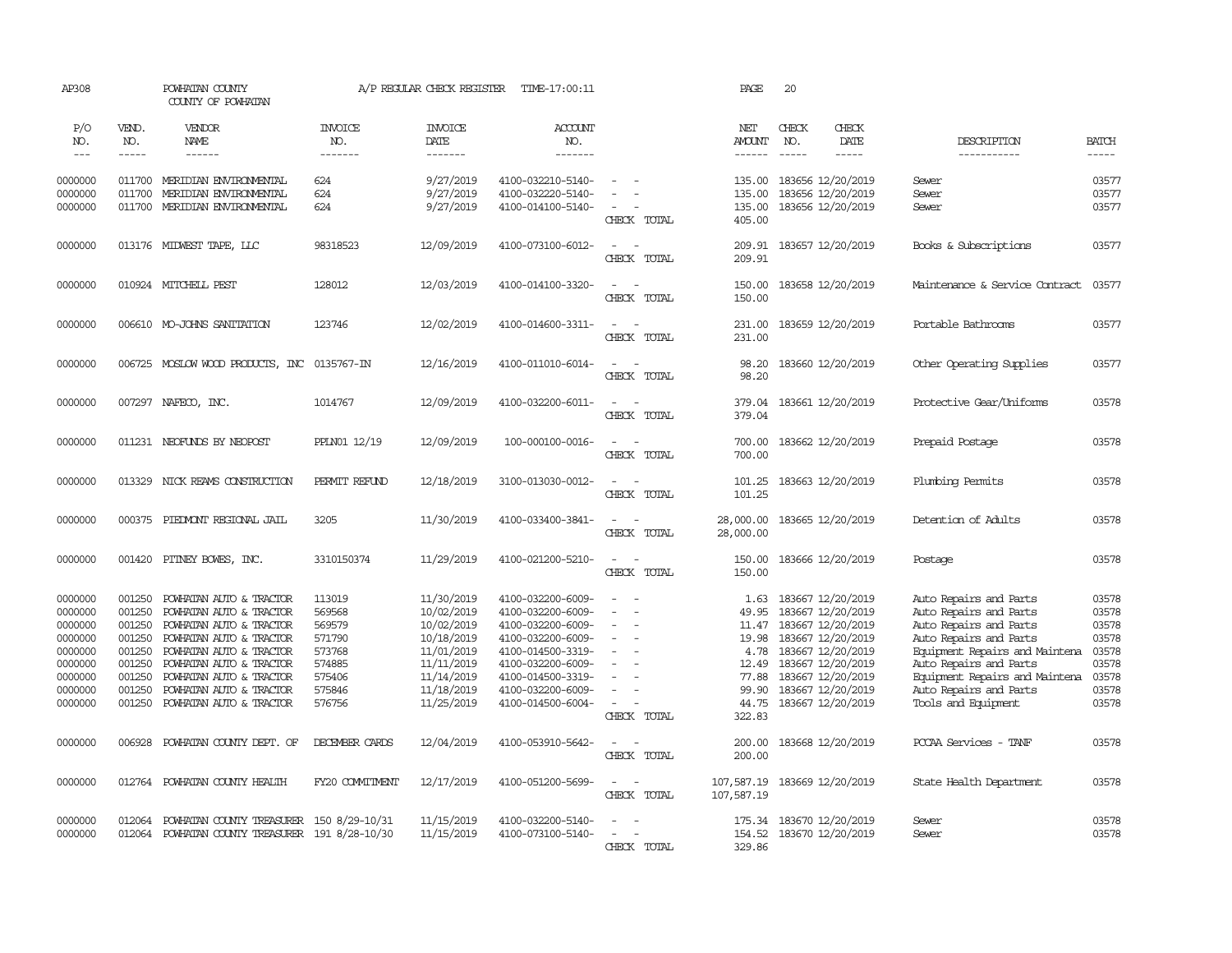AP308 POWHATAN COUNTY A/P REGULAR CHECK REGISTER TIME-17:00:11

COUNTY OF POWHATAN

| P/O NO. | VEND. NO. | VENDOR NAME | INVOICE NO. | INVOICE DATE | ACCOUNT NO. | | NET AMOUNT | CHECK NO. | CHECK DATE | DESCRIPTION | BATCH |
|---|---|---|---|---|---|---|---|---|---|---|---|
| 0000000 | 011700 | MERIDIAN ENVIRONMENTAL | 624 | 9/27/2019 | 4100-032210-5140- | - - | 135.00 | 183656 | 12/20/2019 | Sewer | 03577 |
| 0000000 | 011700 | MERIDIAN ENVIRONMENTAL | 624 | 9/27/2019 | 4100-032220-5140- | - - | 135.00 | 183656 | 12/20/2019 | Sewer | 03577 |
| 0000000 | 011700 | MERIDIAN ENVIRONMENTAL | 624 | 9/27/2019 | 4100-014100-5140- | - - | 135.00 | 183656 | 12/20/2019 | Sewer | 03577 |
| | | | | | | CHECK TOTAL | 405.00 | | | | |
| 0000000 | 013176 | MIDWEST TAPE, LLC | 98318523 | 12/09/2019 | 4100-073100-6012- | - - | 209.91 | 183657 | 12/20/2019 | Books & Subscriptions | 03577 |
| | | | | | | CHECK TOTAL | 209.91 | | | | |
| 0000000 | 010924 | MITCHELL PEST | 128012 | 12/03/2019 | 4100-014100-3320- | - - | 150.00 | 183658 | 12/20/2019 | Maintenance & Service Contract | 03577 |
| | | | | | | CHECK TOTAL | 150.00 | | | | |
| 0000000 | 006610 | MO-JOHNS SANITATION | 123746 | 12/02/2019 | 4100-014600-3311- | - - | 231.00 | 183659 | 12/20/2019 | Portable Bathrooms | 03577 |
| | | | | | | CHECK TOTAL | 231.00 | | | | |
| 0000000 | 006725 | MOSLOW WOOD PRODUCTS, INC | 0135767-IN | 12/16/2019 | 4100-011010-6014- | - - | 98.20 | 183660 | 12/20/2019 | Other Operating Supplies | 03577 |
| | | | | | | CHECK TOTAL | 98.20 | | | | |
| 0000000 | 007297 | NAFECO, INC. | 1014767 | 12/09/2019 | 4100-032200-6011- | - - | 379.04 | 183661 | 12/20/2019 | Protective Gear/Uniforms | 03578 |
| | | | | | | CHECK TOTAL | 379.04 | | | | |
| 0000000 | 011231 | NEOFUNDS BY NEOPOST | PPLN01 12/19 | 12/09/2019 | 100-000100-0016- | - - | 700.00 | 183662 | 12/20/2019 | Prepaid Postage | 03578 |
| | | | | | | CHECK TOTAL | 700.00 | | | | |
| 0000000 | 013329 | NICK REAMS CONSTRUCTION | PERMIT REFUND | 12/18/2019 | 3100-013030-0012- | - - | 101.25 | 183663 | 12/20/2019 | Plumbing Permits | 03578 |
| | | | | | | CHECK TOTAL | 101.25 | | | | |
| 0000000 | 000375 | PIEDMONT REGIONAL JAIL | 3205 | 11/30/2019 | 4100-033400-3841- | - - | 28,000.00 | 183665 | 12/20/2019 | Detention of Adults | 03578 |
| | | | | | | CHECK TOTAL | 28,000.00 | | | | |
| 0000000 | 001420 | PITNEY BOWES, INC. | 3310150374 | 11/29/2019 | 4100-021200-5210- | - - | 150.00 | 183666 | 12/20/2019 | Postage | 03578 |
| | | | | | | CHECK TOTAL | 150.00 | | | | |
| 0000000 | 001250 | POWHATAN AUTO & TRACTOR | 113019 | 11/30/2019 | 4100-032200-6009- | - - | 1.63 | 183667 | 12/20/2019 | Auto Repairs and Parts | 03578 |
| 0000000 | 001250 | POWHATAN AUTO & TRACTOR | 569568 | 10/02/2019 | 4100-032200-6009- | - - | 49.95 | 183667 | 12/20/2019 | Auto Repairs and Parts | 03578 |
| 0000000 | 001250 | POWHATAN AUTO & TRACTOR | 569579 | 10/02/2019 | 4100-032200-6009- | - - | 11.47 | 183667 | 12/20/2019 | Auto Repairs and Parts | 03578 |
| 0000000 | 001250 | POWHATAN AUTO & TRACTOR | 571790 | 10/18/2019 | 4100-032200-6009- | - - | 19.98 | 183667 | 12/20/2019 | Auto Repairs and Parts | 03578 |
| 0000000 | 001250 | POWHATAN AUTO & TRACTOR | 573768 | 11/01/2019 | 4100-014500-3319- | - - | 4.78 | 183667 | 12/20/2019 | Equipment Repairs and Maintena | 03578 |
| 0000000 | 001250 | POWHATAN AUTO & TRACTOR | 574885 | 11/11/2019 | 4100-032200-6009- | - - | 12.49 | 183667 | 12/20/2019 | Auto Repairs and Parts | 03578 |
| 0000000 | 001250 | POWHATAN AUTO & TRACTOR | 575406 | 11/14/2019 | 4100-014500-3319- | - - | 77.88 | 183667 | 12/20/2019 | Equipment Repairs and Maintena | 03578 |
| 0000000 | 001250 | POWHATAN AUTO & TRACTOR | 575846 | 11/18/2019 | 4100-032200-6009- | - - | 99.90 | 183667 | 12/20/2019 | Auto Repairs and Parts | 03578 |
| 0000000 | 001250 | POWHATAN AUTO & TRACTOR | 576756 | 11/25/2019 | 4100-014500-6004- | - - | 44.75 | 183667 | 12/20/2019 | Tools and Equipment | 03578 |
| | | | | | | CHECK TOTAL | 322.83 | | | | |
| 0000000 | 006928 | POWHATAN COUNTY DEPT. OF | DECEMBER CARDS | 12/04/2019 | 4100-053910-5642- | - - | 200.00 | 183668 | 12/20/2019 | PCCAA Services - TANF | 03578 |
| | | | | | | CHECK TOTAL | 200.00 | | | | |
| 0000000 | 012764 | POWHATAN COUNTY HEALTH | FY20 COMMITMENT | 12/17/2019 | 4100-051200-5699- | - - | 107,587.19 | 183669 | 12/20/2019 | State Health Department | 03578 |
| | | | | | | CHECK TOTAL | 107,587.19 | | | | |
| 0000000 | 012064 | POWHATAN COUNTY TREASURER | 150 8/29-10/31 | 11/15/2019 | 4100-032200-5140- | - - | 175.34 | 183670 | 12/20/2019 | Sewer | 03578 |
| 0000000 | 012064 | POWHATAN COUNTY TREASURER | 191 8/28-10/30 | 11/15/2019 | 4100-073100-5140- | - - | 154.52 | 183670 | 12/20/2019 | Sewer | 03578 |
| | | | | | | CHECK TOTAL | 329.86 | | | | |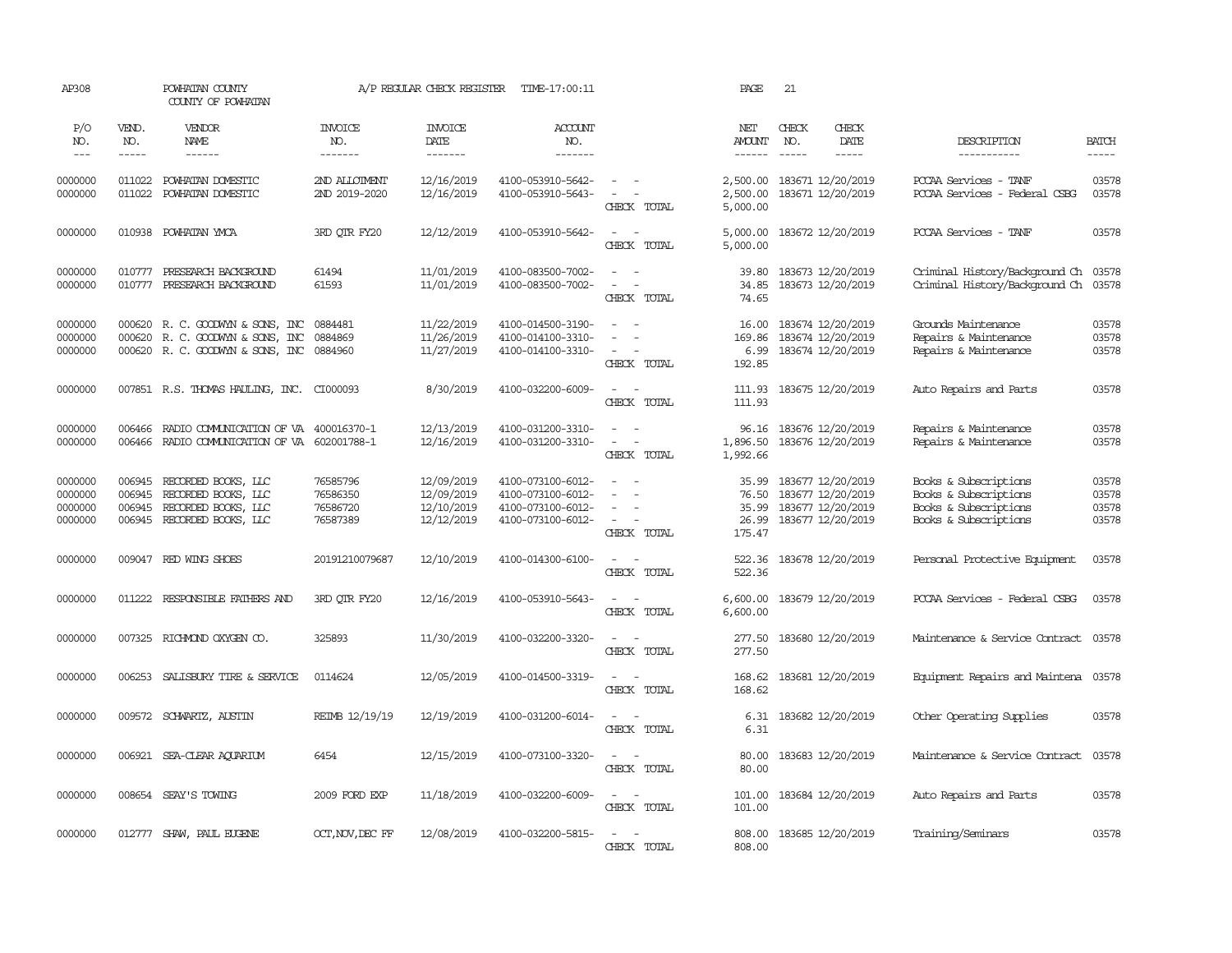AP308 POWHATAN COUNTY COUNTY OF POWHATAN A/P REGULAR CHECK REGISTER TIME-17:00:11 PAGE 21

| P/O NO. | VEND. NO. | VENDOR NAME | INVOICE NO. | INVOICE DATE | ACCOUNT NO. | | NET AMOUNT | CHECK NO. | CHECK DATE | DESCRIPTION | BATCH |
|---|---|---|---|---|---|---|---|---|---|---|---|
| 0000000 | 011022 | POWHATAN DOMESTIC | 2ND ALLOTMENT | 12/16/2019 | 4100-053910-5642- | - - | 2,500.00 | 183671 | 12/20/2019 | PCCAA Services - TANF | 03578 |
| 0000000 | 011022 | POWHATAN DOMESTIC | 2ND 2019-2020 | 12/16/2019 | 4100-053910-5643- | - - | 2,500.00 | 183671 | 12/20/2019 | PCCAA Services - Federal CSBG | 03578 |
| | | | | | | CHECK TOTAL | 5,000.00 | | | | |
| 0000000 | 010938 | POWHATAN YMCA | 3RD QTR FY20 | 12/12/2019 | 4100-053910-5642- | - - | 5,000.00 | 183672 | 12/20/2019 | PCCAA Services - TANF | 03578 |
| | | | | | | CHECK TOTAL | 5,000.00 | | | | |
| 0000000 | 010777 | PRESEARCH BACKGROUND | 61494 | 11/01/2019 | 4100-083500-7002- | - - | 39.80 | 183673 | 12/20/2019 | Criminal History/Background Ch | 03578 |
| 0000000 | 010777 | PRESEARCH BACKGROUND | 61593 | 11/01/2019 | 4100-083500-7002- | - - | 34.85 | 183673 | 12/20/2019 | Criminal History/Background Ch | 03578 |
| | | | | | | CHECK TOTAL | 74.65 | | | | |
| 0000000 | 000620 | R. C. GOODWYN & SONS, INC | 0884481 | 11/22/2019 | 4100-014500-3190- | - - | 16.00 | 183674 | 12/20/2019 | Grounds Maintenance | 03578 |
| 0000000 | 000620 | R. C. GOODWYN & SONS, INC | 0884869 | 11/26/2019 | 4100-014100-3310- | - - | 169.86 | 183674 | 12/20/2019 | Repairs & Maintenance | 03578 |
| 0000000 | 000620 | R. C. GOODWYN & SONS, INC | 0884960 | 11/27/2019 | 4100-014100-3310- | - - | 6.99 | 183674 | 12/20/2019 | Repairs & Maintenance | 03578 |
| | | | | | | CHECK TOTAL | 192.85 | | | | |
| 0000000 | 007851 | R.S. THOMAS HAULING, INC. | CI000093 | 8/30/2019 | 4100-032200-6009- | - - | 111.93 | 183675 | 12/20/2019 | Auto Repairs and Parts | 03578 |
| | | | | | | CHECK TOTAL | 111.93 | | | | |
| 0000000 | 006466 | RADIO COMMUNICATION OF VA | 400016370-1 | 12/13/2019 | 4100-031200-3310- | - - | 96.16 | 183676 | 12/20/2019 | Repairs & Maintenance | 03578 |
| 0000000 | 006466 | RADIO COMMUNICATION OF VA | 602001788-1 | 12/16/2019 | 4100-031200-3310- | - - | 1,896.50 | 183676 | 12/20/2019 | Repairs & Maintenance | 03578 |
| | | | | | | CHECK TOTAL | 1,992.66 | | | | |
| 0000000 | 006945 | RECORDED BOOKS, LLC | 76585796 | 12/09/2019 | 4100-073100-6012- | - - | 35.99 | 183677 | 12/20/2019 | Books & Subscriptions | 03578 |
| 0000000 | 006945 | RECORDED BOOKS, LLC | 76586350 | 12/09/2019 | 4100-073100-6012- | - - | 76.50 | 183677 | 12/20/2019 | Books & Subscriptions | 03578 |
| 0000000 | 006945 | RECORDED BOOKS, LLC | 76586720 | 12/10/2019 | 4100-073100-6012- | - - | 35.99 | 183677 | 12/20/2019 | Books & Subscriptions | 03578 |
| 0000000 | 006945 | RECORDED BOOKS, LLC | 76587389 | 12/12/2019 | 4100-073100-6012- | - - | 26.99 | 183677 | 12/20/2019 | Books & Subscriptions | 03578 |
| | | | | | | CHECK TOTAL | 175.47 | | | | |
| 0000000 | 009047 | RED WING SHOES | 20191210079687 | 12/10/2019 | 4100-014300-6100- | - - | 522.36 | 183678 | 12/20/2019 | Personal Protective Equipment | 03578 |
| | | | | | | CHECK TOTAL | 522.36 | | | | |
| 0000000 | 011222 | RESPONSIBLE FATHERS AND | 3RD QTR FY20 | 12/16/2019 | 4100-053910-5643- | - - | 6,600.00 | 183679 | 12/20/2019 | PCCAA Services - Federal CSBG | 03578 |
| | | | | | | CHECK TOTAL | 6,600.00 | | | | |
| 0000000 | 007325 | RICHMOND OXYGEN CO. | 325893 | 11/30/2019 | 4100-032200-3320- | - - | 277.50 | 183680 | 12/20/2019 | Maintenance & Service Contract | 03578 |
| | | | | | | CHECK TOTAL | 277.50 | | | | |
| 0000000 | 006253 | SALISBURY TIRE & SERVICE | 0114624 | 12/05/2019 | 4100-014500-3319- | - - | 168.62 | 183681 | 12/20/2019 | Equipment Repairs and Maintena | 03578 |
| | | | | | | CHECK TOTAL | 168.62 | | | | |
| 0000000 | 009572 | SCHWARTZ, AUSTIN | REIMB 12/19/19 | 12/19/2019 | 4100-031200-6014- | - - | 6.31 | 183682 | 12/20/2019 | Other Operating Supplies | 03578 |
| | | | | | | CHECK TOTAL | 6.31 | | | | |
| 0000000 | 006921 | SEA-CLEAR AQUARIUM | 6454 | 12/15/2019 | 4100-073100-3320- | - - | 80.00 | 183683 | 12/20/2019 | Maintenance & Service Contract | 03578 |
| | | | | | | CHECK TOTAL | 80.00 | | | | |
| 0000000 | 008654 | SEAY'S TOWING | 2009 FORD EXP | 11/18/2019 | 4100-032200-6009- | - - | 101.00 | 183684 | 12/20/2019 | Auto Repairs and Parts | 03578 |
| | | | | | | CHECK TOTAL | 101.00 | | | | |
| 0000000 | 012777 | SHAW, PAUL EUGENE | OCT,NOV,DEC FF | 12/08/2019 | 4100-032200-5815- | - - | 808.00 | 183685 | 12/20/2019 | Training/Seminars | 03578 |
| | | | | | | CHECK TOTAL | 808.00 | | | | |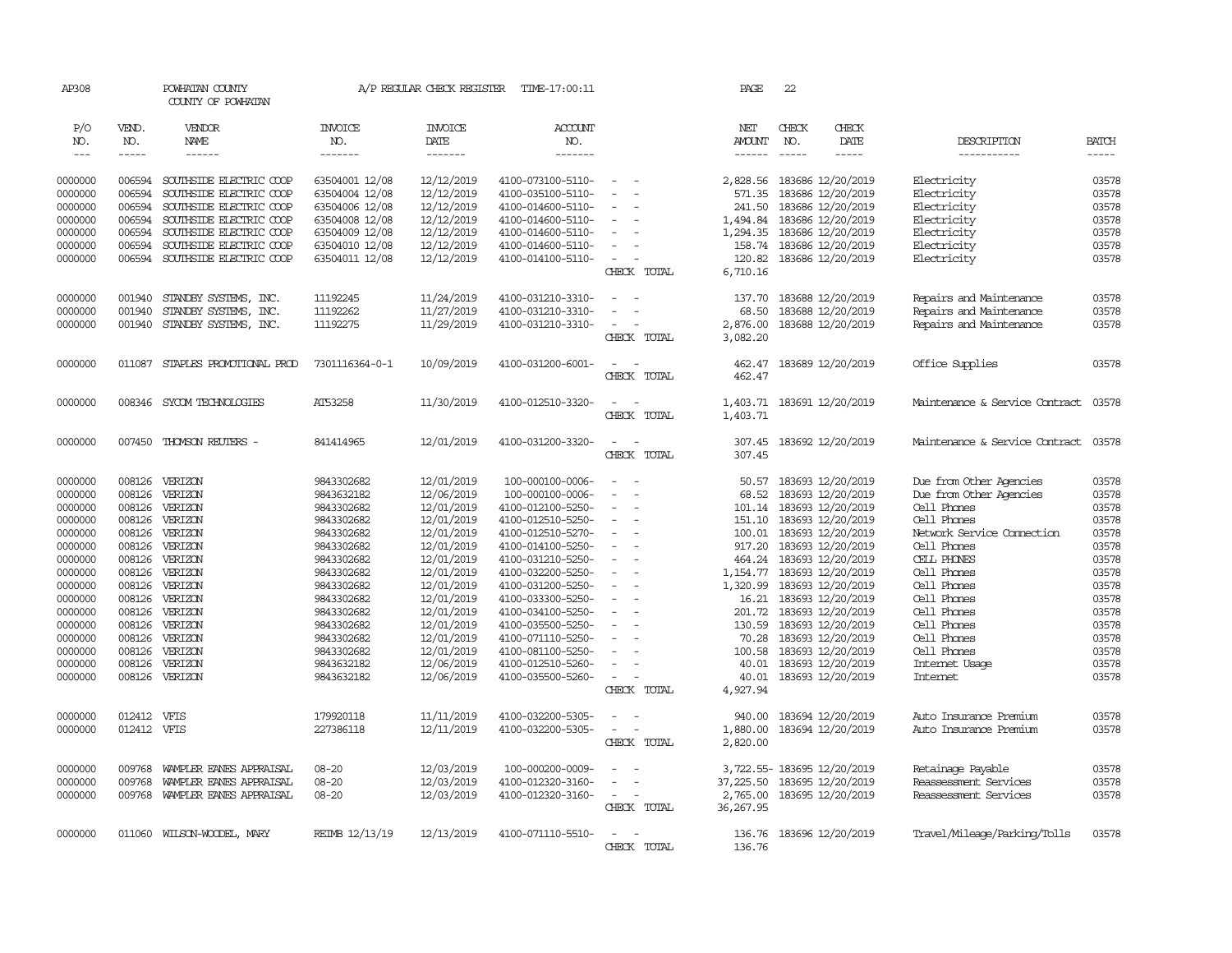AP308 POWHATAN COUNTY A/P REGULAR CHECK REGISTER TIME-17:00:11 PAGE 22

COUNTY OF POWHATAN

| P/O NO. | VEND. NO. | VENDOR NAME | INVOICE NO. | INVOICE DATE | ACCOUNT NO. | | NET AMOUNT | CHECK NO. | CHECK DATE | DESCRIPTION | BATCH |
|---|---|---|---|---|---|---|---|---|---|---|---|
| 0000000 | 006594 | SOUTHSIDE ELECTRIC COOP | 63504001 12/08 | 12/12/2019 | 4100-073100-5110- | - - | 2,828.56 | 183686 | 12/20/2019 | Electricity | 03578 |
| 0000000 | 006594 | SOUTHSIDE ELECTRIC COOP | 63504004 12/08 | 12/12/2019 | 4100-035100-5110- | - - | 571.35 | 183686 | 12/20/2019 | Electricity | 03578 |
| 0000000 | 006594 | SOUTHSIDE ELECTRIC COOP | 63504006 12/08 | 12/12/2019 | 4100-014600-5110- | - - | 241.50 | 183686 | 12/20/2019 | Electricity | 03578 |
| 0000000 | 006594 | SOUTHSIDE ELECTRIC COOP | 63504008 12/08 | 12/12/2019 | 4100-014600-5110- | - - | 1,494.84 | 183686 | 12/20/2019 | Electricity | 03578 |
| 0000000 | 006594 | SOUTHSIDE ELECTRIC COOP | 63504009 12/08 | 12/12/2019 | 4100-014600-5110- | - - | 1,294.35 | 183686 | 12/20/2019 | Electricity | 03578 |
| 0000000 | 006594 | SOUTHSIDE ELECTRIC COOP | 63504010 12/08 | 12/12/2019 | 4100-014600-5110- | - - | 158.74 | 183686 | 12/20/2019 | Electricity | 03578 |
| 0000000 | 006594 | SOUTHSIDE ELECTRIC COOP | 63504011 12/08 | 12/12/2019 | 4100-014100-5110- | - - | 120.82 | 183686 | 12/20/2019 | Electricity | 03578 |
| | | | | | | CHECK TOTAL | 6,710.16 | | | | |
| 0000000 | 001940 | STANDBY SYSTEMS, INC. | 11192245 | 11/24/2019 | 4100-031210-3310- | - - | 137.70 | 183688 | 12/20/2019 | Repairs and Maintenance | 03578 |
| 0000000 | 001940 | STANDBY SYSTEMS, INC. | 11192262 | 11/27/2019 | 4100-031210-3310- | - - | 68.50 | 183688 | 12/20/2019 | Repairs and Maintenance | 03578 |
| 0000000 | 001940 | STANDBY SYSTEMS, INC. | 11192275 | 11/29/2019 | 4100-031210-3310- | - - | 2,876.00 | 183688 | 12/20/2019 | Repairs and Maintenance | 03578 |
| | | | | | | CHECK TOTAL | 3,082.20 | | | | |
| 0000000 | 011087 | STAPLES PROMOTIONAL PROD | 7301116364-0-1 | 10/09/2019 | 4100-031200-6001- | - - | 462.47 | 183689 | 12/20/2019 | Office Supplies | 03578 |
| | | | | | | CHECK TOTAL | 462.47 | | | | |
| 0000000 | 008346 | SYCOM TECHNOLOGIES | AT53258 | 11/30/2019 | 4100-012510-3320- | - - | 1,403.71 | 183691 | 12/20/2019 | Maintenance & Service Contract | 03578 |
| | | | | | | CHECK TOTAL | 1,403.71 | | | | |
| 0000000 | 007450 | THOMSON REUTERS - | 841414965 | 12/01/2019 | 4100-031200-3320- | - - | 307.45 | 183692 | 12/20/2019 | Maintenance & Service Contract | 03578 |
| | | | | | | CHECK TOTAL | 307.45 | | | | |
| 0000000 | 008126 | VERIZON | 9843302682 | 12/01/2019 | 100-000100-0006- | - - | 50.57 | 183693 | 12/20/2019 | Due from Other Agencies | 03578 |
| 0000000 | 008126 | VERIZON | 9843632182 | 12/06/2019 | 100-000100-0006- | - - | 68.52 | 183693 | 12/20/2019 | Due from Other Agencies | 03578 |
| 0000000 | 008126 | VERIZON | 9843302682 | 12/01/2019 | 4100-012100-5250- | - - | 101.14 | 183693 | 12/20/2019 | Cell Phones | 03578 |
| 0000000 | 008126 | VERIZON | 9843302682 | 12/01/2019 | 4100-012510-5250- | - - | 151.10 | 183693 | 12/20/2019 | Cell Phones | 03578 |
| 0000000 | 008126 | VERIZON | 9843302682 | 12/01/2019 | 4100-012510-5270- | - - | 100.01 | 183693 | 12/20/2019 | Network Service Connection | 03578 |
| 0000000 | 008126 | VERIZON | 9843302682 | 12/01/2019 | 4100-014100-5250- | - - | 917.20 | 183693 | 12/20/2019 | Cell Phones | 03578 |
| 0000000 | 008126 | VERIZON | 9843302682 | 12/01/2019 | 4100-031210-5250- | - - | 464.24 | 183693 | 12/20/2019 | CELL PHONES | 03578 |
| 0000000 | 008126 | VERIZON | 9843302682 | 12/01/2019 | 4100-032200-5250- | - - | 1,154.77 | 183693 | 12/20/2019 | Cell Phones | 03578 |
| 0000000 | 008126 | VERIZON | 9843302682 | 12/01/2019 | 4100-031200-5250- | - - | 1,320.99 | 183693 | 12/20/2019 | Cell Phones | 03578 |
| 0000000 | 008126 | VERIZON | 9843302682 | 12/01/2019 | 4100-033300-5250- | - - | 16.21 | 183693 | 12/20/2019 | Cell Phones | 03578 |
| 0000000 | 008126 | VERIZON | 9843302682 | 12/01/2019 | 4100-034100-5250- | - - | 201.72 | 183693 | 12/20/2019 | Cell Phones | 03578 |
| 0000000 | 008126 | VERIZON | 9843302682 | 12/01/2019 | 4100-035500-5250- | - - | 130.59 | 183693 | 12/20/2019 | Cell Phones | 03578 |
| 0000000 | 008126 | VERIZON | 9843302682 | 12/01/2019 | 4100-071110-5250- | - - | 70.28 | 183693 | 12/20/2019 | Cell Phones | 03578 |
| 0000000 | 008126 | VERIZON | 9843302682 | 12/01/2019 | 4100-081100-5250- | - - | 100.58 | 183693 | 12/20/2019 | Cell Phones | 03578 |
| 0000000 | 008126 | VERIZON | 9843632182 | 12/06/2019 | 4100-012510-5260- | - - | 40.01 | 183693 | 12/20/2019 | Internet Usage | 03578 |
| 0000000 | 008126 | VERIZON | 9843632182 | 12/06/2019 | 4100-035500-5260- | - - | 40.01 | 183693 | 12/20/2019 | Internet | 03578 |
| | | | | | | CHECK TOTAL | 4,927.94 | | | | |
| 0000000 | 012412 | VFIS | 179920118 | 11/11/2019 | 4100-032200-5305- | - - | 940.00 | 183694 | 12/20/2019 | Auto Insurance Premium | 03578 |
| 0000000 | 012412 | VFIS | 227386118 | 12/11/2019 | 4100-032200-5305- | - - | 1,880.00 | 183694 | 12/20/2019 | Auto Insurance Premium | 03578 |
| | | | | | | CHECK TOTAL | 2,820.00 | | | | |
| 0000000 | 009768 | WAMPLER EANES APPRAISAL | 08-20 | 12/03/2019 | 100-000200-0009- | - - | 3,722.55- | 183695 | 12/20/2019 | Retainage Payable | 03578 |
| 0000000 | 009768 | WAMPLER EANES APPRAISAL | 08-20 | 12/03/2019 | 4100-012320-3160- | - - | 37,225.50 | 183695 | 12/20/2019 | Reassessment Services | 03578 |
| 0000000 | 009768 | WAMPLER EANES APPRAISAL | 08-20 | 12/03/2019 | 4100-012320-3160- | - - | 2,765.00 | 183695 | 12/20/2019 | Reassessment Services | 03578 |
| | | | | | | CHECK TOTAL | 36,267.95 | | | | |
| 0000000 | 011060 | WILSON-WOODEL, MARY | REIMB 12/13/19 | 12/13/2019 | 4100-071110-5510- | - - | 136.76 | 183696 | 12/20/2019 | Travel/Mileage/Parking/Tolls | 03578 |
| | | | | | | CHECK TOTAL | 136.76 | | | | |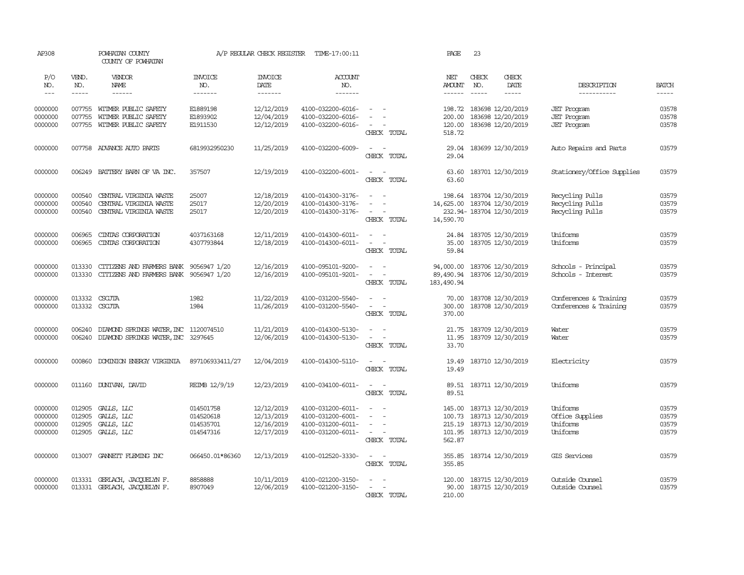AP308 POWHATAN COUNTY A/P REGULAR CHECK REGISTER TIME-17:00:11 PAGE 23

COUNTY OF POWHATAN

| P/O NO. | VEND. NO. | VENDOR NAME | INVOICE NO. | INVOICE DATE | ACCOUNT NO. | | NET AMOUNT | CHECK NO. | CHECK DATE | DESCRIPTION | BATCH |
|---|---|---|---|---|---|---|---|---|---|---|---|
| 0000000 | 007755 | WITMER PUBLIC SAFETY | E1889198 | 12/12/2019 | 4100-032200-6016- | - - | 198.72 | 183698 | 12/20/2019 | JET Program | 03578 |
| 0000000 | 007755 | WITMER PUBLIC SAFETY | E1893902 | 12/04/2019 | 4100-032200-6016- | - - | 200.00 | 183698 | 12/20/2019 | JET Program | 03578 |
| 0000000 | 007755 | WITMER PUBLIC SAFETY | E1911530 | 12/12/2019 | 4100-032200-6016- | - - | 120.00 | 183698 | 12/20/2019 | JET Program | 03578 |
| | | | | | | CHECK TOTAL | 518.72 | | | | |
| 0000000 | 007758 | ADVANCE AUTO PARTS | 6819932950230 | 11/25/2019 | 4100-032200-6009- | - - | 29.04 | 183699 | 12/30/2019 | Auto Repairs and Parts | 03579 |
| | | | | | | CHECK TOTAL | 29.04 | | | | |
| 0000000 | 006249 | BATTERY BARN OF VA INC. | 357507 | 12/19/2019 | 4100-032200-6001- | - - | 63.60 | 183701 | 12/30/2019 | Stationery/Office Supplies | 03579 |
| | | | | | | CHECK TOTAL | 63.60 | | | | |
| 0000000 | 000540 | CENTRAL VIRGINIA WASTE | 25007 | 12/18/2019 | 4100-014300-3176- | - - | 198.64 | 183704 | 12/30/2019 | Recycling Pulls | 03579 |
| 0000000 | 000540 | CENTRAL VIRGINIA WASTE | 25017 | 12/20/2019 | 4100-014300-3176- | - - | 14,625.00 | 183704 | 12/30/2019 | Recycling Pulls | 03579 |
| 0000000 | 000540 | CENTRAL VIRGINIA WASTE | 25017 | 12/20/2019 | 4100-014300-3176- | - - | 232.94- | 183704 | 12/30/2019 | Recycling Pulls | 03579 |
| | | | | | | CHECK TOTAL | 14,590.70 | | | | |
| 0000000 | 006965 | CINTAS CORPORATION | 4037163168 | 12/11/2019 | 4100-014300-6011- | - - | 24.84 | 183705 | 12/30/2019 | Uniforms | 03579 |
| 0000000 | 006965 | CINTAS CORPORATION | 4307793844 | 12/18/2019 | 4100-014300-6011- | - - | 35.00 | 183705 | 12/30/2019 | Uniforms | 03579 |
| | | | | | | CHECK TOTAL | 59.84 | | | | |
| 0000000 | 013330 | CITIZENS AND FARMERS BANK | 9056947 1/20 | 12/16/2019 | 4100-095101-9200- | - - | 94,000.00 | 183706 | 12/30/2019 | Schools - Principal | 03579 |
| 0000000 | 013330 | CITIZENS AND FARMERS BANK | 9056947 1/20 | 12/16/2019 | 4100-095101-9201- | - - | 89,490.94 | 183706 | 12/30/2019 | Schools - Interest | 03579 |
| | | | | | | CHECK TOTAL | 183,490.94 | | | | |
| 0000000 | 013332 | CSCJTA | 1982 | 11/22/2019 | 4100-031200-5540- | - - | 70.00 | 183708 | 12/30/2019 | Conferences & Training | 03579 |
| 0000000 | 013332 | CSCJTA | 1984 | 11/26/2019 | 4100-031200-5540- | - - | 300.00 | 183708 | 12/30/2019 | Conferences & Training | 03579 |
| | | | | | | CHECK TOTAL | 370.00 | | | | |
| 0000000 | 006240 | DIAMOND SPRINGS WATER,INC | 1120074510 | 11/21/2019 | 4100-014300-5130- | - - | 21.75 | 183709 | 12/30/2019 | Water | 03579 |
| 0000000 | 006240 | DIAMOND SPRINGS WATER,INC | 3297645 | 12/06/2019 | 4100-014300-5130- | - - | 11.95 | 183709 | 12/30/2019 | Water | 03579 |
| | | | | | | CHECK TOTAL | 33.70 | | | | |
| 0000000 | 000860 | DOMINION ENERGY VIRGINIA | 897106933411/27 | 12/04/2019 | 4100-014300-5110- | - - | 19.49 | 183710 | 12/30/2019 | Electricity | 03579 |
| | | | | | | CHECK TOTAL | 19.49 | | | | |
| 0000000 | 011160 | DUNIVAN, DAVID | REIMB 12/9/19 | 12/23/2019 | 4100-034100-6011- | - - | 89.51 | 183711 | 12/30/2019 | Uniforms | 03579 |
| | | | | | | CHECK TOTAL | 89.51 | | | | |
| 0000000 | 012905 | GALLS, LLC | 014501758 | 12/12/2019 | 4100-031200-6011- | - - | 145.00 | 183713 | 12/30/2019 | Uniforms | 03579 |
| 0000000 | 012905 | GALLS, LLC | 014520618 | 12/13/2019 | 4100-031200-6001- | - - | 100.73 | 183713 | 12/30/2019 | Office Supplies | 03579 |
| 0000000 | 012905 | GALLS, LLC | 014535701 | 12/16/2019 | 4100-031200-6011- | - - | 215.19 | 183713 | 12/30/2019 | Uniforms | 03579 |
| 0000000 | 012905 | GALLS, LLC | 014547316 | 12/17/2019 | 4100-031200-6011- | - - | 101.95 | 183713 | 12/30/2019 | Uniforms | 03579 |
| | | | | | | CHECK TOTAL | 562.87 | | | | |
| 0000000 | 013007 | GANNETT FLEMING INC | 066450.01*86360 | 12/13/2019 | 4100-012520-3330- | - - | 355.85 | 183714 | 12/30/2019 | GIS Services | 03579 |
| | | | | | | CHECK TOTAL | 355.85 | | | | |
| 0000000 | 013331 | GERLACH, JACQUELYN F. | 8858888 | 10/11/2019 | 4100-021200-3150- | - - | 120.00 | 183715 | 12/30/2019 | Outside Counsel | 03579 |
| 0000000 | 013331 | GERLACH, JACQUELYN F. | 8907049 | 12/06/2019 | 4100-021200-3150- | - - | 90.00 | 183715 | 12/30/2019 | Outside Counsel | 03579 |
| | | | | | | CHECK TOTAL | 210.00 | | | | |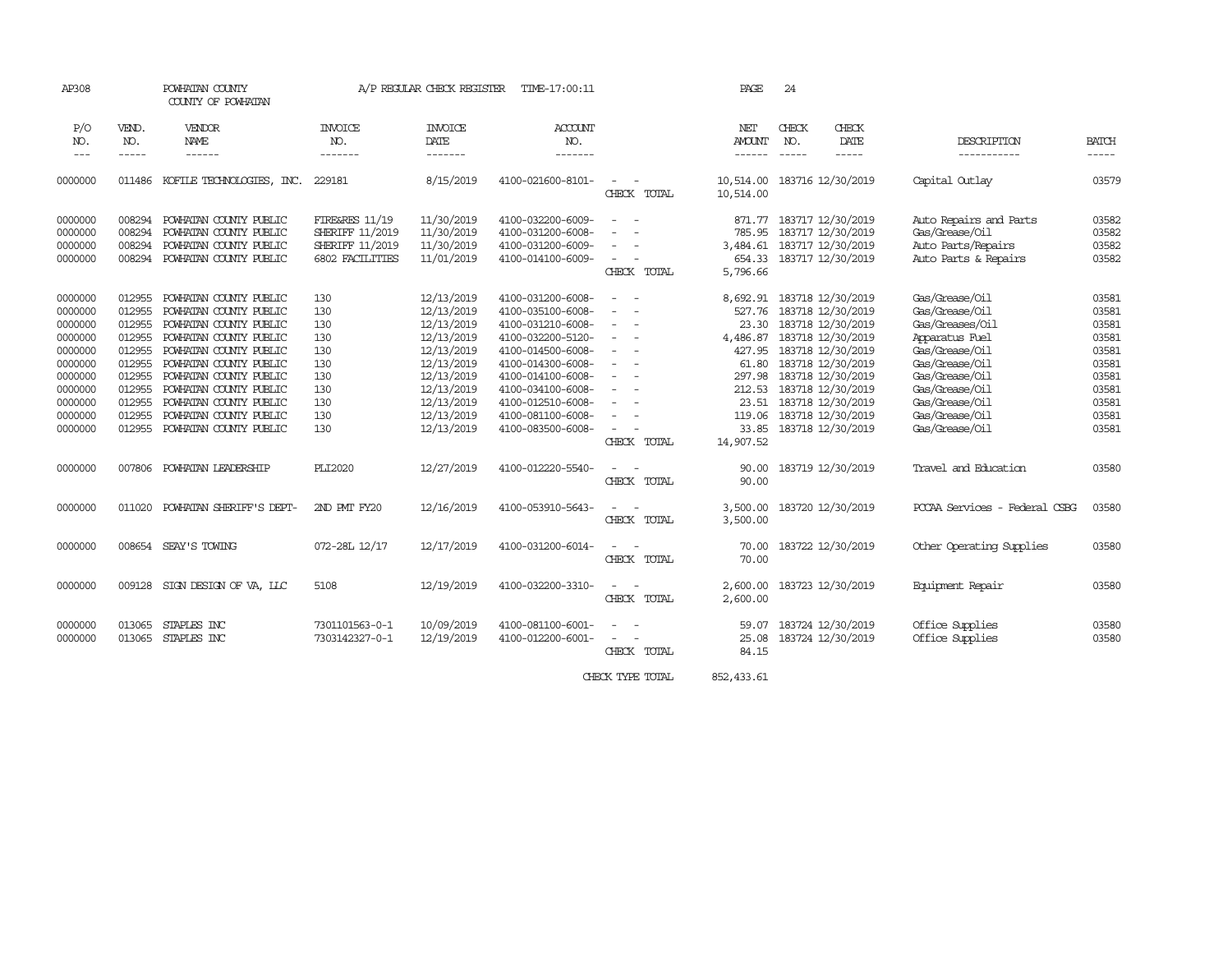AP308 POWHATAN COUNTY A/P REGULAR CHECK REGISTER TIME-17:00:11 PAGE 24

COUNTY OF POWHATAN

| P/O NO. | VEND. NO. | VENDOR NAME | INVOICE NO. | INVOICE DATE | ACCOUNT NO. | | NET AMOUNT | CHECK NO. | CHECK DATE | DESCRIPTION | BATCH |
|---|---|---|---|---|---|---|---|---|---|---|---|
| 0000000 | 011486 | KOFILE TECHNOLOGIES, INC. | 229181 | 8/15/2019 | 4100-021600-8101- | - - | 10,514.00 | 183716 | 12/30/2019 | Capital Outlay | 03579 |
| | | | | | | CHECK TOTAL | 10,514.00 | | | | |
| 0000000 | 008294 | POWHATAN COUNTY PUBLIC | FIRE&RES 11/19 | 11/30/2019 | 4100-032200-6009- | - - | 871.77 | 183717 | 12/30/2019 | Auto Repairs and Parts | 03582 |
| 0000000 | 008294 | POWHATAN COUNTY PUBLIC | SHERIFF 11/2019 | 11/30/2019 | 4100-031200-6008- | - - | 785.95 | 183717 | 12/30/2019 | Gas/Grease/Oil | 03582 |
| 0000000 | 008294 | POWHATAN COUNTY PUBLIC | SHERIFF 11/2019 | 11/30/2019 | 4100-031200-6009- | - - | 3,484.61 | 183717 | 12/30/2019 | Auto Parts/Repairs | 03582 |
| 0000000 | 008294 | POWHATAN COUNTY PUBLIC | 6802 FACILITIES | 11/01/2019 | 4100-014100-6009- | - - | 654.33 | 183717 | 12/30/2019 | Auto Parts & Repairs | 03582 |
| | | | | | | CHECK TOTAL | 5,796.66 | | | | |
| 0000000 | 012955 | POWHATAN COUNTY PUBLIC | 130 | 12/13/2019 | 4100-031200-6008- | - - | 8,692.91 | 183718 | 12/30/2019 | Gas/Grease/Oil | 03581 |
| 0000000 | 012955 | POWHATAN COUNTY PUBLIC | 130 | 12/13/2019 | 4100-035100-6008- | - - | 527.76 | 183718 | 12/30/2019 | Gas/Grease/Oil | 03581 |
| 0000000 | 012955 | POWHATAN COUNTY PUBLIC | 130 | 12/13/2019 | 4100-031210-6008- | - - | 23.30 | 183718 | 12/30/2019 | Gas/Greases/Oil | 03581 |
| 0000000 | 012955 | POWHATAN COUNTY PUBLIC | 130 | 12/13/2019 | 4100-032200-5120- | - - | 4,486.87 | 183718 | 12/30/2019 | Apparatus Fuel | 03581 |
| 0000000 | 012955 | POWHATAN COUNTY PUBLIC | 130 | 12/13/2019 | 4100-014500-6008- | - - | 427.95 | 183718 | 12/30/2019 | Gas/Grease/Oil | 03581 |
| 0000000 | 012955 | POWHATAN COUNTY PUBLIC | 130 | 12/13/2019 | 4100-014300-6008- | - - | 61.80 | 183718 | 12/30/2019 | Gas/Grease/Oil | 03581 |
| 0000000 | 012955 | POWHATAN COUNTY PUBLIC | 130 | 12/13/2019 | 4100-014100-6008- | - - | 297.98 | 183718 | 12/30/2019 | Gas/Grease/Oil | 03581 |
| 0000000 | 012955 | POWHATAN COUNTY PUBLIC | 130 | 12/13/2019 | 4100-034100-6008- | - - | 212.53 | 183718 | 12/30/2019 | Gas/Grease/Oil | 03581 |
| 0000000 | 012955 | POWHATAN COUNTY PUBLIC | 130 | 12/13/2019 | 4100-012510-6008- | - - | 23.51 | 183718 | 12/30/2019 | Gas/Grease/Oil | 03581 |
| 0000000 | 012955 | POWHATAN COUNTY PUBLIC | 130 | 12/13/2019 | 4100-081100-6008- | - - | 119.06 | 183718 | 12/30/2019 | Gas/Grease/Oil | 03581 |
| 0000000 | 012955 | POWHATAN COUNTY PUBLIC | 130 | 12/13/2019 | 4100-083500-6008- | - - | 33.85 | 183718 | 12/30/2019 | Gas/Grease/Oil | 03581 |
| | | | | | | CHECK TOTAL | 14,907.52 | | | | |
| 0000000 | 007806 | POWHATAN LEADERSHIP | PLI2020 | 12/27/2019 | 4100-012220-5540- | - - | 90.00 | 183719 | 12/30/2019 | Travel and Education | 03580 |
| | | | | | | CHECK TOTAL | 90.00 | | | | |
| 0000000 | 011020 | POWHATAN SHERIFF'S DEPT- | 2ND PMT FY20 | 12/16/2019 | 4100-053910-5643- | - - | 3,500.00 | 183720 | 12/30/2019 | PCCAA Services - Federal CSBG | 03580 |
| | | | | | | CHECK TOTAL | 3,500.00 | | | | |
| 0000000 | 008654 | SEAY'S TOWING | 072-28L 12/17 | 12/17/2019 | 4100-031200-6014- | - - | 70.00 | 183722 | 12/30/2019 | Other Operating Supplies | 03580 |
| | | | | | | CHECK TOTAL | 70.00 | | | | |
| 0000000 | 009128 | SIGN DESIGN OF VA, LLC | 5108 | 12/19/2019 | 4100-032200-3310- | - - | 2,600.00 | 183723 | 12/30/2019 | Equipment Repair | 03580 |
| | | | | | | CHECK TOTAL | 2,600.00 | | | | |
| 0000000 | 013065 | STAPLES INC | 7301101563-0-1 | 10/09/2019 | 4100-081100-6001- | - - | 59.07 | 183724 | 12/30/2019 | Office Supplies | 03580 |
| 0000000 | 013065 | STAPLES INC | 7303142327-0-1 | 12/19/2019 | 4100-012200-6001- | - - | 25.08 | 183724 | 12/30/2019 | Office Supplies | 03580 |
| | | | | | | CHECK TOTAL | 84.15 | | | | |
| | | | | | | CHECK TYPE TOTAL | 852,433.61 | | | | |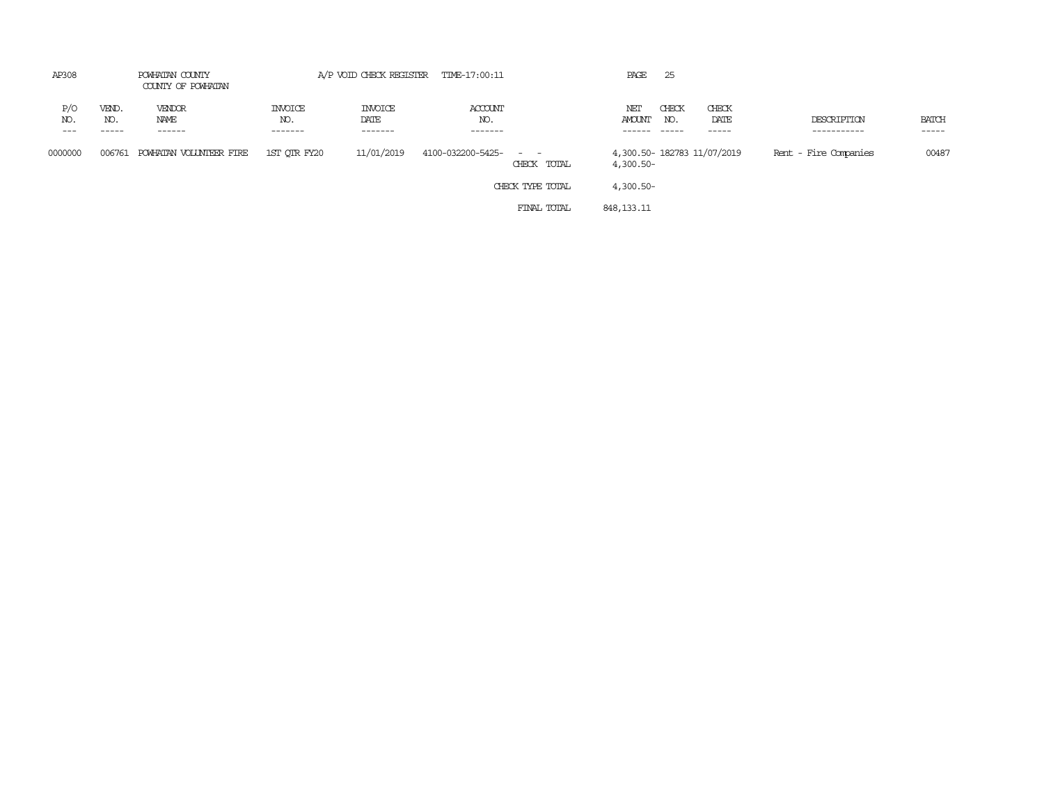AP308 POWHATAN COUNTY A/P VOID CHECK REGISTER TIME-17:00:11 PAGE 25

COUNTY OF POWHATAN

| P/O NO. | VEND. NO. | VENDOR NAME | INVOICE NO. | INVOICE DATE | ACCOUNT NO. | | NET AMOUNT | CHECK NO. | CHECK DATE | DESCRIPTION | BATCH |
|---|---|---|---|---|---|---|---|---|---|---|---|
| 0000000 | 006761 | POWHATAN VOLUNTEER FIRE | 1ST QTR FY20 | 11/01/2019 | 4100-032200-5425- | - - | 4,300.50- | 182783 | 11/07/2019 | Rent - Fire Companies | 00487 |
| | | | | | | CHECK TOTAL | 4,300.50- | | | | |
| | | | | | | CHECK TYPE TOTAL | 4,300.50- | | | | |
| | | | | | | FINAL TOTAL | 848,133.11 | | | | |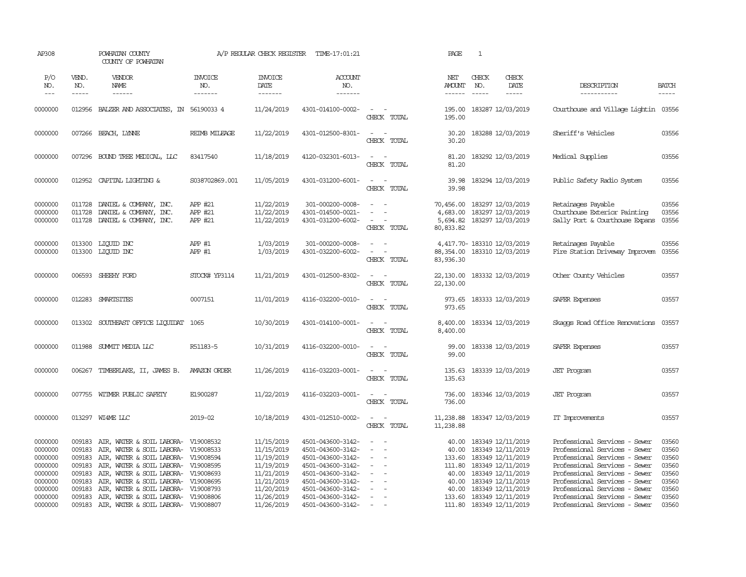AP308 POWHATAN COUNTY A/P REGULAR CHECK REGISTER TIME-17:01:21 PAGE 1
COUNTY OF POWHATAN

| P/O NO. | VEND. NO. | VENDOR NAME | INVOICE NO. | INVOICE DATE | ACCOUNT NO. | | NET AMOUNT | CHECK NO. | CHECK DATE | DESCRIPTION | BATCH |
|---|---|---|---|---|---|---|---|---|---|---|---|
| 0000000 | 012956 | BALZER AND ASSOCIATES, IN | 56190033 4 | 11/24/2019 | 4301-014100-0002- | - - | 195.00 | 183287 | 12/03/2019 | Courthouse and Village Lightin | 03556 |
| | | | | | | CHECK TOTAL | 195.00 | | | | |
| 0000000 | 007266 | BEACH, LYNNE | REIMB MILEAGE | 11/22/2019 | 4301-012500-8301- | - - | 30.20 | 183288 | 12/03/2019 | Sheriff's Vehicles | 03556 |
| | | | | | | CHECK TOTAL | 30.20 | | | | |
| 0000000 | 007296 | BOUND TREE MEDICAL, LLC | 83417540 | 11/18/2019 | 4120-032301-6013- | - - | 81.20 | 183292 | 12/03/2019 | Medical Supplies | 03556 |
| | | | | | | CHECK TOTAL | 81.20 | | | | |
| 0000000 | 012952 | CAPITAL LIGHTING & | S038702869.001 | 11/05/2019 | 4301-031200-6001- | - - | 39.98 | 183294 | 12/03/2019 | Public Safety Radio System | 03556 |
| | | | | | | CHECK TOTAL | 39.98 | | | | |
| 0000000 | 011728 | DANIEL & COMPANY, INC. | APP #21 | 11/22/2019 | 301-000200-0008- | - - | 70,456.00 | 183297 | 12/03/2019 | Retainages Payable | 03556 |
| 0000000 | 011728 | DANIEL & COMPANY, INC. | APP #21 | 11/22/2019 | 4301-014500-0021- | - - | 4,683.00 | 183297 | 12/03/2019 | Courthouse Exterior Painting | 03556 |
| 0000000 | 011728 | DANIEL & COMPANY, INC. | APP #21 | 11/22/2019 | 4301-031200-6002- | - - | 5,694.82 | 183297 | 12/03/2019 | Sally Port & Courthouse Expans | 03556 |
| | | | | | | CHECK TOTAL | 80,833.82 | | | | |
| 0000000 | 013300 | LIQUID INC | APP #1 | 1/03/2019 | 301-000200-0008- | - - | 4,417.70- | 183310 | 12/03/2019 | Retainages Payable | 03556 |
| 0000000 | 013300 | LIQUID INC | APP #1 | 1/03/2019 | 4301-032200-6002- | - - | 88,354.00 | 183310 | 12/03/2019 | Fire Station Driveway Improvem | 03556 |
| | | | | | | CHECK TOTAL | 83,936.30 | | | | |
| 0000000 | 006593 | SHEEHY FORD | STOCK# YP3114 | 11/21/2019 | 4301-012500-8302- | - - | 22,130.00 | 183332 | 12/03/2019 | Other County Vehicles | 03557 |
| | | | | | | CHECK TOTAL | 22,130.00 | | | | |
| 0000000 | 012283 | SMARTSITES | 0007151 | 11/01/2019 | 4116-032200-0010- | - - | 973.65 | 183333 | 12/03/2019 | SAFER Expenses | 03557 |
| | | | | | | CHECK TOTAL | 973.65 | | | | |
| 0000000 | 013302 | SOUTHEAST OFFICE LIQUIDAT | 1065 | 10/30/2019 | 4301-014100-0001- | - - | 8,400.00 | 183334 | 12/03/2019 | Skaggs Road Office Renovations | 03557 |
| | | | | | | CHECK TOTAL | 8,400.00 | | | | |
| 0000000 | 011988 | SUMMIT MEDIA LLC | R51183-5 | 10/31/2019 | 4116-032200-0010- | - - | 99.00 | 183338 | 12/03/2019 | SAFER Expenses | 03557 |
| | | | | | | CHECK TOTAL | 99.00 | | | | |
| 0000000 | 006267 | TIMBERLAKE, II, JAMES B. | AMAZON ORDER | 11/26/2019 | 4116-032203-0001- | - - | 135.63 | 183339 | 12/03/2019 | JET Program | 03557 |
| | | | | | | CHECK TOTAL | 135.63 | | | | |
| 0000000 | 007755 | WITMER PUBLIC SAFETY | E1900287 | 11/22/2019 | 4116-032203-0001- | - - | 736.00 | 183346 | 12/03/2019 | JET Program | 03557 |
| | | | | | | CHECK TOTAL | 736.00 | | | | |
| 0000000 | 013297 | WI4ME LLC | 2019-02 | 10/18/2019 | 4301-012510-0002- | - - | 11,238.88 | 183347 | 12/03/2019 | IT Improvements | 03557 |
| | | | | | | CHECK TOTAL | 11,238.88 | | | | |
| 0000000 | 009183 | AIR, WATER & SOIL LABORA- | V19008532 | 11/15/2019 | 4501-043600-3142- | - - | 40.00 | 183349 | 12/11/2019 | Professional Services - Sewer | 03560 |
| 0000000 | 009183 | AIR, WATER & SOIL LABORA- | V19008533 | 11/15/2019 | 4501-043600-3142- | - - | 40.00 | 183349 | 12/11/2019 | Professional Services - Sewer | 03560 |
| 0000000 | 009183 | AIR, WATER & SOIL LABORA- | V19008594 | 11/19/2019 | 4501-043600-3142- | - - | 133.60 | 183349 | 12/11/2019 | Professional Services - Sewer | 03560 |
| 0000000 | 009183 | AIR, WATER & SOIL LABORA- | V19008595 | 11/19/2019 | 4501-043600-3142- | - - | 111.80 | 183349 | 12/11/2019 | Professional Services - Sewer | 03560 |
| 0000000 | 009183 | AIR, WATER & SOIL LABORA- | V19008693 | 11/21/2019 | 4501-043600-3142- | - - | 40.00 | 183349 | 12/11/2019 | Professional Services - Sewer | 03560 |
| 0000000 | 009183 | AIR, WATER & SOIL LABORA- | V19008695 | 11/21/2019 | 4501-043600-3142- | - - | 40.00 | 183349 | 12/11/2019 | Professional Services - Sewer | 03560 |
| 0000000 | 009183 | AIR, WATER & SOIL LABORA- | V19008793 | 11/20/2019 | 4501-043600-3142- | - - | 40.00 | 183349 | 12/11/2019 | Professional Services - Sewer | 03560 |
| 0000000 | 009183 | AIR, WATER & SOIL LABORA- | V19008806 | 11/26/2019 | 4501-043600-3142- | - - | 133.60 | 183349 | 12/11/2019 | Professional Services - Sewer | 03560 |
| 0000000 | 009183 | AIR, WATER & SOIL LABORA- | V19008807 | 11/26/2019 | 4501-043600-3142- | - - | 111.80 | 183349 | 12/11/2019 | Professional Services - Sewer | 03560 |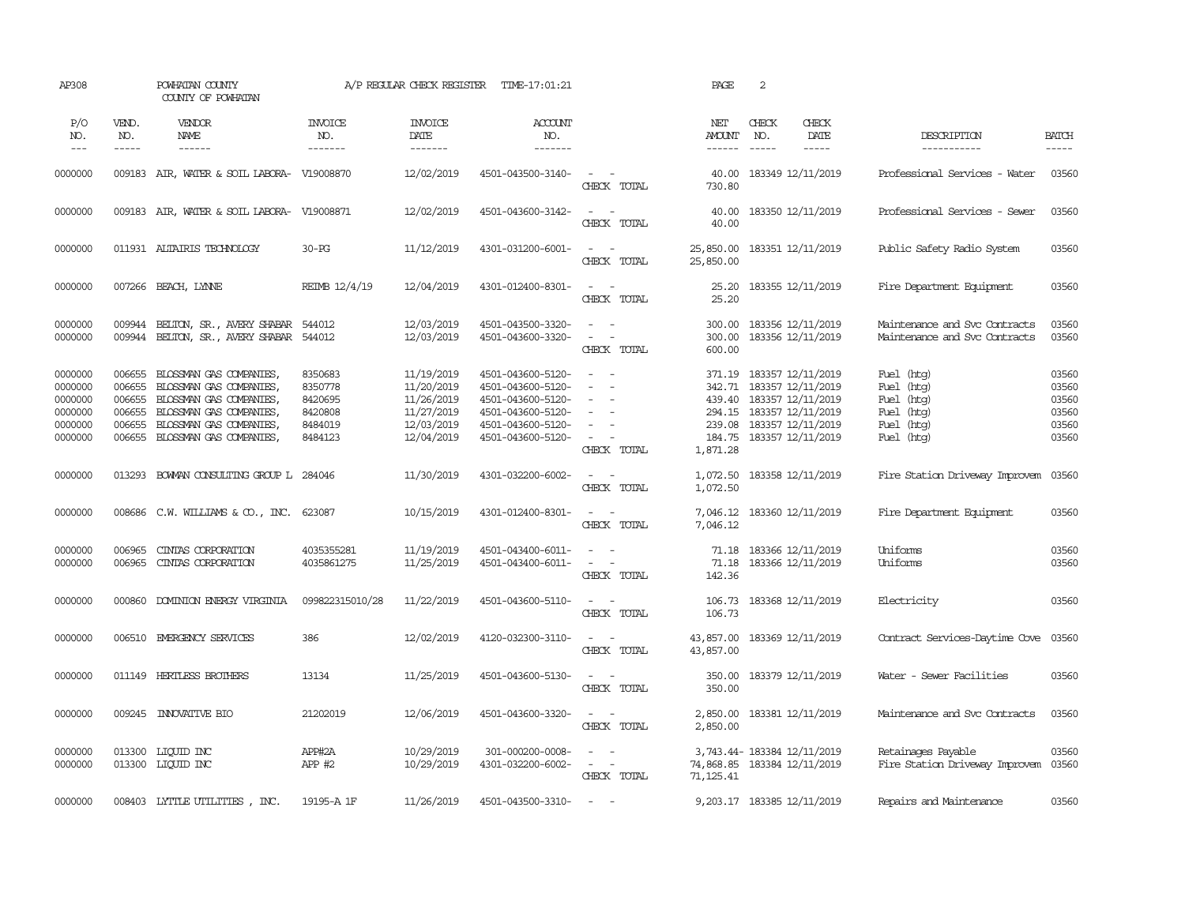AP308 POWHATAN COUNTY A/P REGULAR CHECK REGISTER TIME-17:01:21 PAGE 2

COUNTY OF POWHATAN

| P/O NO. | VEND. NO. | VENDOR NAME | INVOICE NO. | INVOICE DATE | ACCOUNT NO. | | NET AMOUNT | CHECK NO. | CHECK DATE | DESCRIPTION | BATCH |
|---|---|---|---|---|---|---|---|---|---|---|---|
| 0000000 | 009183 | AIR, WATER & SOIL LABORA- | V19008870 | 12/02/2019 | 4501-043500-3140- | - - | 40.00 | 183349 | 12/11/2019 | Professional Services - Water | 03560 |
| | | | | | | CHECK TOTAL | 730.80 | | | | |
| 0000000 | 009183 | AIR, WATER & SOIL LABORA- | V19008871 | 12/02/2019 | 4501-043600-3142- | - - | 40.00 | 183350 | 12/11/2019 | Professional Services - Sewer | 03560 |
| | | | | | | CHECK TOTAL | 40.00 | | | | |
| 0000000 | 011931 | ALTAIRIS TECHNOLOGY | 30-PG | 11/12/2019 | 4301-031200-6001- | - - | 25,850.00 | 183351 | 12/11/2019 | Public Safety Radio System | 03560 |
| | | | | | | CHECK TOTAL | 25,850.00 | | | | |
| 0000000 | 007266 | BEACH, LYNNE | REIMB 12/4/19 | 12/04/2019 | 4301-012400-8301- | - - | 25.20 | 183355 | 12/11/2019 | Fire Department Equipment | 03560 |
| | | | | | | CHECK TOTAL | 25.20 | | | | |
| 0000000 | 009944 | BELTON, SR., AVERY SHABAR | 544012 | 12/03/2019 | 4501-043500-3320- | - - | 300.00 | 183356 | 12/11/2019 | Maintenance and Svc Contracts | 03560 |
| 0000000 | 009944 | BELTON, SR., AVERY SHABAR | 544012 | 12/03/2019 | 4501-043600-3320- | - - | 300.00 | 183356 | 12/11/2019 | Maintenance and Svc Contracts | 03560 |
| | | | | | | CHECK TOTAL | 600.00 | | | | |
| 0000000 | 006655 | BLOSSMAN GAS COMPANIES, | 8350683 | 11/19/2019 | 4501-043600-5120- | - - | 371.19 | 183357 | 12/11/2019 | Fuel (htg) | 03560 |
| 0000000 | 006655 | BLOSSMAN GAS COMPANIES, | 8350778 | 11/20/2019 | 4501-043600-5120- | - - | 342.71 | 183357 | 12/11/2019 | Fuel (htg) | 03560 |
| 0000000 | 006655 | BLOSSMAN GAS COMPANIES, | 8420695 | 11/26/2019 | 4501-043600-5120- | - - | 439.40 | 183357 | 12/11/2019 | Fuel (htg) | 03560 |
| 0000000 | 006655 | BLOSSMAN GAS COMPANIES, | 8420808 | 11/27/2019 | 4501-043600-5120- | - - | 294.15 | 183357 | 12/11/2019 | Fuel (htg) | 03560 |
| 0000000 | 006655 | BLOSSMAN GAS COMPANIES, | 8484019 | 12/03/2019 | 4501-043600-5120- | - - | 239.08 | 183357 | 12/11/2019 | Fuel (htg) | 03560 |
| 0000000 | 006655 | BLOSSMAN GAS COMPANIES, | 8484123 | 12/04/2019 | 4501-043600-5120- | - - | 184.75 | 183357 | 12/11/2019 | Fuel (htg) | 03560 |
| | | | | | | CHECK TOTAL | 1,871.28 | | | | |
| 0000000 | 013293 | BOWMAN CONSULTING GROUP L | 284046 | 11/30/2019 | 4301-032200-6002- | - - | 1,072.50 | 183358 | 12/11/2019 | Fire Station Driveway Improvem | 03560 |
| | | | | | | CHECK TOTAL | 1,072.50 | | | | |
| 0000000 | 008686 | C.W. WILLIAMS & CO., INC. | 623087 | 10/15/2019 | 4301-012400-8301- | - - | 7,046.12 | 183360 | 12/11/2019 | Fire Department Equipment | 03560 |
| | | | | | | CHECK TOTAL | 7,046.12 | | | | |
| 0000000 | 006965 | CINTAS CORPORATION | 4035355281 | 11/19/2019 | 4501-043400-6011- | - - | 71.18 | 183366 | 12/11/2019 | Uniforms | 03560 |
| 0000000 | 006965 | CINTAS CORPORATION | 4035861275 | 11/25/2019 | 4501-043400-6011- | - - | 71.18 | 183366 | 12/11/2019 | Uniforms | 03560 |
| | | | | | | CHECK TOTAL | 142.36 | | | | |
| 0000000 | 000860 | DOMINION ENERGY VIRGINIA | 099822315010/28 | 11/22/2019 | 4501-043600-5110- | - - | 106.73 | 183368 | 12/11/2019 | Electricity | 03560 |
| | | | | | | CHECK TOTAL | 106.73 | | | | |
| 0000000 | 006510 | EMERGENCY SERVICES | 386 | 12/02/2019 | 4120-032300-3110- | - - | 43,857.00 | 183369 | 12/11/2019 | Contract Services-Daytime Cove | 03560 |
| | | | | | | CHECK TOTAL | 43,857.00 | | | | |
| 0000000 | 011149 | HERTLESS BROTHERS | 13134 | 11/25/2019 | 4501-043600-5130- | - - | 350.00 | 183379 | 12/11/2019 | Water - Sewer Facilities | 03560 |
| | | | | | | CHECK TOTAL | 350.00 | | | | |
| 0000000 | 009245 | INNOVATIVE BIO | 21202019 | 12/06/2019 | 4501-043600-3320- | - - | 2,850.00 | 183381 | 12/11/2019 | Maintenance and Svc Contracts | 03560 |
| | | | | | | CHECK TOTAL | 2,850.00 | | | | |
| 0000000 | 013300 | LIQUID INC | APP#2A | 10/29/2019 | 301-000200-0008- | - - | 3,743.44- | 183384 | 12/11/2019 | Retainages Payable | 03560 |
| 0000000 | 013300 | LIQUID INC | APP #2 | 10/29/2019 | 4301-032200-6002- | - - | 74,868.85 | 183384 | 12/11/2019 | Fire Station Driveway Improvem | 03560 |
| | | | | | | CHECK TOTAL | 71,125.41 | | | | |
| 0000000 | 008403 | LYTTLE UTILITIES , INC. | 19195-A 1F | 11/26/2019 | 4501-043500-3310- | - - | 9,203.17 | 183385 | 12/11/2019 | Repairs and Maintenance | 03560 |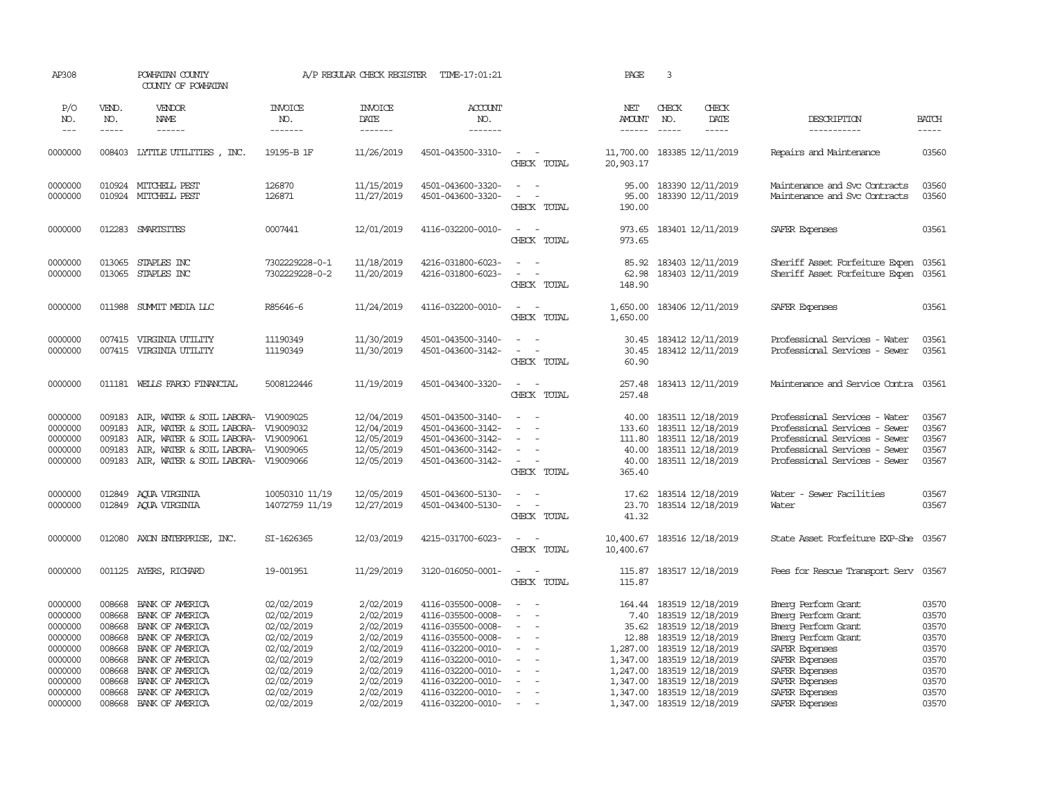AP308 POWHATAN COUNTY A/P REGULAR CHECK REGISTER TIME-17:01:21 PAGE 3

COUNTY OF POWHATAN

| P/O NO. | VEND. NO. | VENDOR NAME | INVOICE NO. | INVOICE DATE | ACCOUNT NO. | | NET AMOUNT | CHECK NO. | CHECK DATE | DESCRIPTION | BATCH |
|---|---|---|---|---|---|---|---|---|---|---|---|
| --- | ----- | ------ | ------- | ------- | ------- | | ------ | ----- | ----- | ----------- | ----- |
| 0000000 | 008403 | LYTTLE UTILITIES , INC. | 19195-B 1F | 11/26/2019 | 4501-043500-3310- | - - | 11,700.00 | 183385 | 12/11/2019 | Repairs and Maintenance | 03560 |
| | | | | | | CHECK TOTAL | 20,903.17 | | | | |
| 0000000 | 010924 | MITCHELL PEST | 126870 | 11/15/2019 | 4501-043600-3320- | - - | 95.00 | 183390 | 12/11/2019 | Maintenance and Svc Contracts | 03560 |
| 0000000 | 010924 | MITCHELL PEST | 126871 | 11/27/2019 | 4501-043600-3320- | - - | 95.00 | 183390 | 12/11/2019 | Maintenance and Svc Contracts | 03560 |
| | | | | | | CHECK TOTAL | 190.00 | | | | |
| 0000000 | 012283 | SMARTSITES | 0007441 | 12/01/2019 | 4116-032200-0010- | - - | 973.65 | 183401 | 12/11/2019 | SAFER Expenses | 03561 |
| | | | | | | CHECK TOTAL | 973.65 | | | | |
| 0000000 | 013065 | STAPLES INC | 7302229228-0-1 | 11/18/2019 | 4216-031800-6023- | - - | 85.92 | 183403 | 12/11/2019 | Sheriff Asset Forfeiture Expen | 03561 |
| 0000000 | 013065 | STAPLES INC | 7302229228-0-2 | 11/20/2019 | 4216-031800-6023- | - - | 62.98 | 183403 | 12/11/2019 | Sheriff Asset Forfeiture Expen | 03561 |
| | | | | | | CHECK TOTAL | 148.90 | | | | |
| 0000000 | 011988 | SUMMIT MEDIA LLC | R85646-6 | 11/24/2019 | 4116-032200-0010- | - - | 1,650.00 | 183406 | 12/11/2019 | SAFER Expenses | 03561 |
| | | | | | | CHECK TOTAL | 1,650.00 | | | | |
| 0000000 | 007415 | VIRGINIA UTILITY | 11190349 | 11/30/2019 | 4501-043500-3140- | - - | 30.45 | 183412 | 12/11/2019 | Professional Services - Water | 03561 |
| 0000000 | 007415 | VIRGINIA UTILITY | 11190349 | 11/30/2019 | 4501-043600-3142- | - - | 30.45 | 183412 | 12/11/2019 | Professional Services - Sewer | 03561 |
| | | | | | | CHECK TOTAL | 60.90 | | | | |
| 0000000 | 011181 | WELLS FARGO FINANCIAL | 5008122446 | 11/19/2019 | 4501-043400-3320- | - - | 257.48 | 183413 | 12/11/2019 | Maintenance and Service Contra | 03561 |
| | | | | | | CHECK TOTAL | 257.48 | | | | |
| 0000000 | 009183 | AIR, WATER & SOIL LABORA- | V19009025 | 12/04/2019 | 4501-043500-3140- | - - | 40.00 | 183511 | 12/18/2019 | Professional Services - Water | 03567 |
| 0000000 | 009183 | AIR, WATER & SOIL LABORA- | V19009032 | 12/04/2019 | 4501-043600-3142- | - - | 133.60 | 183511 | 12/18/2019 | Professional Services - Sewer | 03567 |
| 0000000 | 009183 | AIR, WATER & SOIL LABORA- | V19009061 | 12/05/2019 | 4501-043600-3142- | - - | 111.80 | 183511 | 12/18/2019 | Professional Services - Sewer | 03567 |
| 0000000 | 009183 | AIR, WATER & SOIL LABORA- | V19009065 | 12/05/2019 | 4501-043600-3142- | - - | 40.00 | 183511 | 12/18/2019 | Professional Services - Sewer | 03567 |
| 0000000 | 009183 | AIR, WATER & SOIL LABORA- | V19009066 | 12/05/2019 | 4501-043600-3142- | - - | 40.00 | 183511 | 12/18/2019 | Professional Services - Sewer | 03567 |
| | | | | | | CHECK TOTAL | 365.40 | | | | |
| 0000000 | 012849 | AQUA VIRGINIA | 10050310 11/19 | 12/05/2019 | 4501-043600-5130- | - - | 17.62 | 183514 | 12/18/2019 | Water - Sewer Facilities | 03567 |
| 0000000 | 012849 | AQUA VIRGINIA | 14072759 11/19 | 12/27/2019 | 4501-043400-5130- | - - | 23.70 | 183514 | 12/18/2019 | Water | 03567 |
| | | | | | | CHECK TOTAL | 41.32 | | | | |
| 0000000 | 012080 | AXON ENTERPRISE, INC. | SI-1626365 | 12/03/2019 | 4215-031700-6023- | - - | 10,400.67 | 183516 | 12/18/2019 | State Asset Forfeiture EXP-She | 03567 |
| | | | | | | CHECK TOTAL | 10,400.67 | | | | |
| 0000000 | 001125 | AYERS, RICHARD | 19-001951 | 11/29/2019 | 3120-016050-0001- | - - | 115.87 | 183517 | 12/18/2019 | Fees for Rescue Transport Serv | 03567 |
| | | | | | | CHECK TOTAL | 115.87 | | | | |
| 0000000 | 008668 | BANK OF AMERICA | 02/02/2019 | 2/02/2019 | 4116-035500-0008- | - - | 164.44 | 183519 | 12/18/2019 | Emerg Perform Grant | 03570 |
| 0000000 | 008668 | BANK OF AMERICA | 02/02/2019 | 2/02/2019 | 4116-035500-0008- | - - | 7.40 | 183519 | 12/18/2019 | Emerg Perform Grant | 03570 |
| 0000000 | 008668 | BANK OF AMERICA | 02/02/2019 | 2/02/2019 | 4116-035500-0008- | - - | 35.62 | 183519 | 12/18/2019 | Emerg Perform Grant | 03570 |
| 0000000 | 008668 | BANK OF AMERICA | 02/02/2019 | 2/02/2019 | 4116-035500-0008- | - - | 12.88 | 183519 | 12/18/2019 | Emerg Perform Grant | 03570 |
| 0000000 | 008668 | BANK OF AMERICA | 02/02/2019 | 2/02/2019 | 4116-032200-0010- | - - | 1,287.00 | 183519 | 12/18/2019 | SAFER Expenses | 03570 |
| 0000000 | 008668 | BANK OF AMERICA | 02/02/2019 | 2/02/2019 | 4116-032200-0010- | - - | 1,347.00 | 183519 | 12/18/2019 | SAFER Expenses | 03570 |
| 0000000 | 008668 | BANK OF AMERICA | 02/02/2019 | 2/02/2019 | 4116-032200-0010- | - - | 1,247.00 | 183519 | 12/18/2019 | SAFER Expenses | 03570 |
| 0000000 | 008668 | BANK OF AMERICA | 02/02/2019 | 2/02/2019 | 4116-032200-0010- | - - | 1,347.00 | 183519 | 12/18/2019 | SAFER Expenses | 03570 |
| 0000000 | 008668 | BANK OF AMERICA | 02/02/2019 | 2/02/2019 | 4116-032200-0010- | - - | 1,347.00 | 183519 | 12/18/2019 | SAFER Expenses | 03570 |
| 0000000 | 008668 | BANK OF AMERICA | 02/02/2019 | 2/02/2019 | 4116-032200-0010- | - - | 1,347.00 | 183519 | 12/18/2019 | SAFER Expenses | 03570 |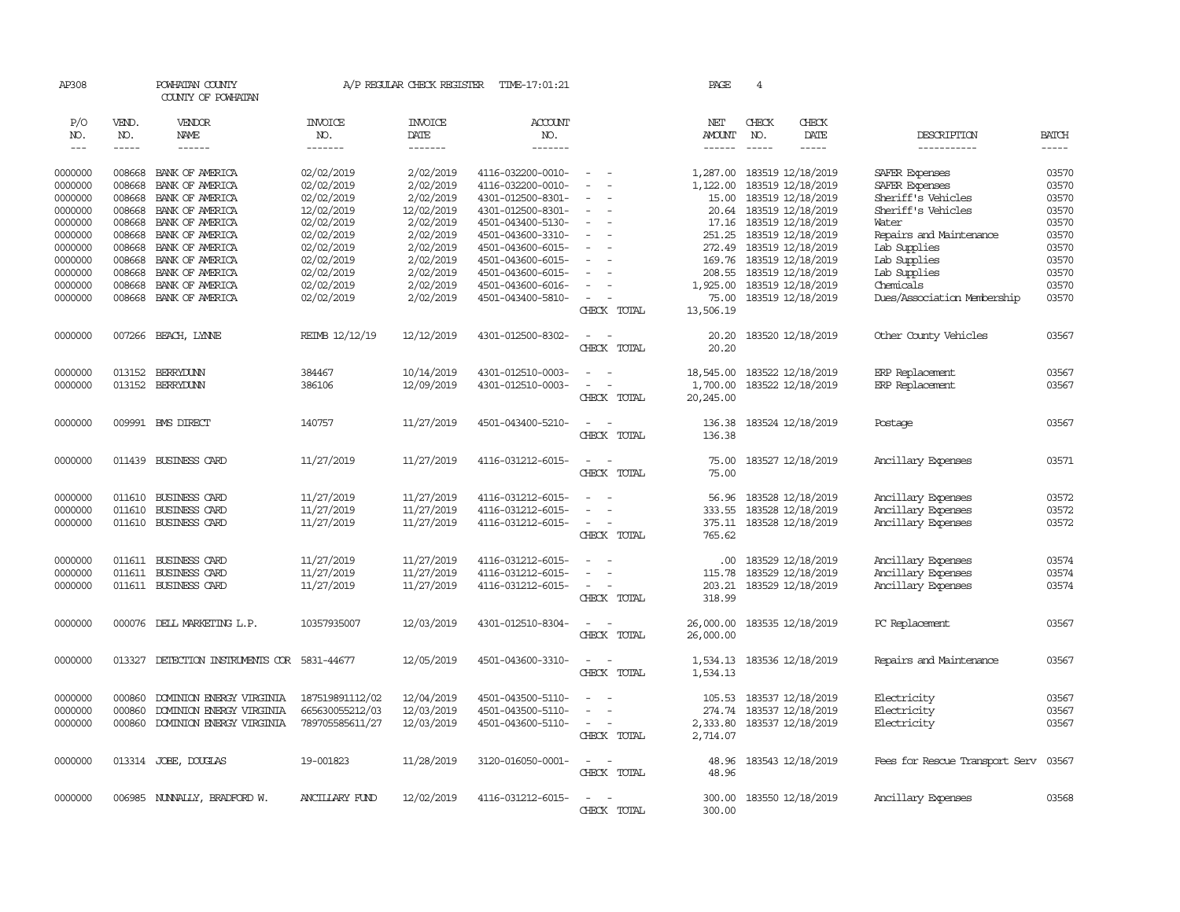AP308 POWHATAN COUNTY A/P REGULAR CHECK REGISTER TIME-17:01:21

COUNTY OF POWHATAN

| P/O NO. | VEND. NO. | VENDOR NAME | INVOICE NO. | INVOICE DATE | ACCOUNT NO. | | NET AMOUNT | CHECK NO. | CHECK DATE | DESCRIPTION | BATCH |
|---|---|---|---|---|---|---|---|---|---|---|---|
| --- | ----- | ------ | ------- | ------- | ------- | | ------ | ----- | ----- | ----------- | ----- |
| 0000000 | 008668 | BANK OF AMERICA | 02/02/2019 | 2/02/2019 | 4116-032200-0010- | - - | 1,287.00 | 183519 | 12/18/2019 | SAFER Expenses | 03570 |
| 0000000 | 008668 | BANK OF AMERICA | 02/02/2019 | 2/02/2019 | 4116-032200-0010- | - - | 1,122.00 | 183519 | 12/18/2019 | SAFER Expenses | 03570 |
| 0000000 | 008668 | BANK OF AMERICA | 02/02/2019 | 2/02/2019 | 4301-012500-8301- | - - | 15.00 | 183519 | 12/18/2019 | Sheriff's Vehicles | 03570 |
| 0000000 | 008668 | BANK OF AMERICA | 12/02/2019 | 12/02/2019 | 4301-012500-8301- | - - | 20.64 | 183519 | 12/18/2019 | Sheriff's Vehicles | 03570 |
| 0000000 | 008668 | BANK OF AMERICA | 02/02/2019 | 2/02/2019 | 4501-043400-5130- | - - | 17.16 | 183519 | 12/18/2019 | Water | 03570 |
| 0000000 | 008668 | BANK OF AMERICA | 02/02/2019 | 2/02/2019 | 4501-043600-3310- | - - | 251.25 | 183519 | 12/18/2019 | Repairs and Maintenance | 03570 |
| 0000000 | 008668 | BANK OF AMERICA | 02/02/2019 | 2/02/2019 | 4501-043600-6015- | - - | 272.49 | 183519 | 12/18/2019 | Lab Supplies | 03570 |
| 0000000 | 008668 | BANK OF AMERICA | 02/02/2019 | 2/02/2019 | 4501-043600-6015- | - - | 169.76 | 183519 | 12/18/2019 | Lab Supplies | 03570 |
| 0000000 | 008668 | BANK OF AMERICA | 02/02/2019 | 2/02/2019 | 4501-043600-6015- | - - | 208.55 | 183519 | 12/18/2019 | Lab Supplies | 03570 |
| 0000000 | 008668 | BANK OF AMERICA | 02/02/2019 | 2/02/2019 | 4501-043600-6016- | - - | 1,925.00 | 183519 | 12/18/2019 | Chemicals | 03570 |
| 0000000 | 008668 | BANK OF AMERICA | 02/02/2019 | 2/02/2019 | 4501-043400-5810- | - - | 75.00 | 183519 | 12/18/2019 | Dues/Association Membership | 03570 |
| | | | | | | CHECK TOTAL | 13,506.19 | | | | |
| 0000000 | 007266 | BEACH, LYNNE | REIMB 12/12/19 | 12/12/2019 | 4301-012500-8302- | - - | 20.20 | 183520 | 12/18/2019 | Other County Vehicles | 03567 |
| | | | | | | CHECK TOTAL | 20.20 | | | | |
| 0000000 | 013152 | BERRYDUNN | 384467 | 10/14/2019 | 4301-012510-0003- | - - | 18,545.00 | 183522 | 12/18/2019 | ERP Replacement | 03567 |
| 0000000 | 013152 | BERRYDUNN | 386106 | 12/09/2019 | 4301-012510-0003- | - - | 1,700.00 | 183522 | 12/18/2019 | ERP Replacement | 03567 |
| | | | | | | CHECK TOTAL | 20,245.00 | | | | |
| 0000000 | 009991 | BMS DIRECT | 140757 | 11/27/2019 | 4501-043400-5210- | - - | 136.38 | 183524 | 12/18/2019 | Postage | 03567 |
| | | | | | | CHECK TOTAL | 136.38 | | | | |
| 0000000 | 011439 | BUSINESS CARD | 11/27/2019 | 11/27/2019 | 4116-031212-6015- | - - | 75.00 | 183527 | 12/18/2019 | Ancillary Expenses | 03571 |
| | | | | | | CHECK TOTAL | 75.00 | | | | |
| 0000000 | 011610 | BUSINESS CARD | 11/27/2019 | 11/27/2019 | 4116-031212-6015- | - - | 56.96 | 183528 | 12/18/2019 | Ancillary Expenses | 03572 |
| 0000000 | 011610 | BUSINESS CARD | 11/27/2019 | 11/27/2019 | 4116-031212-6015- | - - | 333.55 | 183528 | 12/18/2019 | Ancillary Expenses | 03572 |
| 0000000 | 011610 | BUSINESS CARD | 11/27/2019 | 11/27/2019 | 4116-031212-6015- | - - | 375.11 | 183528 | 12/18/2019 | Ancillary Expenses | 03572 |
| | | | | | | CHECK TOTAL | 765.62 | | | | |
| 0000000 | 011611 | BUSINESS CARD | 11/27/2019 | 11/27/2019 | 4116-031212-6015- | - - | .00 | 183529 | 12/18/2019 | Ancillary Expenses | 03574 |
| 0000000 | 011611 | BUSINESS CARD | 11/27/2019 | 11/27/2019 | 4116-031212-6015- | - - | 115.78 | 183529 | 12/18/2019 | Ancillary Expenses | 03574 |
| 0000000 | 011611 | BUSINESS CARD | 11/27/2019 | 11/27/2019 | 4116-031212-6015- | - - | 203.21 | 183529 | 12/18/2019 | Ancillary Expenses | 03574 |
| | | | | | | CHECK TOTAL | 318.99 | | | | |
| 0000000 | 000076 | DELL MARKETING L.P. | 10357935007 | 12/03/2019 | 4301-012510-8304- | - - | 26,000.00 | 183535 | 12/18/2019 | PC Replacement | 03567 |
| | | | | | | CHECK TOTAL | 26,000.00 | | | | |
| 0000000 | 013327 | DETECTION INSTRUMENTS COR | 5831-44677 | 12/05/2019 | 4501-043600-3310- | - - | 1,534.13 | 183536 | 12/18/2019 | Repairs and Maintenance | 03567 |
| | | | | | | CHECK TOTAL | 1,534.13 | | | | |
| 0000000 | 000860 | DOMINION ENERGY VIRGINIA | 187519891112/02 | 12/04/2019 | 4501-043500-5110- | - - | 105.53 | 183537 | 12/18/2019 | Electricity | 03567 |
| 0000000 | 000860 | DOMINION ENERGY VIRGINIA | 665630055212/03 | 12/03/2019 | 4501-043500-5110- | - - | 274.74 | 183537 | 12/18/2019 | Electricity | 03567 |
| 0000000 | 000860 | DOMINION ENERGY VIRGINIA | 789705585611/27 | 12/03/2019 | 4501-043600-5110- | - - | 2,333.80 | 183537 | 12/18/2019 | Electricity | 03567 |
| | | | | | | CHECK TOTAL | 2,714.07 | | | | |
| 0000000 | 013314 | JOBE, DOUGLAS | 19-001823 | 11/28/2019 | 3120-016050-0001- | - - | 48.96 | 183543 | 12/18/2019 | Fees for Rescue Transport Serv | 03567 |
| | | | | | | CHECK TOTAL | 48.96 | | | | |
| 0000000 | 006985 | NUNNALLY, BRADFORD W. | ANCILLARY FUND | 12/02/2019 | 4116-031212-6015- | - - | 300.00 | 183550 | 12/18/2019 | Ancillary Expenses | 03568 |
| | | | | | | CHECK TOTAL | 300.00 | | | | |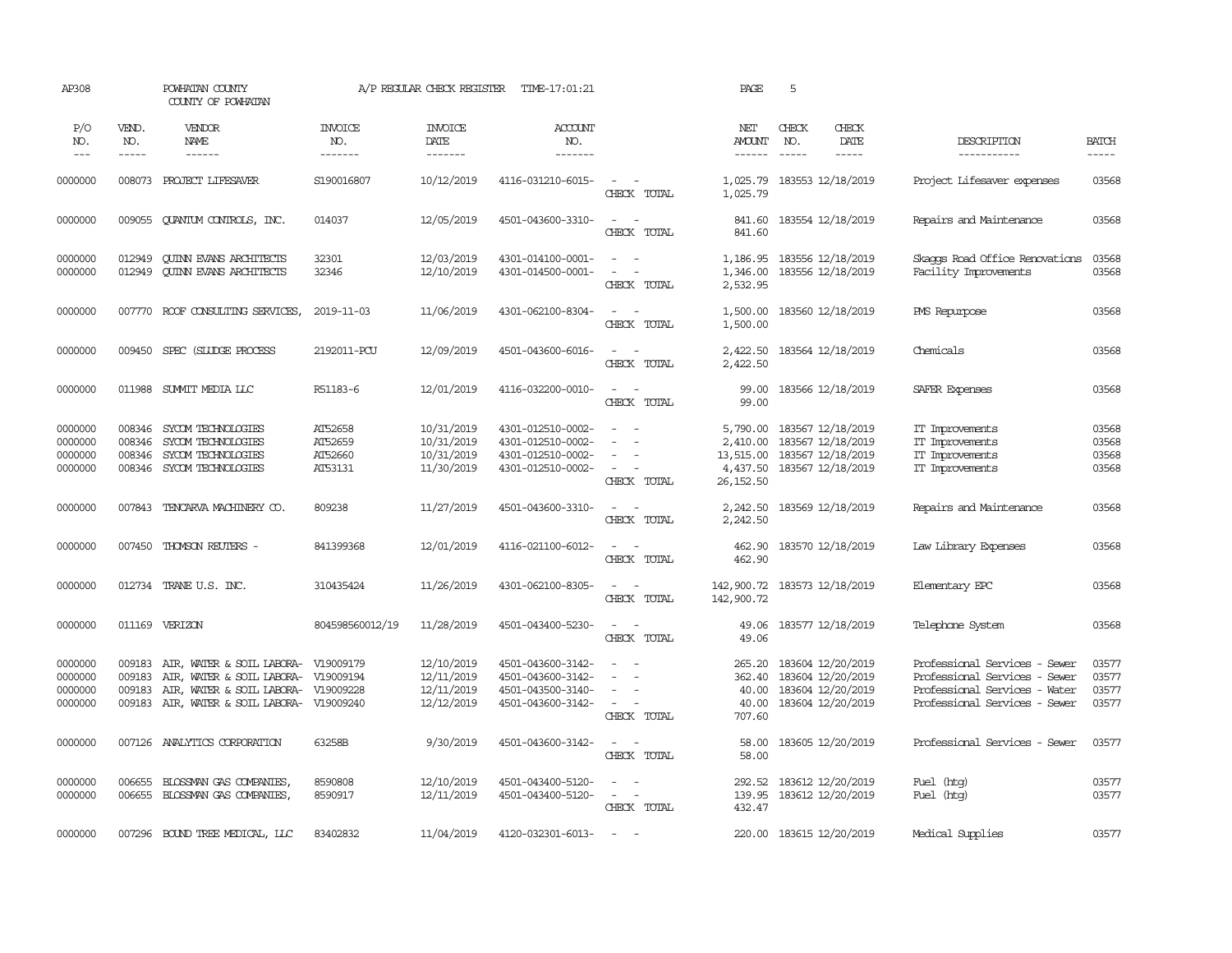AP308 POWHATAN COUNTY A/P REGULAR CHECK REGISTER TIME-17:01:21 PAGE 5

COUNTY OF POWHATAN

| P/O NO. | VEND. NO. | VENDOR NAME | INVOICE NO. | INVOICE DATE | ACCOUNT NO. | | NET AMOUNT | CHECK NO. | CHECK DATE | DESCRIPTION | BATCH |
|---|---|---|---|---|---|---|---|---|---|---|---|
| --- | ----- | ------ | ------- | ------- | ------- | | ------ | ----- | ----- | ----------- | ----- |
| 0000000 | 008073 | PROJECT LIFESAVER | S190016807 | 10/12/2019 | 4116-031210-6015- | - - | 1,025.79 | 183553 | 12/18/2019 | Project Lifesaver expenses | 03568 |
| | | | | | | CHECK TOTAL | 1,025.79 | | | | |
| 0000000 | 009055 | QUANTUM CONTROLS, INC. | 014037 | 12/05/2019 | 4501-043600-3310- | - - | 841.60 | 183554 | 12/18/2019 | Repairs and Maintenance | 03568 |
| | | | | | | CHECK TOTAL | 841.60 | | | | |
| 0000000 | 012949 | QUINN EVANS ARCHITECTS | 32301 | 12/03/2019 | 4301-014100-0001- | - - | 1,186.95 | 183556 | 12/18/2019 | Skaggs Road Office Renovations | 03568 |
| 0000000 | 012949 | QUINN EVANS ARCHITECTS | 32346 | 12/10/2019 | 4301-014500-0001- | - - | 1,346.00 | 183556 | 12/18/2019 | Facility Improvements | 03568 |
| | | | | | | CHECK TOTAL | 2,532.95 | | | | |
| 0000000 | 007770 | ROOF CONSULTING SERVICES, | 2019-11-03 | 11/06/2019 | 4301-062100-8304- | - - | 1,500.00 | 183560 | 12/18/2019 | PMS Repurpose | 03568 |
| | | | | | | CHECK TOTAL | 1,500.00 | | | | |
| 0000000 | 009450 | SPEC (SLUDGE PROCESS | 2192011-PCU | 12/09/2019 | 4501-043600-6016- | - - | 2,422.50 | 183564 | 12/18/2019 | Chemicals | 03568 |
| | | | | | | CHECK TOTAL | 2,422.50 | | | | |
| 0000000 | 011988 | SUMMIT MEDIA LLC | R51183-6 | 12/01/2019 | 4116-032200-0010- | - - | 99.00 | 183566 | 12/18/2019 | SAFER Expenses | 03568 |
| | | | | | | CHECK TOTAL | 99.00 | | | | |
| 0000000 | 008346 | SYCOM TECHNOLOGIES | AT52658 | 10/31/2019 | 4301-012510-0002- | - - | 5,790.00 | 183567 | 12/18/2019 | IT Improvements | 03568 |
| 0000000 | 008346 | SYCOM TECHNOLOGIES | AT52659 | 10/31/2019 | 4301-012510-0002- | - - | 2,410.00 | 183567 | 12/18/2019 | IT Improvements | 03568 |
| 0000000 | 008346 | SYCOM TECHNOLOGIES | AT52660 | 10/31/2019 | 4301-012510-0002- | - - | 13,515.00 | 183567 | 12/18/2019 | IT Improvements | 03568 |
| 0000000 | 008346 | SYCOM TECHNOLOGIES | AT53131 | 11/30/2019 | 4301-012510-0002- | - - | 4,437.50 | 183567 | 12/18/2019 | IT Improvements | 03568 |
| | | | | | | CHECK TOTAL | 26,152.50 | | | | |
| 0000000 | 007843 | TENCARVA MACHINERY CO. | 809238 | 11/27/2019 | 4501-043600-3310- | - - | 2,242.50 | 183569 | 12/18/2019 | Repairs and Maintenance | 03568 |
| | | | | | | CHECK TOTAL | 2,242.50 | | | | |
| 0000000 | 007450 | THOMSON REUTERS - | 841399368 | 12/01/2019 | 4116-021100-6012- | - - | 462.90 | 183570 | 12/18/2019 | Law Library Expenses | 03568 |
| | | | | | | CHECK TOTAL | 462.90 | | | | |
| 0000000 | 012734 | TRANE U.S. INC. | 310435424 | 11/26/2019 | 4301-062100-8305- | - - | 142,900.72 | 183573 | 12/18/2019 | Elementary EPC | 03568 |
| | | | | | | CHECK TOTAL | 142,900.72 | | | | |
| 0000000 | 011169 | VERIZON | 804598560012/19 | 11/28/2019 | 4501-043400-5230- | - - | 49.06 | 183577 | 12/18/2019 | Telephone System | 03568 |
| | | | | | | CHECK TOTAL | 49.06 | | | | |
| 0000000 | 009183 | AIR, WATER & SOIL LABORA- | V19009179 | 12/10/2019 | 4501-043600-3142- | - - | 265.20 | 183604 | 12/20/2019 | Professional Services - Sewer | 03577 |
| 0000000 | 009183 | AIR, WATER & SOIL LABORA- | V19009194 | 12/11/2019 | 4501-043600-3142- | - - | 362.40 | 183604 | 12/20/2019 | Professional Services - Sewer | 03577 |
| 0000000 | 009183 | AIR, WATER & SOIL LABORA- | V19009228 | 12/11/2019 | 4501-043500-3140- | - - | 40.00 | 183604 | 12/20/2019 | Professional Services - Water | 03577 |
| 0000000 | 009183 | AIR, WATER & SOIL LABORA- | V19009240 | 12/12/2019 | 4501-043600-3142- | - - | 40.00 | 183604 | 12/20/2019 | Professional Services - Sewer | 03577 |
| | | | | | | CHECK TOTAL | 707.60 | | | | |
| 0000000 | 007126 | ANALYTICS CORPORATION | 63258B | 9/30/2019 | 4501-043600-3142- | - - | 58.00 | 183605 | 12/20/2019 | Professional Services - Sewer | 03577 |
| | | | | | | CHECK TOTAL | 58.00 | | | | |
| 0000000 | 006655 | BLOSSMAN GAS COMPANIES, | 8590808 | 12/10/2019 | 4501-043400-5120- | - - | 292.52 | 183612 | 12/20/2019 | Fuel (htg) | 03577 |
| 0000000 | 006655 | BLOSSMAN GAS COMPANIES, | 8590917 | 12/11/2019 | 4501-043400-5120- | - - | 139.95 | 183612 | 12/20/2019 | Fuel (htg) | 03577 |
| | | | | | | CHECK TOTAL | 432.47 | | | | |
| 0000000 | 007296 | BOUND TREE MEDICAL, LLC | 83402832 | 11/04/2019 | 4120-032301-6013- | - - | 220.00 | 183615 | 12/20/2019 | Medical Supplies | 03577 |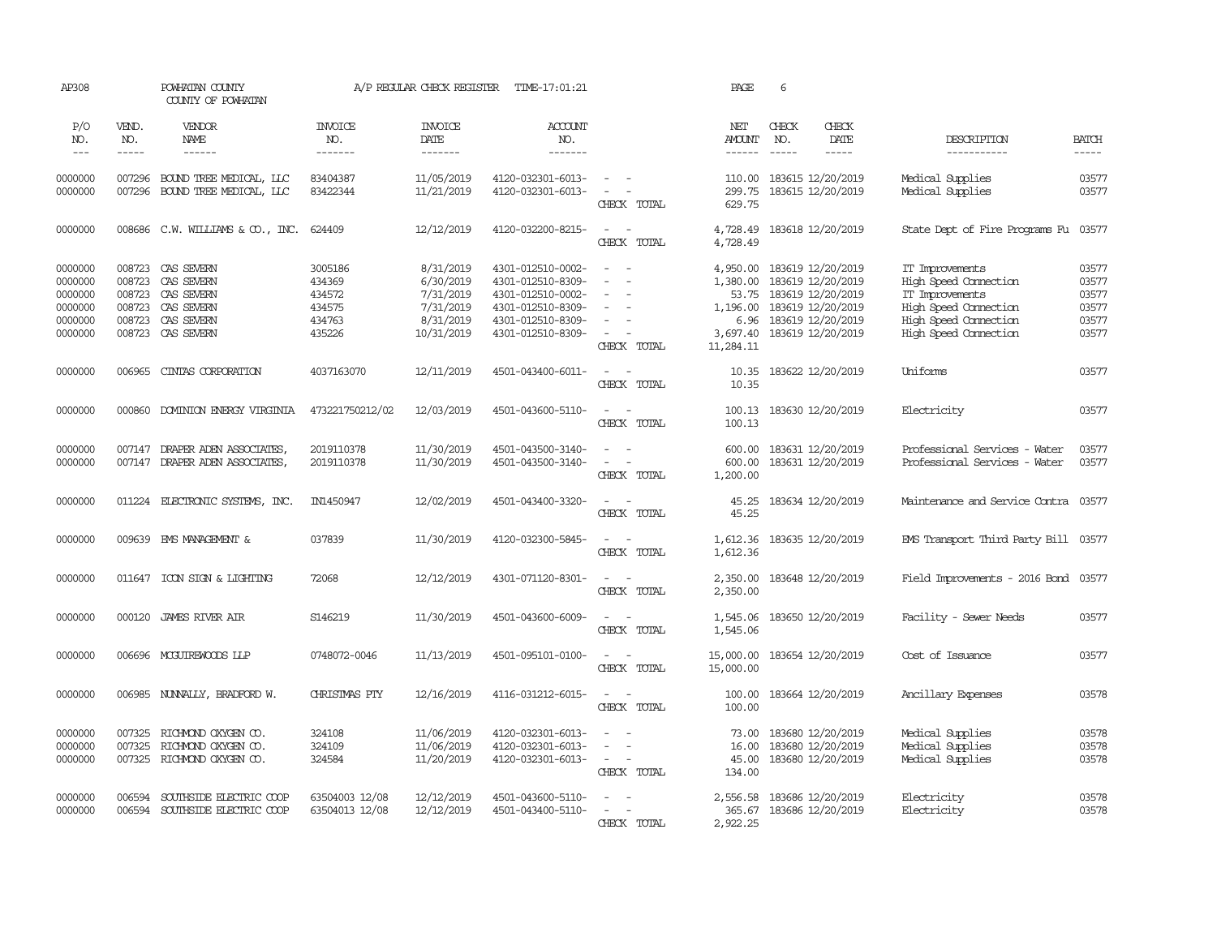AP308 POWHATAN COUNTY A/P REGULAR CHECK REGISTER TIME-17:01:21 PAGE 6

COUNTY OF POWHATAN

| P/O NO. | VEND. NO. | VENDOR NAME | INVOICE NO. | INVOICE DATE | ACCOUNT NO. | | NET AMOUNT | CHECK NO. | CHECK DATE | DESCRIPTION | BATCH |
|---|---|---|---|---|---|---|---|---|---|---|---|
| 0000000 | 007296 | BOUND TREE MEDICAL, LLC | 83404387 | 11/05/2019 | 4120-032301-6013- | - - | 110.00 | 183615 | 12/20/2019 | Medical Supplies | 03577 |
| 0000000 | 007296 | BOUND TREE MEDICAL, LLC | 83422344 | 11/21/2019 | 4120-032301-6013- | - - | 299.75 | 183615 | 12/20/2019 | Medical Supplies | 03577 |
| | | | | | | CHECK TOTAL | 629.75 | | | | |
| 0000000 | 008686 | C.W. WILLIAMS & CO., INC. | 624409 | 12/12/2019 | 4120-032200-8215- | - - | 4,728.49 | 183618 | 12/20/2019 | State Dept of Fire Programs Fu | 03577 |
| | | | | | | CHECK TOTAL | 4,728.49 | | | | |
| 0000000 | 008723 | CAS SEVERN | 3005186 | 8/31/2019 | 4301-012510-0002- | - - | 4,950.00 | 183619 | 12/20/2019 | IT Improvements | 03577 |
| 0000000 | 008723 | CAS SEVERN | 434369 | 6/30/2019 | 4301-012510-8309- | - - | 1,380.00 | 183619 | 12/20/2019 | High Speed Connection | 03577 |
| 0000000 | 008723 | CAS SEVERN | 434572 | 7/31/2019 | 4301-012510-0002- | - - | 53.75 | 183619 | 12/20/2019 | IT Improvements | 03577 |
| 0000000 | 008723 | CAS SEVERN | 434575 | 7/31/2019 | 4301-012510-8309- | - - | 1,196.00 | 183619 | 12/20/2019 | High Speed Connection | 03577 |
| 0000000 | 008723 | CAS SEVERN | 434763 | 8/31/2019 | 4301-012510-8309- | - - | 6.96 | 183619 | 12/20/2019 | High Speed Connection | 03577 |
| 0000000 | 008723 | CAS SEVERN | 435226 | 10/31/2019 | 4301-012510-8309- | - - | 3,697.40 | 183619 | 12/20/2019 | High Speed Connection | 03577 |
| | | | | | | CHECK TOTAL | 11,284.11 | | | | |
| 0000000 | 006965 | CINTAS CORPORATION | 4037163070 | 12/11/2019 | 4501-043400-6011- | - - | 10.35 | 183622 | 12/20/2019 | Uniforms | 03577 |
| | | | | | | CHECK TOTAL | 10.35 | | | | |
| 0000000 | 000860 | DOMINION ENERGY VIRGINIA | 473221750212/02 | 12/03/2019 | 4501-043600-5110- | - - | 100.13 | 183630 | 12/20/2019 | Electricity | 03577 |
| | | | | | | CHECK TOTAL | 100.13 | | | | |
| 0000000 | 007147 | DRAPER ADEN ASSOCIATES, | 2019110378 | 11/30/2019 | 4501-043500-3140- | - - | 600.00 | 183631 | 12/20/2019 | Professional Services - Water | 03577 |
| 0000000 | 007147 | DRAPER ADEN ASSOCIATES, | 2019110378 | 11/30/2019 | 4501-043500-3140- | - - | 600.00 | 183631 | 12/20/2019 | Professional Services - Water | 03577 |
| | | | | | | CHECK TOTAL | 1,200.00 | | | | |
| 0000000 | 011224 | ELECTRONIC SYSTEMS, INC. | IN1450947 | 12/02/2019 | 4501-043400-3320- | - - | 45.25 | 183634 | 12/20/2019 | Maintenance and Service Contra | 03577 |
| | | | | | | CHECK TOTAL | 45.25 | | | | |
| 0000000 | 009639 | EMS MANAGEMENT & | 037839 | 11/30/2019 | 4120-032300-5845- | - - | 1,612.36 | 183635 | 12/20/2019 | EMS Transport Third Party Bill | 03577 |
| | | | | | | CHECK TOTAL | 1,612.36 | | | | |
| 0000000 | 011647 | ICON SIGN & LIGHTING | 72068 | 12/12/2019 | 4301-071120-8301- | - - | 2,350.00 | 183648 | 12/20/2019 | Field Improvements - 2016 Bond | 03577 |
| | | | | | | CHECK TOTAL | 2,350.00 | | | | |
| 0000000 | 000120 | JAMES RIVER AIR | S146219 | 11/30/2019 | 4501-043600-6009- | - - | 1,545.06 | 183650 | 12/20/2019 | Facility - Sewer Needs | 03577 |
| | | | | | | CHECK TOTAL | 1,545.06 | | | | |
| 0000000 | 006696 | MCGUIREWOODS LLP | 0748072-0046 | 11/13/2019 | 4501-095101-0100- | - - | 15,000.00 | 183654 | 12/20/2019 | Cost of Issuance | 03577 |
| | | | | | | CHECK TOTAL | 15,000.00 | | | | |
| 0000000 | 006985 | NUNNALLY, BRADFORD W. | CHRISTMAS PTY | 12/16/2019 | 4116-031212-6015- | - - | 100.00 | 183664 | 12/20/2019 | Ancillary Expenses | 03578 |
| | | | | | | CHECK TOTAL | 100.00 | | | | |
| 0000000 | 007325 | RICHMOND OXYGEN CO. | 324108 | 11/06/2019 | 4120-032301-6013- | - - | 73.00 | 183680 | 12/20/2019 | Medical Supplies | 03578 |
| 0000000 | 007325 | RICHMOND OXYGEN CO. | 324109 | 11/06/2019 | 4120-032301-6013- | - - | 16.00 | 183680 | 12/20/2019 | Medical Supplies | 03578 |
| 0000000 | 007325 | RICHMOND OXYGEN CO. | 324584 | 11/20/2019 | 4120-032301-6013- | - - | 45.00 | 183680 | 12/20/2019 | Medical Supplies | 03578 |
| | | | | | | CHECK TOTAL | 134.00 | | | | |
| 0000000 | 006594 | SOUTHSIDE ELECTRIC COOP | 63504003 12/08 | 12/12/2019 | 4501-043600-5110- | - - | 2,556.58 | 183686 | 12/20/2019 | Electricity | 03578 |
| 0000000 | 006594 | SOUTHSIDE ELECTRIC COOP | 63504013 12/08 | 12/12/2019 | 4501-043400-5110- | - - | 365.67 | 183686 | 12/20/2019 | Electricity | 03578 |
| | | | | | | CHECK TOTAL | 2,922.25 | | | | |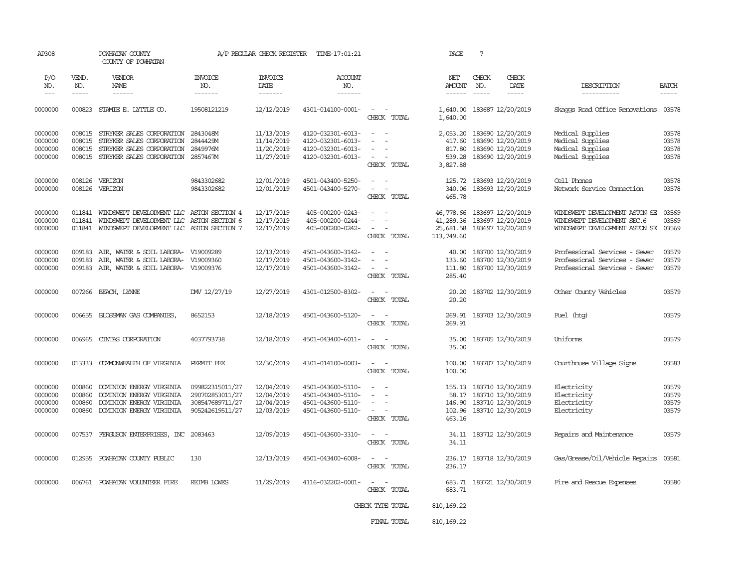AP308 POWHATAN COUNTY A/P REGULAR CHECK REGISTER TIME-17:01:21 PAGE 7

COUNTY OF POWHATAN

| P/O NO. | VEND. NO. | VENDOR NAME | INVOICE NO. | INVOICE DATE | ACCOUNT NO. | | NET AMOUNT | CHECK NO. | CHECK DATE | DESCRIPTION | BATCH |
|---|---|---|---|---|---|---|---|---|---|---|---|
| 0000000 | 000823 | STAMIE E. LYTTLE CO. | 19508121219 | 12/12/2019 | 4301-014100-0001- | - - | 1,640.00 | 183687 | 12/20/2019 | Skaggs Road Office Renovations | 03578 |
| | | | | | | CHECK TOTAL | 1,640.00 | | | | |
| 0000000 | 008015 | STRYKER SALES CORPORATION | 2843048M | 11/13/2019 | 4120-032301-6013- | - - | 2,053.20 | 183690 | 12/20/2019 | Medical Supplies | 03578 |
| 0000000 | 008015 | STRYKER SALES CORPORATION | 2844429M | 11/14/2019 | 4120-032301-6013- | - - | 417.60 | 183690 | 12/20/2019 | Medical Supplies | 03578 |
| 0000000 | 008015 | STRYKER SALES CORPORATION | 2849976M | 11/20/2019 | 4120-032301-6013- | - - | 817.80 | 183690 | 12/20/2019 | Medical Supplies | 03578 |
| 0000000 | 008015 | STRYKER SALES CORPORATION | 2857467M | 11/27/2019 | 4120-032301-6013- | - - | 539.28 | 183690 | 12/20/2019 | Medical Supplies | 03578 |
| | | | | | | CHECK TOTAL | 3,827.88 | | | | |
| 0000000 | 008126 | VERIZON | 9843302682 | 12/01/2019 | 4501-043400-5250- | - - | 125.72 | 183693 | 12/20/2019 | Cell Phones | 03578 |
| 0000000 | 008126 | VERIZON | 9843302682 | 12/01/2019 | 4501-043400-5270- | - - | 340.06 | 183693 | 12/20/2019 | Network Service Connection | 03578 |
| | | | | | | CHECK TOTAL | 465.78 | | | | |
| 0000000 | 011841 | WINDSWEPT DEVELOPMENT LLC | ASTON SECTION 4 | 12/17/2019 | 405-000200-0243- | - - | 46,778.66 | 183697 | 12/20/2019 | WINDSWEPT DEVELOPMENT ASTON SE | 03569 |
| 0000000 | 011841 | WINDSWEPT DEVELOPMENT LLC | ASTON SECTION 6 | 12/17/2019 | 405-000200-0244- | - - | 41,289.36 | 183697 | 12/20/2019 | WINDSWEPT DEVELOPMENT SEC.6 | 03569 |
| 0000000 | 011841 | WINDSWEPT DEVELOPMENT LLC | ASTON SECTION 7 | 12/17/2019 | 405-000200-0242- | - - | 25,681.58 | 183697 | 12/20/2019 | WINDSWEPT DEVELOPMENT ASTON SE | 03569 |
| | | | | | | CHECK TOTAL | 113,749.60 | | | | |
| 0000000 | 009183 | AIR, WATER & SOIL LABORA- | V19009289 | 12/13/2019 | 4501-043600-3142- | - - | 40.00 | 183700 | 12/30/2019 | Professional Services - Sewer | 03579 |
| 0000000 | 009183 | AIR, WATER & SOIL LABORA- | V19009360 | 12/17/2019 | 4501-043600-3142- | - - | 133.60 | 183700 | 12/30/2019 | Professional Services - Sewer | 03579 |
| 0000000 | 009183 | AIR, WATER & SOIL LABORA- | V19009376 | 12/17/2019 | 4501-043600-3142- | - - | 111.80 | 183700 | 12/30/2019 | Professional Services - Sewer | 03579 |
| | | | | | | CHECK TOTAL | 285.40 | | | | |
| 0000000 | 007266 | BEACH, LYNNE | DMV 12/27/19 | 12/27/2019 | 4301-012500-8302- | - - | 20.20 | 183702 | 12/30/2019 | Other County Vehicles | 03579 |
| | | | | | | CHECK TOTAL | 20.20 | | | | |
| 0000000 | 006655 | BLOSSMAN GAS COMPANIES, | 8652153 | 12/18/2019 | 4501-043600-5120- | - - | 269.91 | 183703 | 12/30/2019 | Fuel (htg) | 03579 |
| | | | | | | CHECK TOTAL | 269.91 | | | | |
| 0000000 | 006965 | CINTAS CORPORATION | 4037793738 | 12/18/2019 | 4501-043400-6011- | - - | 35.00 | 183705 | 12/30/2019 | Uniforms | 03579 |
| | | | | | | CHECK TOTAL | 35.00 | | | | |
| 0000000 | 013333 | COMMONWEALTH OF VIRGINIA | PERMIT FEE | 12/30/2019 | 4301-014100-0003- | - - | 100.00 | 183707 | 12/30/2019 | Courthouse Village Signs | 03583 |
| | | | | | | CHECK TOTAL | 100.00 | | | | |
| 0000000 | 000860 | DOMINION ENERGY VIRGINIA | 099822315011/27 | 12/04/2019 | 4501-043600-5110- | - - | 155.13 | 183710 | 12/30/2019 | Electricity | 03579 |
| 0000000 | 000860 | DOMINION ENERGY VIRGINIA | 290702853011/27 | 12/04/2019 | 4501-043400-5110- | - - | 58.17 | 183710 | 12/30/2019 | Electricity | 03579 |
| 0000000 | 000860 | DOMINION ENERGY VIRGINIA | 308547689711/27 | 12/04/2019 | 4501-043600-5110- | - - | 146.90 | 183710 | 12/30/2019 | Electricity | 03579 |
| 0000000 | 000860 | DOMINION ENERGY VIRGINIA | 905242619511/27 | 12/03/2019 | 4501-043600-5110- | - - | 102.96 | 183710 | 12/30/2019 | Electricity | 03579 |
| | | | | | | CHECK TOTAL | 463.16 | | | | |
| 0000000 | 007537 | FERGUSON ENTERPRISES, INC | 2083463 | 12/09/2019 | 4501-043600-3310- | - - | 34.11 | 183712 | 12/30/2019 | Repairs and Maintenance | 03579 |
| | | | | | | CHECK TOTAL | 34.11 | | | | |
| 0000000 | 012955 | POWHATAN COUNTY PUBLIC | 130 | 12/13/2019 | 4501-043400-6008- | - - | 236.17 | 183718 | 12/30/2019 | Gas/Grease/Oil/Vehicle Repairs | 03581 |
| | | | | | | CHECK TOTAL | 236.17 | | | | |
| 0000000 | 006761 | POWHATAN VOLUNTEER FIRE | REIMB LOWES | 11/29/2019 | 4116-032202-0001- | - - | 683.71 | 183721 | 12/30/2019 | Fire and Rescue Expenses | 03580 |
| | | | | | | CHECK TOTAL | 683.71 | | | | |
| | | | | | | CHECK TYPE TOTAL | 810,169.22 | | | | |
| | | | | | | FINAL TOTAL | 810,169.22 | | | | |